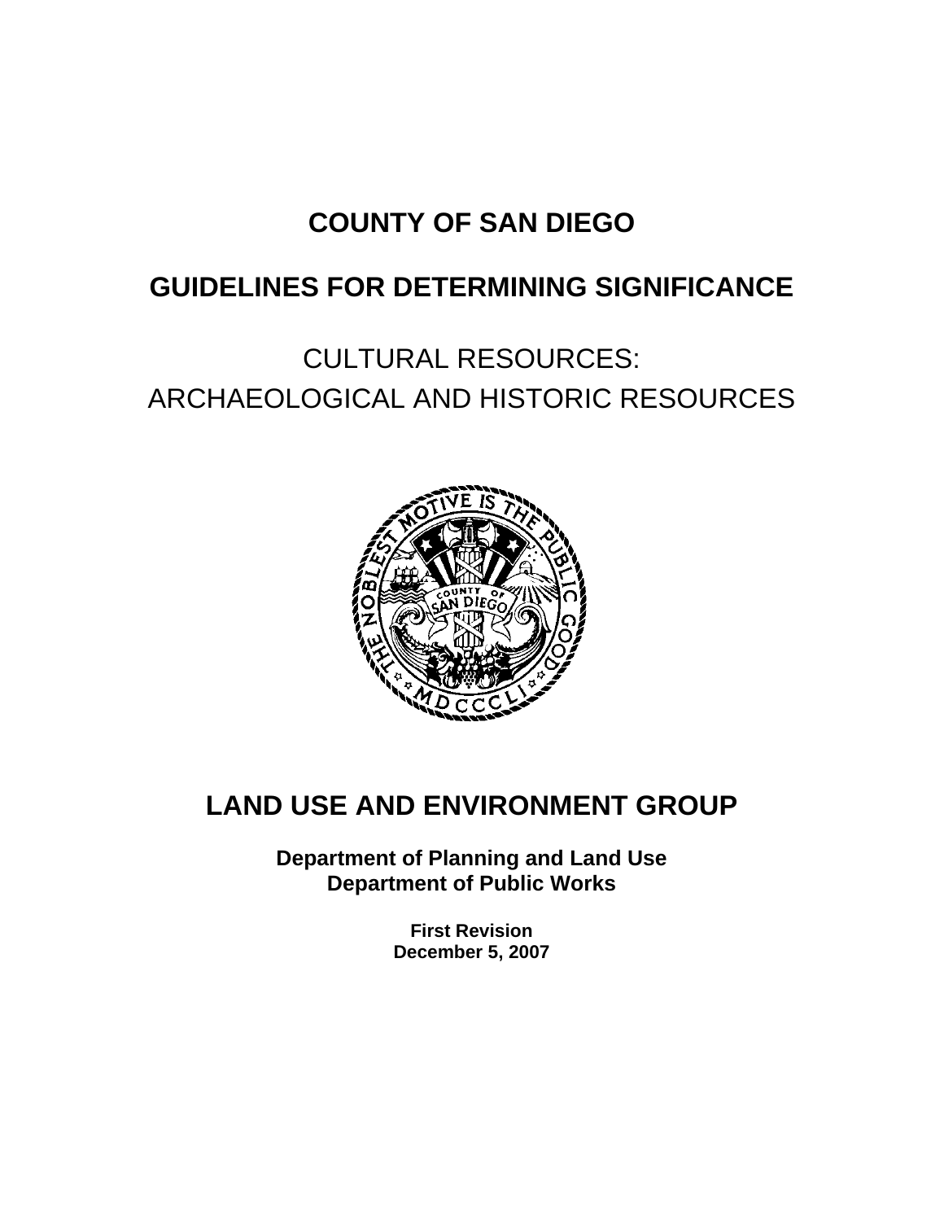# COUNTY OF SAN DIEGO

# GUIDELINES FOR DETERMINING SIGNIFICANCE

## CULTURAL RESOURCES:
## ARCHAEOLOGICAL AND HISTORIC RESOURCES

## LAND USE AND ENVIRONMENT GROUP

**Department of Planning and Land Use**
**Department of Public Works**

**First Revision**
**December 5, 2007**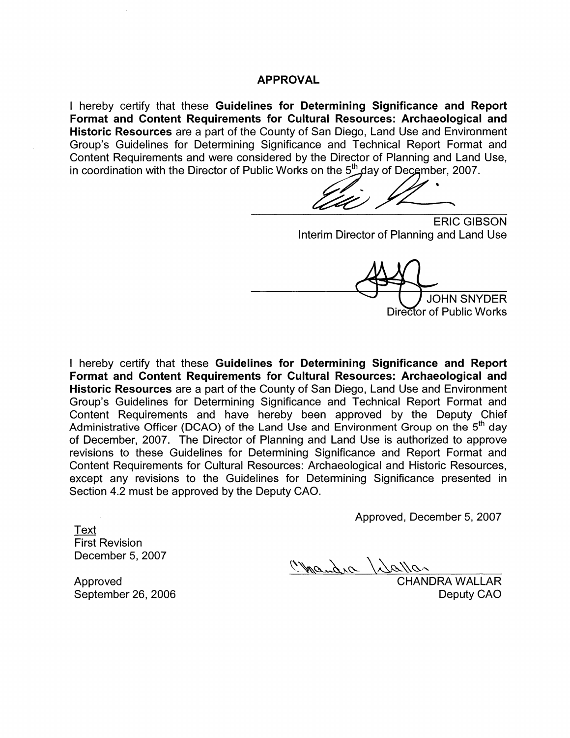## APPROVAL

I hereby certify that these **Guidelines for Determining Significance and Report Format and Content Requirements for Cultural Resources: Archaeological and Historic Resources** are a part of the County of San Diego, Land Use and Environment Group's Guidelines for Determining Significance and Technical Report Format and Content Requirements and were considered by the Director of Planning and Land Use, in coordination with the Director of Public Works on the 5th day of December, 2007.

ERIC GIBSON
Interim Director of Planning and Land Use

JOHN SNYDER
Director of Public Works

I hereby certify that these **Guidelines for Determining Significance and Report Format and Content Requirements for Cultural Resources: Archaeological and Historic Resources** are a part of the County of San Diego, Land Use and Environment Group's Guidelines for Determining Significance and Technical Report Format and Content Requirements and have hereby been approved by the Deputy Chief Administrative Officer (DCAO) of the Land Use and Environment Group on the 5th day of December, 2007. The Director of Planning and Land Use is authorized to approve revisions to these Guidelines for Determining Significance and Report Format and Content Requirements for Cultural Resources: Archaeological and Historic Resources, except any revisions to the Guidelines for Determining Significance presented in Section 4.2 must be approved by the Deputy CAO.

Approved, December 5, 2007

CHANDRA WALLAR
Deputy CAO

Text
First Revision
December 5, 2007

Approved
September 26, 2006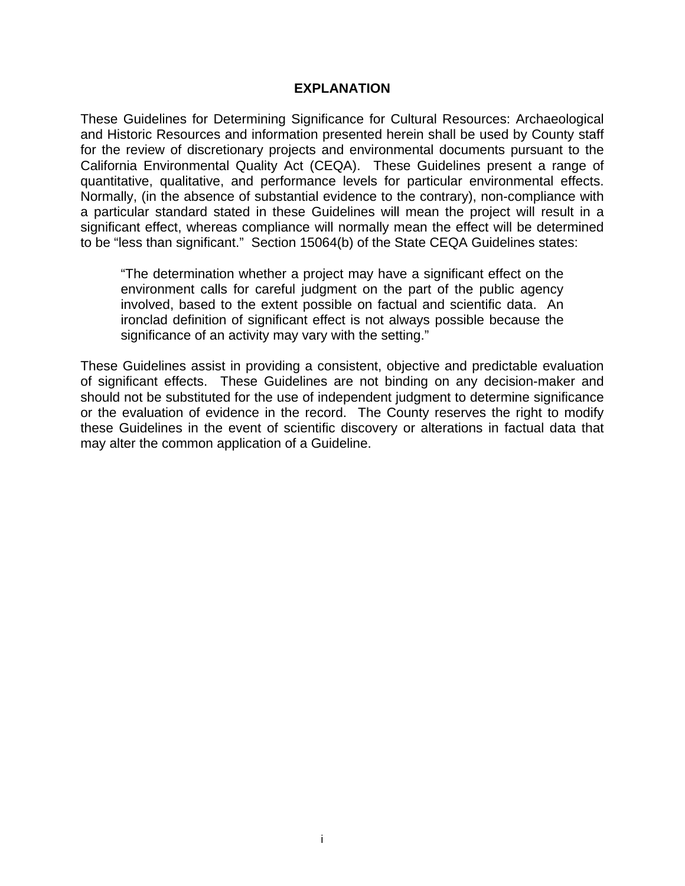## EXPLANATION

These Guidelines for Determining Significance for Cultural Resources: Archaeological and Historic Resources and information presented herein shall be used by County staff for the review of discretionary projects and environmental documents pursuant to the California Environmental Quality Act (CEQA). These Guidelines present a range of quantitative, qualitative, and performance levels for particular environmental effects. Normally, (in the absence of substantial evidence to the contrary), non-compliance with a particular standard stated in these Guidelines will mean the project will result in a significant effect, whereas compliance will normally mean the effect will be determined to be "less than significant." Section 15064(b) of the State CEQA Guidelines states:

> "The determination whether a project may have a significant effect on the environment calls for careful judgment on the part of the public agency involved, based to the extent possible on factual and scientific data. An ironclad definition of significant effect is not always possible because the significance of an activity may vary with the setting."

These Guidelines assist in providing a consistent, objective and predictable evaluation of significant effects. These Guidelines are not binding on any decision-maker and should not be substituted for the use of independent judgment to determine significance or the evaluation of evidence in the record. The County reserves the right to modify these Guidelines in the event of scientific discovery or alterations in factual data that may alter the common application of a Guideline.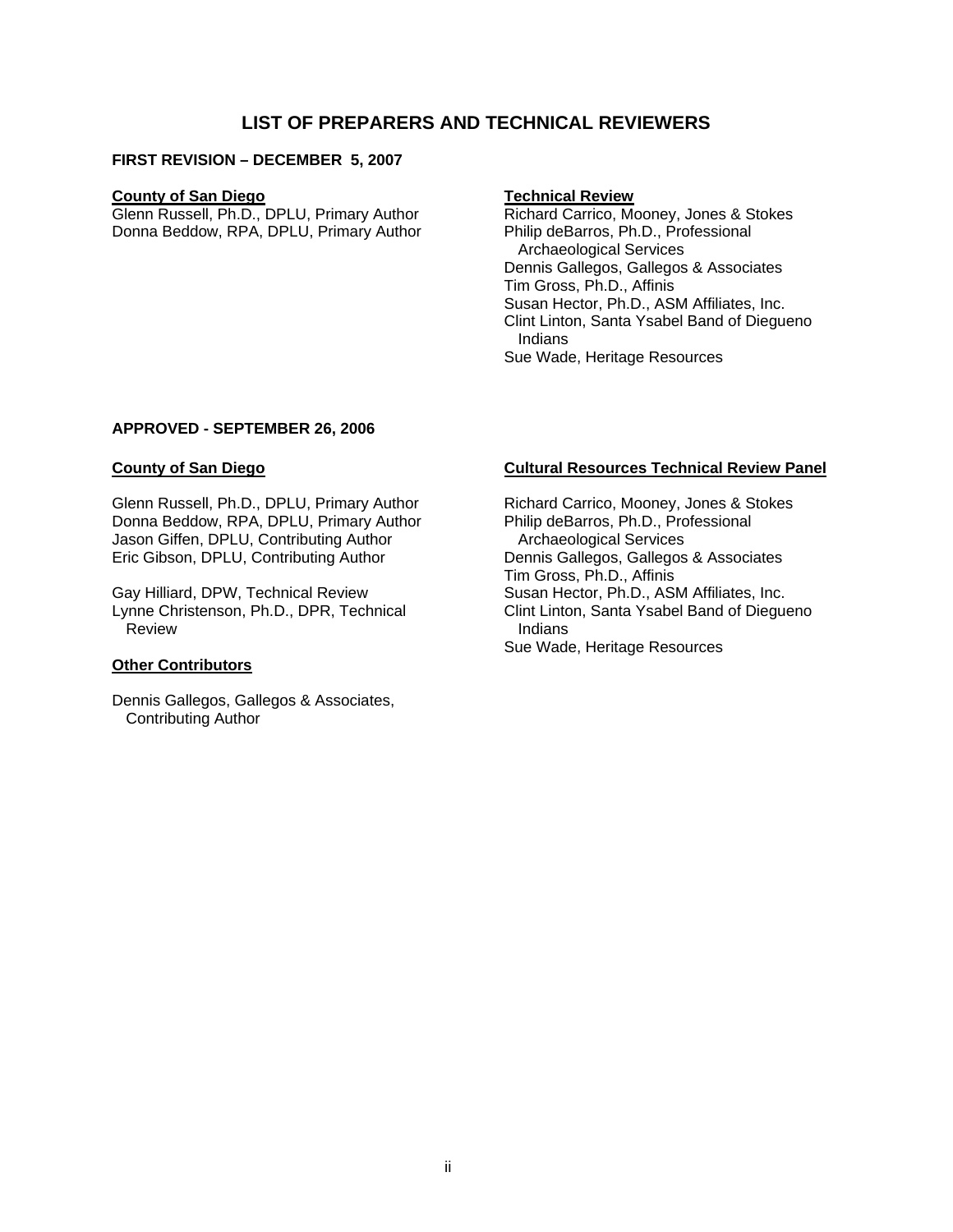# LIST OF PREPARERS AND TECHNICAL REVIEWERS

**FIRST REVISION – DECEMBER 5, 2007**

**County of San Diego**

Glenn Russell, Ph.D., DPLU, Primary Author
Donna Beddow, RPA, DPLU, Primary Author

**Technical Review**

Richard Carrico, Mooney, Jones & Stokes
Philip deBarros, Ph.D., Professional Archaeological Services
Dennis Gallegos, Gallegos & Associates
Tim Gross, Ph.D., Affinis
Susan Hector, Ph.D., ASM Affiliates, Inc.
Clint Linton, Santa Ysabel Band of Diegueno Indians
Sue Wade, Heritage Resources

**APPROVED - SEPTEMBER 26, 2006**

**County of San Diego**

Glenn Russell, Ph.D., DPLU, Primary Author
Donna Beddow, RPA, DPLU, Primary Author
Jason Giffen, DPLU, Contributing Author
Eric Gibson, DPLU, Contributing Author

Gay Hilliard, DPW, Technical Review
Lynne Christenson, Ph.D., DPR, Technical Review

**Other Contributors**

Dennis Gallegos, Gallegos & Associates, Contributing Author

**Cultural Resources Technical Review Panel**

Richard Carrico, Mooney, Jones & Stokes
Philip deBarros, Ph.D., Professional Archaeological Services
Dennis Gallegos, Gallegos & Associates
Tim Gross, Ph.D., Affinis
Susan Hector, Ph.D., ASM Affiliates, Inc.
Clint Linton, Santa Ysabel Band of Diegueno Indians
Sue Wade, Heritage Resources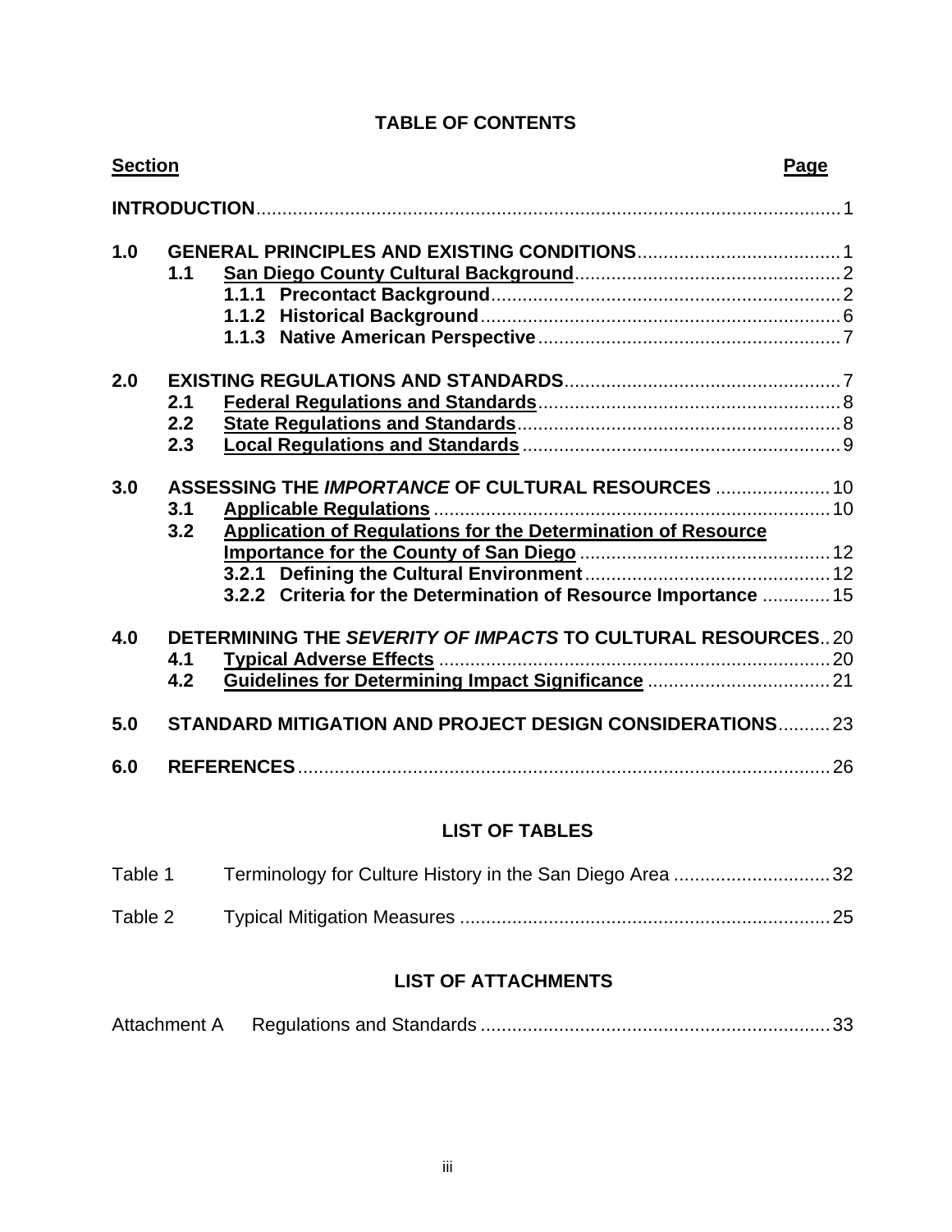# TABLE OF CONTENTS

| Section | | | Page |
|---|---|---|---|
| **INTRODUCTION** | | | 1 |
| **1.0** | **GENERAL PRINCIPLES AND EXISTING CONDITIONS** | | 1 |
| | **1.1** | **San Diego County Cultural Background** | 2 |
| | | **1.1.1 Precontact Background** | 2 |
| | | **1.1.2 Historical Background** | 6 |
| | | **1.1.3 Native American Perspective** | 7 |
| **2.0** | **EXISTING REGULATIONS AND STANDARDS** | | 7 |
| | **2.1** | **Federal Regulations and Standards** | 8 |
| | **2.2** | **State Regulations and Standards** | 8 |
| | **2.3** | **Local Regulations and Standards** | 9 |
| **3.0** | **ASSESSING THE *IMPORTANCE* OF CULTURAL RESOURCES** | | 10 |
| | **3.1** | **Applicable Regulations** | 10 |
| | **3.2** | **Application of Regulations for the Determination of Resource Importance for the County of San Diego** | 12 |
| | | **3.2.1 Defining the Cultural Environment** | 12 |
| | | **3.2.2 Criteria for the Determination of Resource Importance** | 15 |
| **4.0** | **DETERMINING THE *SEVERITY OF IMPACTS* TO CULTURAL RESOURCES** | | 20 |
| | **4.1** | **Typical Adverse Effects** | 20 |
| | **4.2** | **Guidelines for Determining Impact Significance** | 21 |
| **5.0** | **STANDARD MITIGATION AND PROJECT DESIGN CONSIDERATIONS** | | 23 |
| **6.0** | **REFERENCES** | | 26 |

## LIST OF TABLES

| | | |
|---|---|---|
| Table 1 | Terminology for Culture History in the San Diego Area | 32 |
| Table 2 | Typical Mitigation Measures | 25 |

## LIST OF ATTACHMENTS

| | | |
|---|---|---|
| Attachment A | Regulations and Standards | 33 |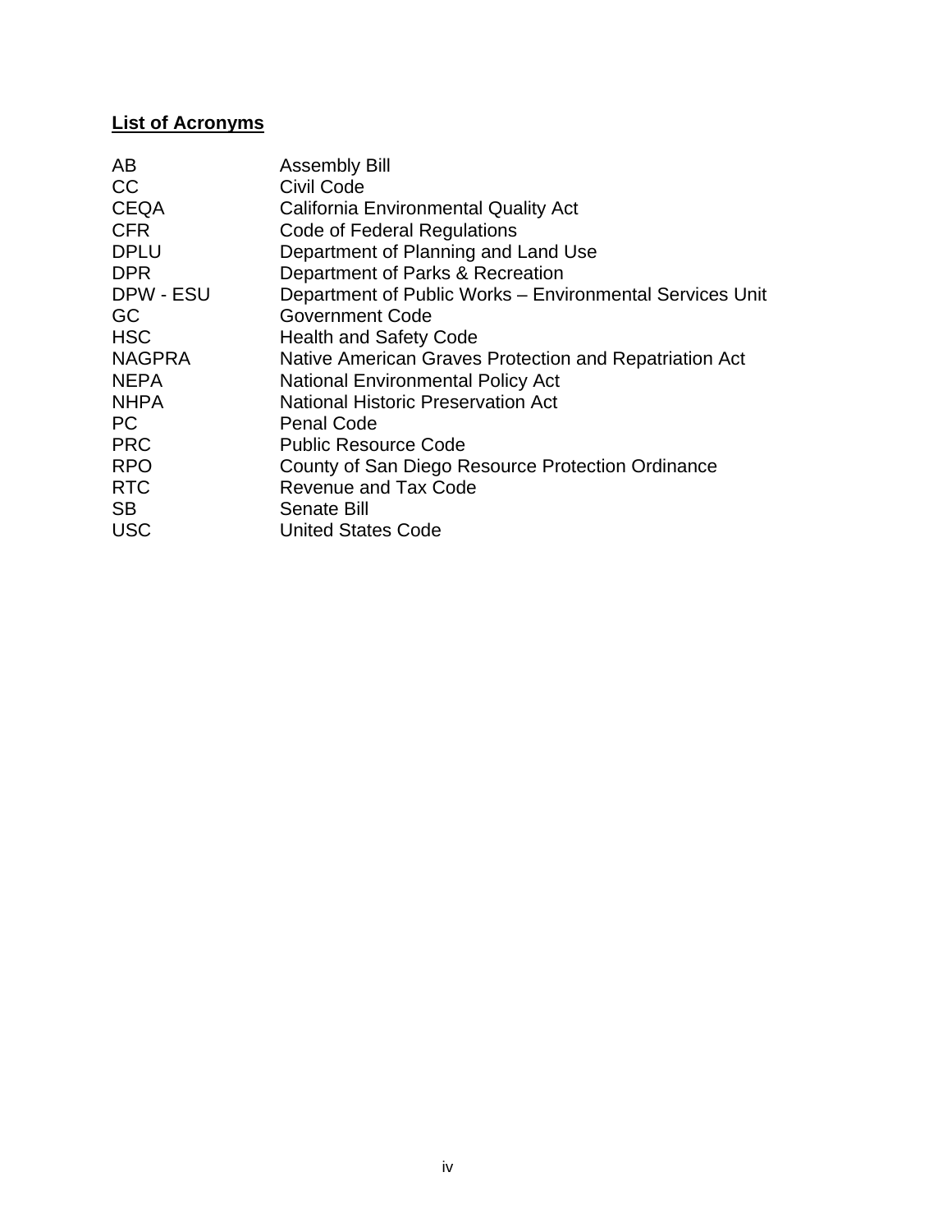**List of Acronyms**

| | |
|---|---|
| AB | Assembly Bill |
| CC | Civil Code |
| CEQA | California Environmental Quality Act |
| CFR | Code of Federal Regulations |
| DPLU | Department of Planning and Land Use |
| DPR | Department of Parks & Recreation |
| DPW - ESU | Department of Public Works – Environmental Services Unit |
| GC | Government Code |
| HSC | Health and Safety Code |
| NAGPRA | Native American Graves Protection and Repatriation Act |
| NEPA | National Environmental Policy Act |
| NHPA | National Historic Preservation Act |
| PC | Penal Code |
| PRC | Public Resource Code |
| RPO | County of San Diego Resource Protection Ordinance |
| RTC | Revenue and Tax Code |
| SB | Senate Bill |
| USC | United States Code |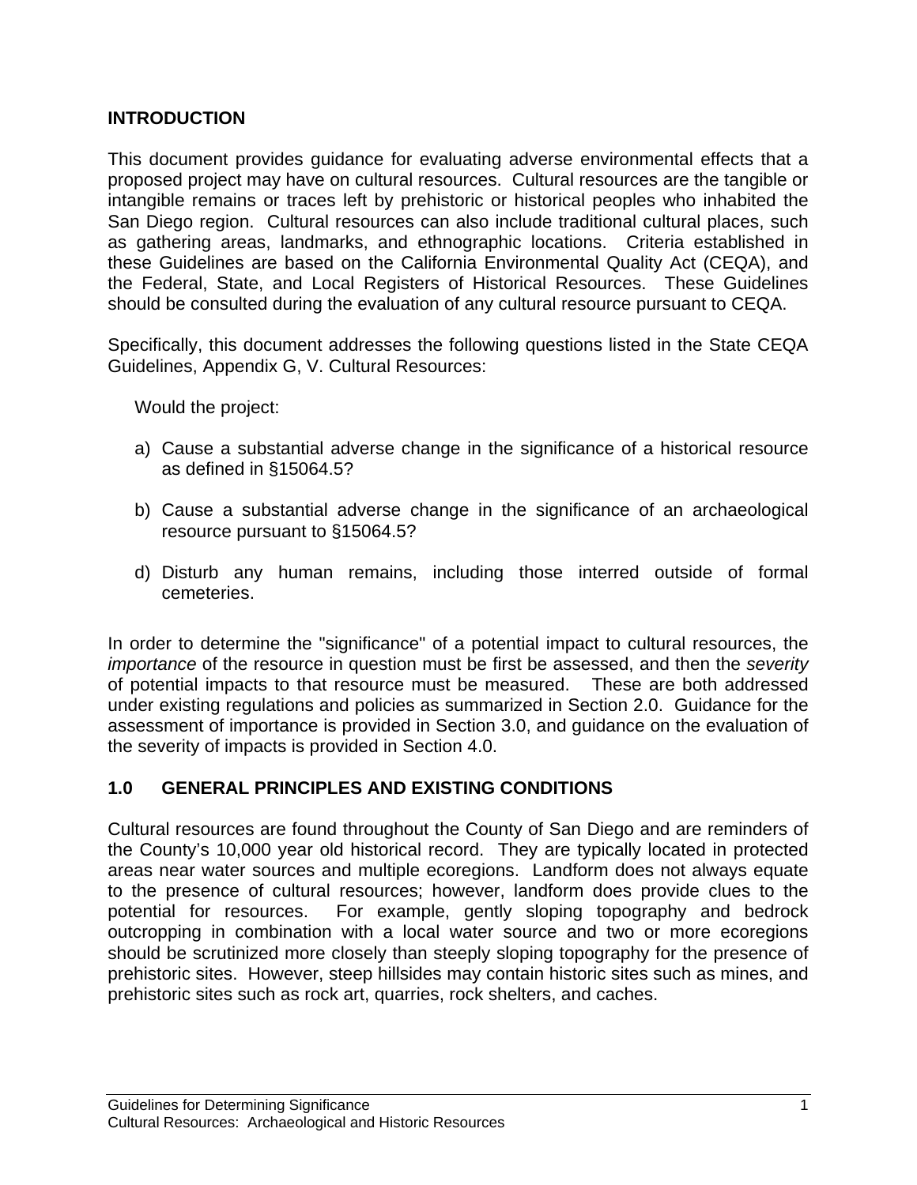## INTRODUCTION

This document provides guidance for evaluating adverse environmental effects that a proposed project may have on cultural resources. Cultural resources are the tangible or intangible remains or traces left by prehistoric or historical peoples who inhabited the San Diego region. Cultural resources can also include traditional cultural places, such as gathering areas, landmarks, and ethnographic locations. Criteria established in these Guidelines are based on the California Environmental Quality Act (CEQA), and the Federal, State, and Local Registers of Historical Resources. These Guidelines should be consulted during the evaluation of any cultural resource pursuant to CEQA.

Specifically, this document addresses the following questions listed in the State CEQA Guidelines, Appendix G, V. Cultural Resources:

Would the project:

a) Cause a substantial adverse change in the significance of a historical resource as defined in §15064.5?

b) Cause a substantial adverse change in the significance of an archaeological resource pursuant to §15064.5?

d) Disturb any human remains, including those interred outside of formal cemeteries.

In order to determine the "significance" of a potential impact to cultural resources, the *importance* of the resource in question must be first be assessed, and then the *severity* of potential impacts to that resource must be measured. These are both addressed under existing regulations and policies as summarized in Section 2.0. Guidance for the assessment of importance is provided in Section 3.0, and guidance on the evaluation of the severity of impacts is provided in Section 4.0.

## 1.0 GENERAL PRINCIPLES AND EXISTING CONDITIONS

Cultural resources are found throughout the County of San Diego and are reminders of the County's 10,000 year old historical record. They are typically located in protected areas near water sources and multiple ecoregions. Landform does not always equate to the presence of cultural resources; however, landform does provide clues to the potential for resources. For example, gently sloping topography and bedrock outcropping in combination with a local water source and two or more ecoregions should be scrutinized more closely than steeply sloping topography for the presence of prehistoric sites. However, steep hillsides may contain historic sites such as mines, and prehistoric sites such as rock art, quarries, rock shelters, and caches.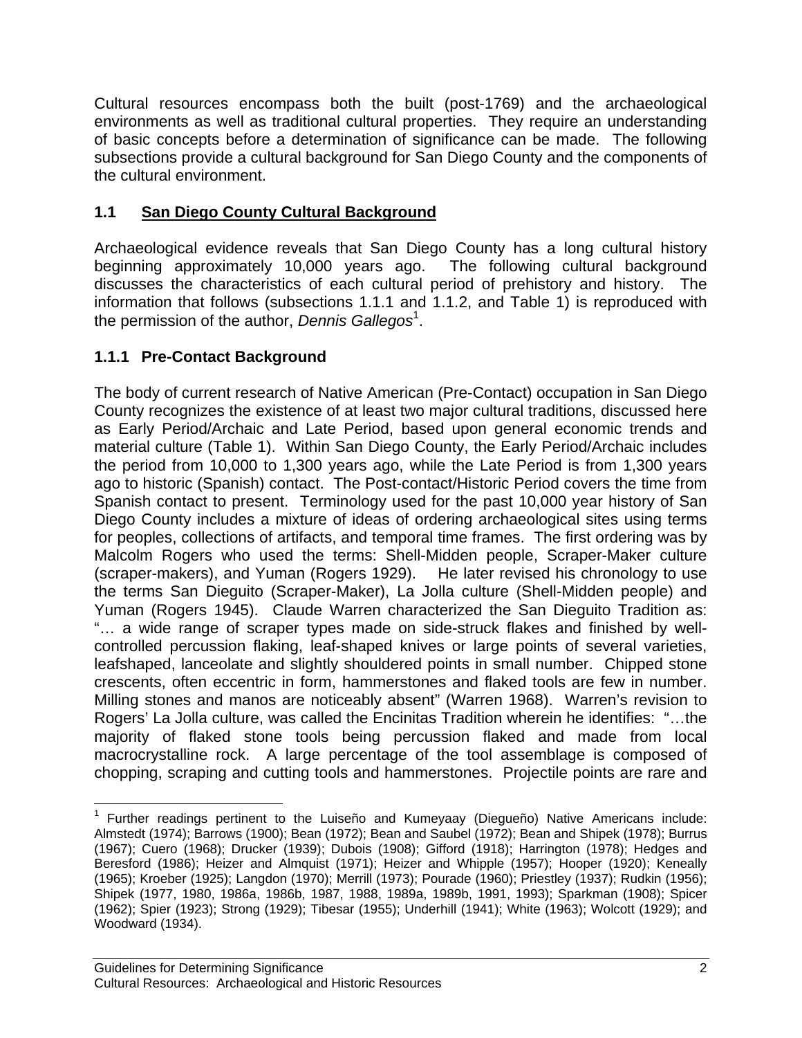Cultural resources encompass both the built (post-1769) and the archaeological environments as well as traditional cultural properties. They require an understanding of basic concepts before a determination of significance can be made. The following subsections provide a cultural background for San Diego County and the components of the cultural environment.

## 1.1 San Diego County Cultural Background

Archaeological evidence reveals that San Diego County has a long cultural history beginning approximately 10,000 years ago. The following cultural background discusses the characteristics of each cultural period of prehistory and history. The information that follows (subsections 1.1.1 and 1.1.2, and Table 1) is reproduced with the permission of the author, *Dennis Gallegos*[1].

### 1.1.1 Pre-Contact Background

The body of current research of Native American (Pre-Contact) occupation in San Diego County recognizes the existence of at least two major cultural traditions, discussed here as Early Period/Archaic and Late Period, based upon general economic trends and material culture (Table 1). Within San Diego County, the Early Period/Archaic includes the period from 10,000 to 1,300 years ago, while the Late Period is from 1,300 years ago to historic (Spanish) contact. The Post-contact/Historic Period covers the time from Spanish contact to present. Terminology used for the past 10,000 year history of San Diego County includes a mixture of ideas of ordering archaeological sites using terms for peoples, collections of artifacts, and temporal time frames. The first ordering was by Malcolm Rogers who used the terms: Shell-Midden people, Scraper-Maker culture (scraper-makers), and Yuman (Rogers 1929). He later revised his chronology to use the terms San Dieguito (Scraper-Maker), La Jolla culture (Shell-Midden people) and Yuman (Rogers 1945). Claude Warren characterized the San Dieguito Tradition as: "… a wide range of scraper types made on side-struck flakes and finished by well-controlled percussion flaking, leaf-shaped knives or large points of several varieties, leafshaped, lanceolate and slightly shouldered points in small number. Chipped stone crescents, often eccentric in form, hammerstones and flaked tools are few in number. Milling stones and manos are noticeably absent" (Warren 1968). Warren's revision to Rogers' La Jolla culture, was called the Encinitas Tradition wherein he identifies: "…the majority of flaked stone tools being percussion flaked and made from local macrocrystalline rock. A large percentage of the tool assemblage is composed of chopping, scraping and cutting tools and hammerstones. Projectile points are rare and

---

[1] Further readings pertinent to the Luiseño and Kumeyaay (Diegueño) Native Americans include: Almstedt (1974); Barrows (1900); Bean (1972); Bean and Saubel (1972); Bean and Shipek (1978); Burrus (1967); Cuero (1968); Drucker (1939); Dubois (1908); Gifford (1918); Harrington (1978); Hedges and Beresford (1986); Heizer and Almquist (1971); Heizer and Whipple (1957); Hooper (1920); Keneally (1965); Kroeber (1925); Langdon (1970); Merrill (1973); Pourade (1960); Priestley (1937); Rudkin (1956); Shipek (1977, 1980, 1986a, 1986b, 1987, 1988, 1989a, 1989b, 1991, 1993); Sparkman (1908); Spicer (1962); Spier (1923); Strong (1929); Tibesar (1955); Underhill (1941); White (1963); Wolcott (1929); and Woodward (1934).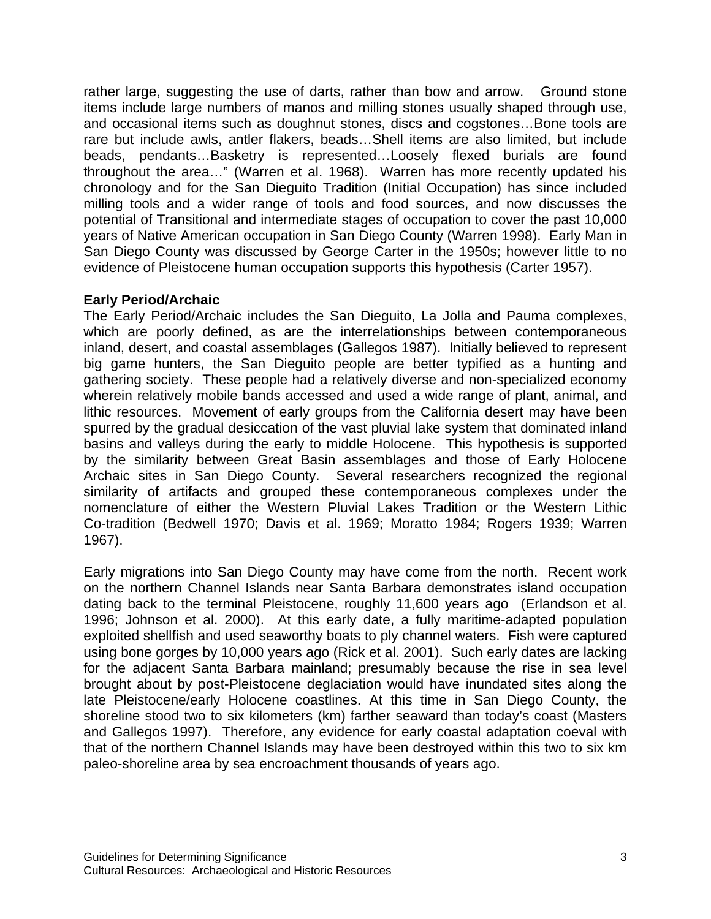rather large, suggesting the use of darts, rather than bow and arrow. Ground stone items include large numbers of manos and milling stones usually shaped through use, and occasional items such as doughnut stones, discs and cogstones…Bone tools are rare but include awls, antler flakers, beads…Shell items are also limited, but include beads, pendants…Basketry is represented…Loosely flexed burials are found throughout the area…" (Warren et al. 1968). Warren has more recently updated his chronology and for the San Dieguito Tradition (Initial Occupation) has since included milling tools and a wider range of tools and food sources, and now discusses the potential of Transitional and intermediate stages of occupation to cover the past 10,000 years of Native American occupation in San Diego County (Warren 1998). Early Man in San Diego County was discussed by George Carter in the 1950s; however little to no evidence of Pleistocene human occupation supports this hypothesis (Carter 1957).

**Early Period/Archaic**

The Early Period/Archaic includes the San Dieguito, La Jolla and Pauma complexes, which are poorly defined, as are the interrelationships between contemporaneous inland, desert, and coastal assemblages (Gallegos 1987). Initially believed to represent big game hunters, the San Dieguito people are better typified as a hunting and gathering society. These people had a relatively diverse and non-specialized economy wherein relatively mobile bands accessed and used a wide range of plant, animal, and lithic resources. Movement of early groups from the California desert may have been spurred by the gradual desiccation of the vast pluvial lake system that dominated inland basins and valleys during the early to middle Holocene. This hypothesis is supported by the similarity between Great Basin assemblages and those of Early Holocene Archaic sites in San Diego County. Several researchers recognized the regional similarity of artifacts and grouped these contemporaneous complexes under the nomenclature of either the Western Pluvial Lakes Tradition or the Western Lithic Co-tradition (Bedwell 1970; Davis et al. 1969; Moratto 1984; Rogers 1939; Warren 1967).

Early migrations into San Diego County may have come from the north. Recent work on the northern Channel Islands near Santa Barbara demonstrates island occupation dating back to the terminal Pleistocene, roughly 11,600 years ago (Erlandson et al. 1996; Johnson et al. 2000). At this early date, a fully maritime-adapted population exploited shellfish and used seaworthy boats to ply channel waters. Fish were captured using bone gorges by 10,000 years ago (Rick et al. 2001). Such early dates are lacking for the adjacent Santa Barbara mainland; presumably because the rise in sea level brought about by post-Pleistocene deglaciation would have inundated sites along the late Pleistocene/early Holocene coastlines. At this time in San Diego County, the shoreline stood two to six kilometers (km) farther seaward than today's coast (Masters and Gallegos 1997). Therefore, any evidence for early coastal adaptation coeval with that of the northern Channel Islands may have been destroyed within this two to six km paleo-shoreline area by sea encroachment thousands of years ago.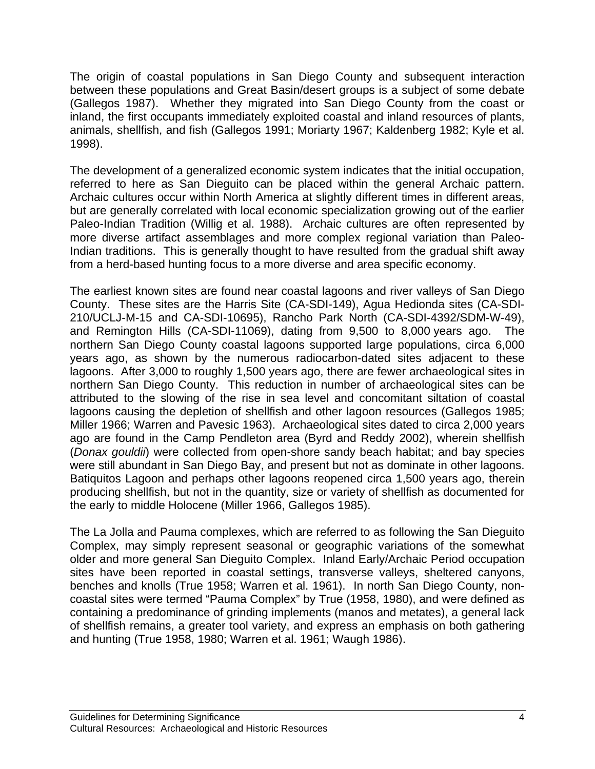The origin of coastal populations in San Diego County and subsequent interaction between these populations and Great Basin/desert groups is a subject of some debate (Gallegos 1987). Whether they migrated into San Diego County from the coast or inland, the first occupants immediately exploited coastal and inland resources of plants, animals, shellfish, and fish (Gallegos 1991; Moriarty 1967; Kaldenberg 1982; Kyle et al. 1998).

The development of a generalized economic system indicates that the initial occupation, referred to here as San Dieguito can be placed within the general Archaic pattern. Archaic cultures occur within North America at slightly different times in different areas, but are generally correlated with local economic specialization growing out of the earlier Paleo-Indian Tradition (Willig et al. 1988). Archaic cultures are often represented by more diverse artifact assemblages and more complex regional variation than Paleo-Indian traditions. This is generally thought to have resulted from the gradual shift away from a herd-based hunting focus to a more diverse and area specific economy.

The earliest known sites are found near coastal lagoons and river valleys of San Diego County. These sites are the Harris Site (CA-SDI-149), Agua Hedionda sites (CA-SDI-210/UCLJ-M-15 and CA-SDI-10695), Rancho Park North (CA-SDI-4392/SDM-W-49), and Remington Hills (CA-SDI-11069), dating from 9,500 to 8,000 years ago. The northern San Diego County coastal lagoons supported large populations, circa 6,000 years ago, as shown by the numerous radiocarbon-dated sites adjacent to these lagoons. After 3,000 to roughly 1,500 years ago, there are fewer archaeological sites in northern San Diego County. This reduction in number of archaeological sites can be attributed to the slowing of the rise in sea level and concomitant siltation of coastal lagoons causing the depletion of shellfish and other lagoon resources (Gallegos 1985; Miller 1966; Warren and Pavesic 1963). Archaeological sites dated to circa 2,000 years ago are found in the Camp Pendleton area (Byrd and Reddy 2002), wherein shellfish (*Donax gouldii*) were collected from open-shore sandy beach habitat; and bay species were still abundant in San Diego Bay, and present but not as dominate in other lagoons. Batiquitos Lagoon and perhaps other lagoons reopened circa 1,500 years ago, therein producing shellfish, but not in the quantity, size or variety of shellfish as documented for the early to middle Holocene (Miller 1966, Gallegos 1985).

The La Jolla and Pauma complexes, which are referred to as following the San Dieguito Complex, may simply represent seasonal or geographic variations of the somewhat older and more general San Dieguito Complex. Inland Early/Archaic Period occupation sites have been reported in coastal settings, transverse valleys, sheltered canyons, benches and knolls (True 1958; Warren et al. 1961). In north San Diego County, non-coastal sites were termed "Pauma Complex" by True (1958, 1980), and were defined as containing a predominance of grinding implements (manos and metates), a general lack of shellfish remains, a greater tool variety, and express an emphasis on both gathering and hunting (True 1958, 1980; Warren et al. 1961; Waugh 1986).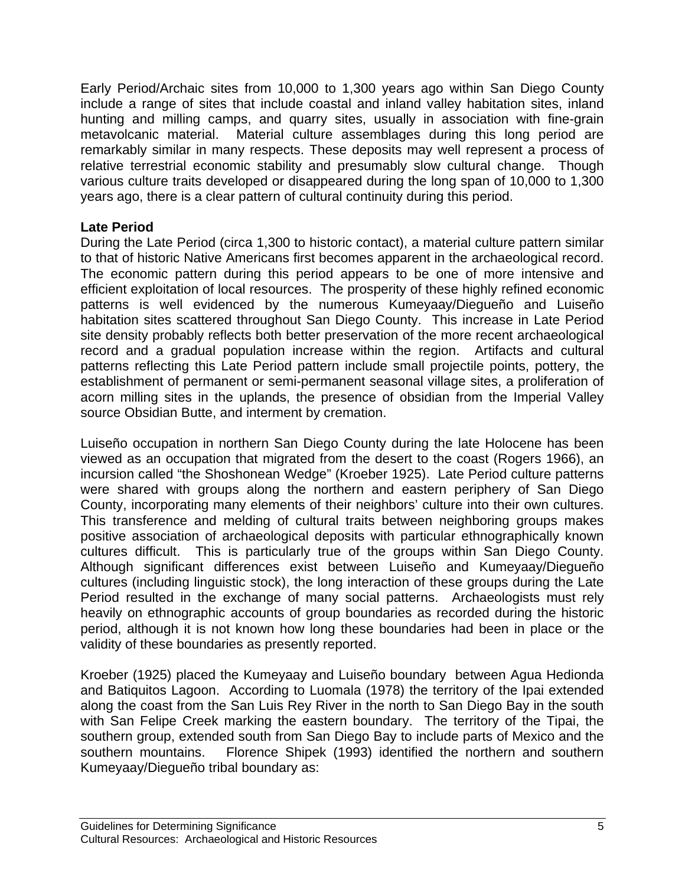Early Period/Archaic sites from 10,000 to 1,300 years ago within San Diego County include a range of sites that include coastal and inland valley habitation sites, inland hunting and milling camps, and quarry sites, usually in association with fine-grain metavolcanic material. Material culture assemblages during this long period are remarkably similar in many respects. These deposits may well represent a process of relative terrestrial economic stability and presumably slow cultural change. Though various culture traits developed or disappeared during the long span of 10,000 to 1,300 years ago, there is a clear pattern of cultural continuity during this period.

**Late Period**

During the Late Period (circa 1,300 to historic contact), a material culture pattern similar to that of historic Native Americans first becomes apparent in the archaeological record. The economic pattern during this period appears to be one of more intensive and efficient exploitation of local resources. The prosperity of these highly refined economic patterns is well evidenced by the numerous Kumeyaay/Diegueño and Luiseño habitation sites scattered throughout San Diego County. This increase in Late Period site density probably reflects both better preservation of the more recent archaeological record and a gradual population increase within the region. Artifacts and cultural patterns reflecting this Late Period pattern include small projectile points, pottery, the establishment of permanent or semi-permanent seasonal village sites, a proliferation of acorn milling sites in the uplands, the presence of obsidian from the Imperial Valley source Obsidian Butte, and interment by cremation.

Luiseño occupation in northern San Diego County during the late Holocene has been viewed as an occupation that migrated from the desert to the coast (Rogers 1966), an incursion called "the Shoshonean Wedge" (Kroeber 1925). Late Period culture patterns were shared with groups along the northern and eastern periphery of San Diego County, incorporating many elements of their neighbors' culture into their own cultures. This transference and melding of cultural traits between neighboring groups makes positive association of archaeological deposits with particular ethnographically known cultures difficult. This is particularly true of the groups within San Diego County. Although significant differences exist between Luiseño and Kumeyaay/Diegueño cultures (including linguistic stock), the long interaction of these groups during the Late Period resulted in the exchange of many social patterns. Archaeologists must rely heavily on ethnographic accounts of group boundaries as recorded during the historic period, although it is not known how long these boundaries had been in place or the validity of these boundaries as presently reported.

Kroeber (1925) placed the Kumeyaay and Luiseño boundary between Agua Hedionda and Batiquitos Lagoon. According to Luomala (1978) the territory of the Ipai extended along the coast from the San Luis Rey River in the north to San Diego Bay in the south with San Felipe Creek marking the eastern boundary. The territory of the Tipai, the southern group, extended south from San Diego Bay to include parts of Mexico and the southern mountains. Florence Shipek (1993) identified the northern and southern Kumeyaay/Diegueño tribal boundary as: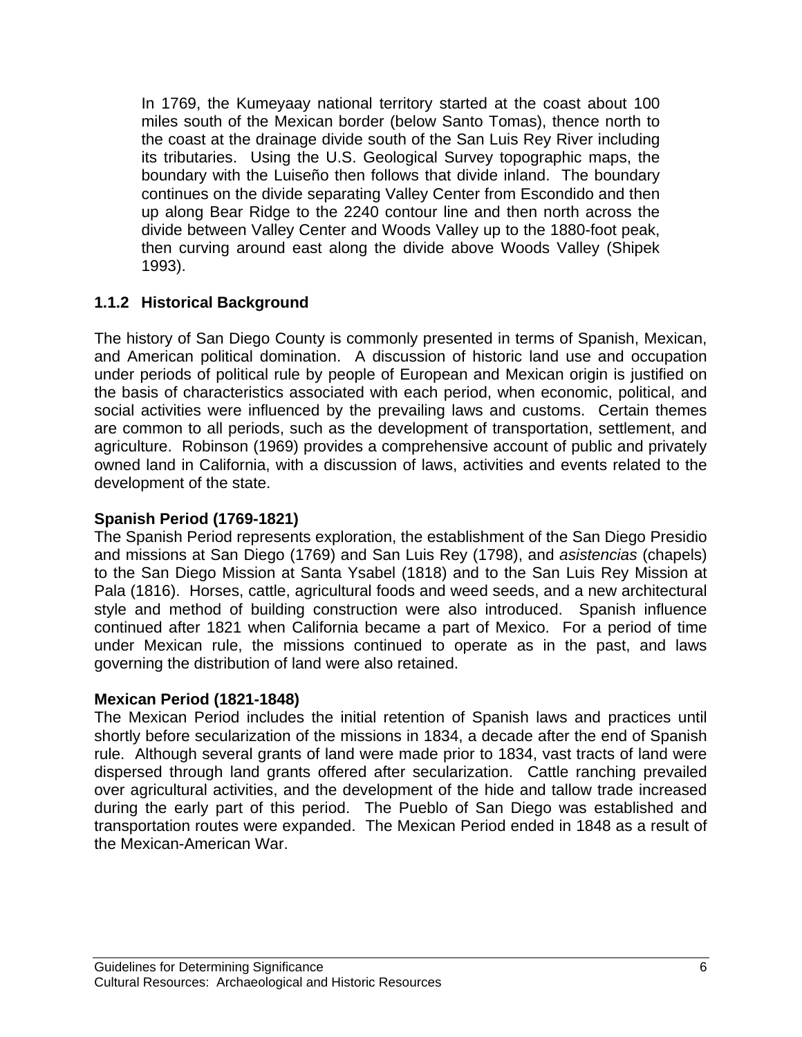In 1769, the Kumeyaay national territory started at the coast about 100 miles south of the Mexican border (below Santo Tomas), thence north to the coast at the drainage divide south of the San Luis Rey River including its tributaries. Using the U.S. Geological Survey topographic maps, the boundary with the Luiseño then follows that divide inland. The boundary continues on the divide separating Valley Center from Escondido and then up along Bear Ridge to the 2240 contour line and then north across the divide between Valley Center and Woods Valley up to the 1880-foot peak, then curving around east along the divide above Woods Valley (Shipek 1993).

### 1.1.2 Historical Background

The history of San Diego County is commonly presented in terms of Spanish, Mexican, and American political domination. A discussion of historic land use and occupation under periods of political rule by people of European and Mexican origin is justified on the basis of characteristics associated with each period, when economic, political, and social activities were influenced by the prevailing laws and customs. Certain themes are common to all periods, such as the development of transportation, settlement, and agriculture. Robinson (1969) provides a comprehensive account of public and privately owned land in California, with a discussion of laws, activities and events related to the development of the state.

**Spanish Period (1769-1821)**

The Spanish Period represents exploration, the establishment of the San Diego Presidio and missions at San Diego (1769) and San Luis Rey (1798), and *asistencias* (chapels) to the San Diego Mission at Santa Ysabel (1818) and to the San Luis Rey Mission at Pala (1816). Horses, cattle, agricultural foods and weed seeds, and a new architectural style and method of building construction were also introduced. Spanish influence continued after 1821 when California became a part of Mexico. For a period of time under Mexican rule, the missions continued to operate as in the past, and laws governing the distribution of land were also retained.

**Mexican Period (1821-1848)**

The Mexican Period includes the initial retention of Spanish laws and practices until shortly before secularization of the missions in 1834, a decade after the end of Spanish rule. Although several grants of land were made prior to 1834, vast tracts of land were dispersed through land grants offered after secularization. Cattle ranching prevailed over agricultural activities, and the development of the hide and tallow trade increased during the early part of this period. The Pueblo of San Diego was established and transportation routes were expanded. The Mexican Period ended in 1848 as a result of the Mexican-American War.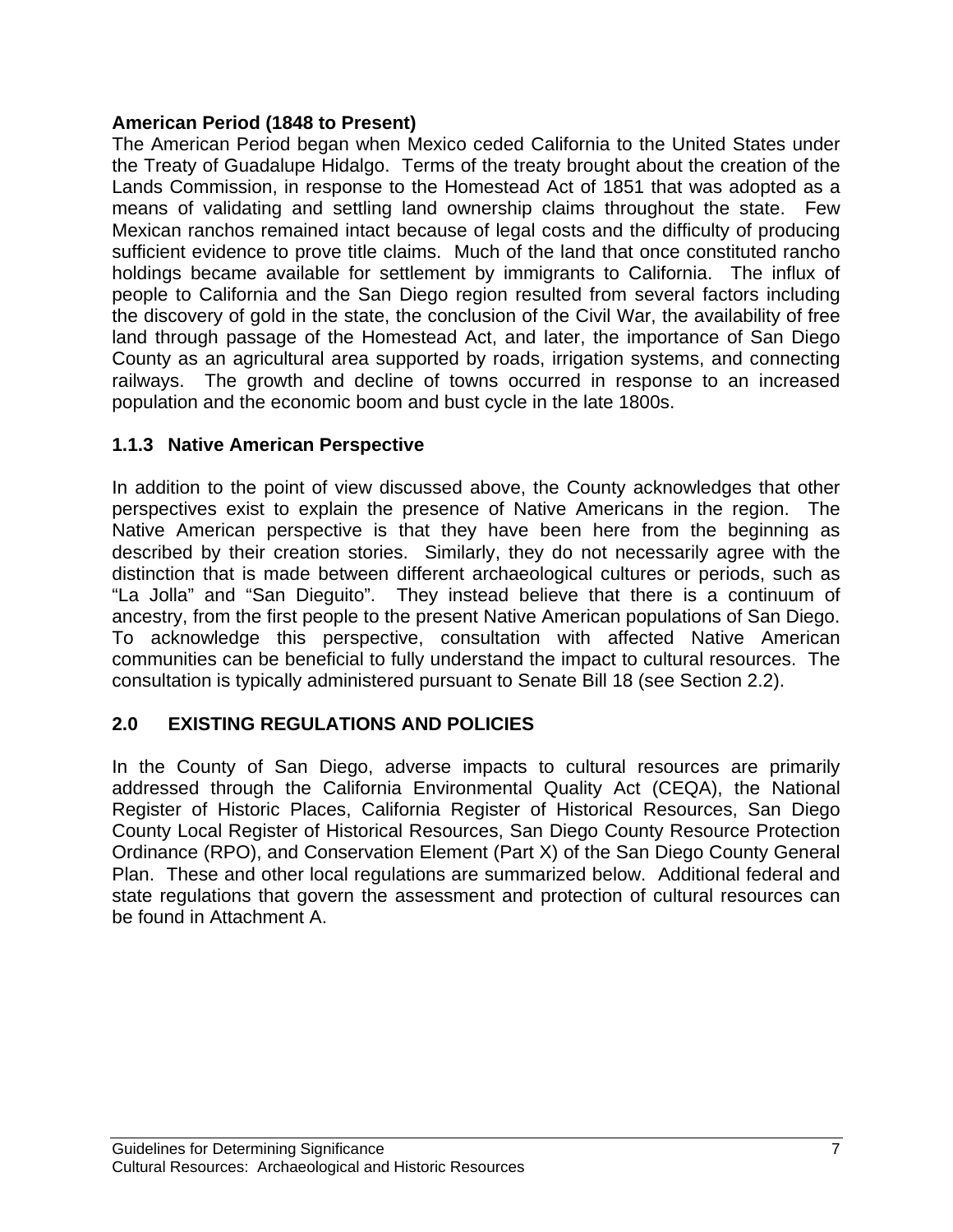**American Period (1848 to Present)**

The American Period began when Mexico ceded California to the United States under the Treaty of Guadalupe Hidalgo. Terms of the treaty brought about the creation of the Lands Commission, in response to the Homestead Act of 1851 that was adopted as a means of validating and settling land ownership claims throughout the state. Few Mexican ranchos remained intact because of legal costs and the difficulty of producing sufficient evidence to prove title claims. Much of the land that once constituted rancho holdings became available for settlement by immigrants to California. The influx of people to California and the San Diego region resulted from several factors including the discovery of gold in the state, the conclusion of the Civil War, the availability of free land through passage of the Homestead Act, and later, the importance of San Diego County as an agricultural area supported by roads, irrigation systems, and connecting railways. The growth and decline of towns occurred in response to an increased population and the economic boom and bust cycle in the late 1800s.

### 1.1.3 Native American Perspective

In addition to the point of view discussed above, the County acknowledges that other perspectives exist to explain the presence of Native Americans in the region. The Native American perspective is that they have been here from the beginning as described by their creation stories. Similarly, they do not necessarily agree with the distinction that is made between different archaeological cultures or periods, such as "La Jolla" and "San Dieguito". They instead believe that there is a continuum of ancestry, from the first people to the present Native American populations of San Diego. To acknowledge this perspective, consultation with affected Native American communities can be beneficial to fully understand the impact to cultural resources. The consultation is typically administered pursuant to Senate Bill 18 (see Section 2.2).

## 2.0 EXISTING REGULATIONS AND POLICIES

In the County of San Diego, adverse impacts to cultural resources are primarily addressed through the California Environmental Quality Act (CEQA), the National Register of Historic Places, California Register of Historical Resources, San Diego County Local Register of Historical Resources, San Diego County Resource Protection Ordinance (RPO), and Conservation Element (Part X) of the San Diego County General Plan. These and other local regulations are summarized below. Additional federal and state regulations that govern the assessment and protection of cultural resources can be found in Attachment A.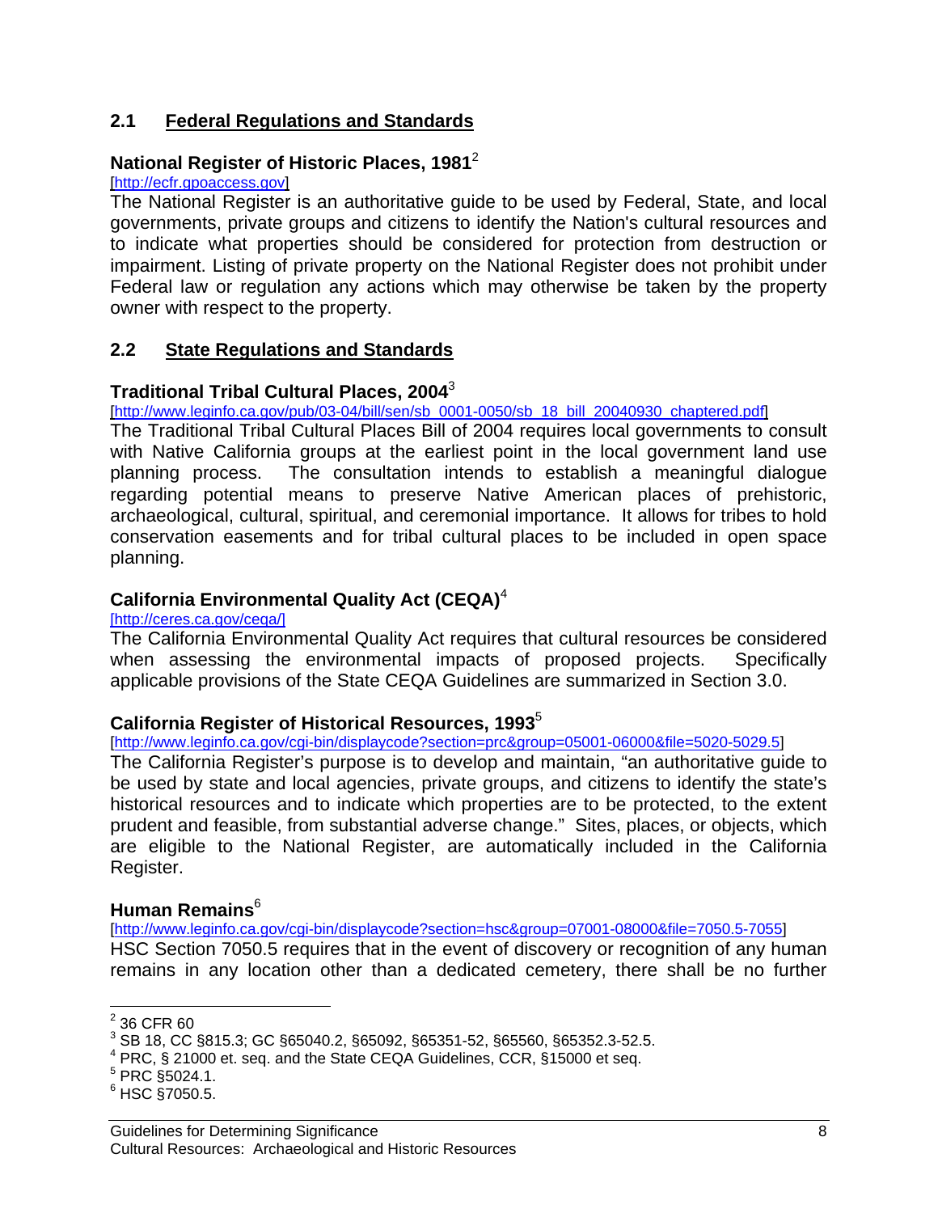## 2.1 Federal Regulations and Standards

### National Register of Historic Places, 1981[2]

[http://ecfr.gpoaccess.gov]

The National Register is an authoritative guide to be used by Federal, State, and local governments, private groups and citizens to identify the Nation's cultural resources and to indicate what properties should be considered for protection from destruction or impairment. Listing of private property on the National Register does not prohibit under Federal law or regulation any actions which may otherwise be taken by the property owner with respect to the property.

## 2.2 State Regulations and Standards

### Traditional Tribal Cultural Places, 2004[3]

[http://www.leginfo.ca.gov/pub/03-04/bill/sen/sb_0001-0050/sb_18_bill_20040930_chaptered.pdf]

The Traditional Tribal Cultural Places Bill of 2004 requires local governments to consult with Native California groups at the earliest point in the local government land use planning process. The consultation intends to establish a meaningful dialogue regarding potential means to preserve Native American places of prehistoric, archaeological, cultural, spiritual, and ceremonial importance. It allows for tribes to hold conservation easements and for tribal cultural places to be included in open space planning.

### California Environmental Quality Act (CEQA)[4]

[http://ceres.ca.gov/ceqa/]

The California Environmental Quality Act requires that cultural resources be considered when assessing the environmental impacts of proposed projects. Specifically applicable provisions of the State CEQA Guidelines are summarized in Section 3.0.

### California Register of Historical Resources, 1993[5]

[http://www.leginfo.ca.gov/cgi-bin/displaycode?section=prc&group=05001-06000&file=5020-5029.5]

The California Register's purpose is to develop and maintain, "an authoritative guide to be used by state and local agencies, private groups, and citizens to identify the state's historical resources and to indicate which properties are to be protected, to the extent prudent and feasible, from substantial adverse change." Sites, places, or objects, which are eligible to the National Register, are automatically included in the California Register.

### Human Remains[6]

[http://www.leginfo.ca.gov/cgi-bin/displaycode?section=hsc&group=07001-08000&file=7050.5-7055]

HSC Section 7050.5 requires that in the event of discovery or recognition of any human remains in any location other than a dedicated cemetery, there shall be no further

---

[2] 36 CFR 60

[3] SB 18, CC §815.3; GC §65040.2, §65092, §65351-52, §65560, §65352.3-52.5.

[4] PRC, § 21000 et. seq. and the State CEQA Guidelines, CCR, §15000 et seq.

[5] PRC §5024.1.

[6] HSC §7050.5.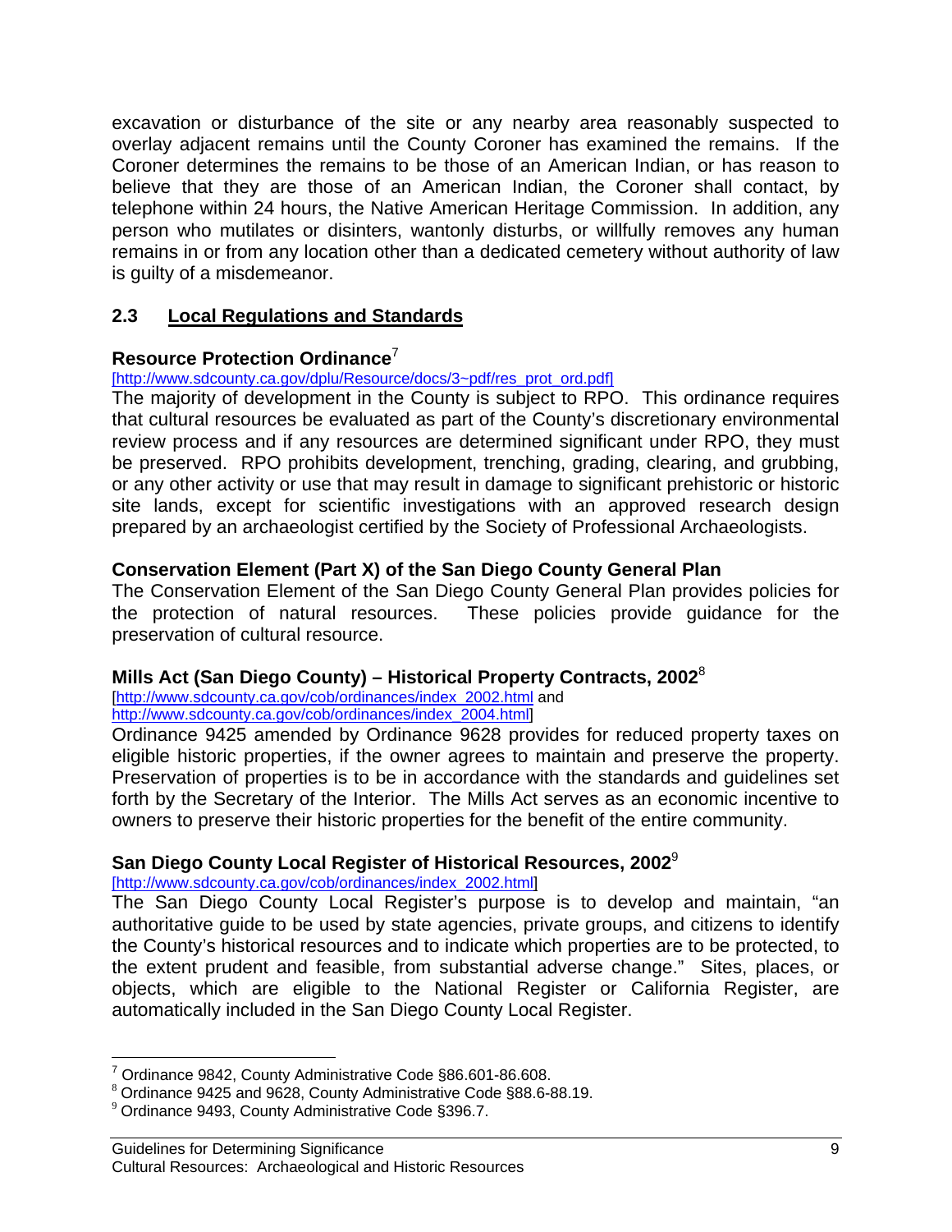excavation or disturbance of the site or any nearby area reasonably suspected to overlay adjacent remains until the County Coroner has examined the remains. If the Coroner determines the remains to be those of an American Indian, or has reason to believe that they are those of an American Indian, the Coroner shall contact, by telephone within 24 hours, the Native American Heritage Commission. In addition, any person who mutilates or disinters, wantonly disturbs, or willfully removes any human remains in or from any location other than a dedicated cemetery without authority of law is guilty of a misdemeanor.

## 2.3 Local Regulations and Standards

### Resource Protection Ordinance[7]

[http://www.sdcounty.ca.gov/dplu/Resource/docs/3~pdf/res_prot_ord.pdf]

The majority of development in the County is subject to RPO. This ordinance requires that cultural resources be evaluated as part of the County's discretionary environmental review process and if any resources are determined significant under RPO, they must be preserved. RPO prohibits development, trenching, grading, clearing, and grubbing, or any other activity or use that may result in damage to significant prehistoric or historic site lands, except for scientific investigations with an approved research design prepared by an archaeologist certified by the Society of Professional Archaeologists.

### Conservation Element (Part X) of the San Diego County General Plan

The Conservation Element of the San Diego County General Plan provides policies for the protection of natural resources. These policies provide guidance for the preservation of cultural resource.

### Mills Act (San Diego County) – Historical Property Contracts, 2002[8]

[http://www.sdcounty.ca.gov/cob/ordinances/index_2002.html and http://www.sdcounty.ca.gov/cob/ordinances/index_2004.html]

Ordinance 9425 amended by Ordinance 9628 provides for reduced property taxes on eligible historic properties, if the owner agrees to maintain and preserve the property. Preservation of properties is to be in accordance with the standards and guidelines set forth by the Secretary of the Interior. The Mills Act serves as an economic incentive to owners to preserve their historic properties for the benefit of the entire community.

### San Diego County Local Register of Historical Resources, 2002[9]

[http://www.sdcounty.ca.gov/cob/ordinances/index_2002.html]

The San Diego County Local Register's purpose is to develop and maintain, "an authoritative guide to be used by state agencies, private groups, and citizens to identify the County's historical resources and to indicate which properties are to be protected, to the extent prudent and feasible, from substantial adverse change." Sites, places, or objects, which are eligible to the National Register or California Register, are automatically included in the San Diego County Local Register.

---

[7] Ordinance 9842, County Administrative Code §86.601-86.608.

[8] Ordinance 9425 and 9628, County Administrative Code §88.6-88.19.

[9] Ordinance 9493, County Administrative Code §396.7.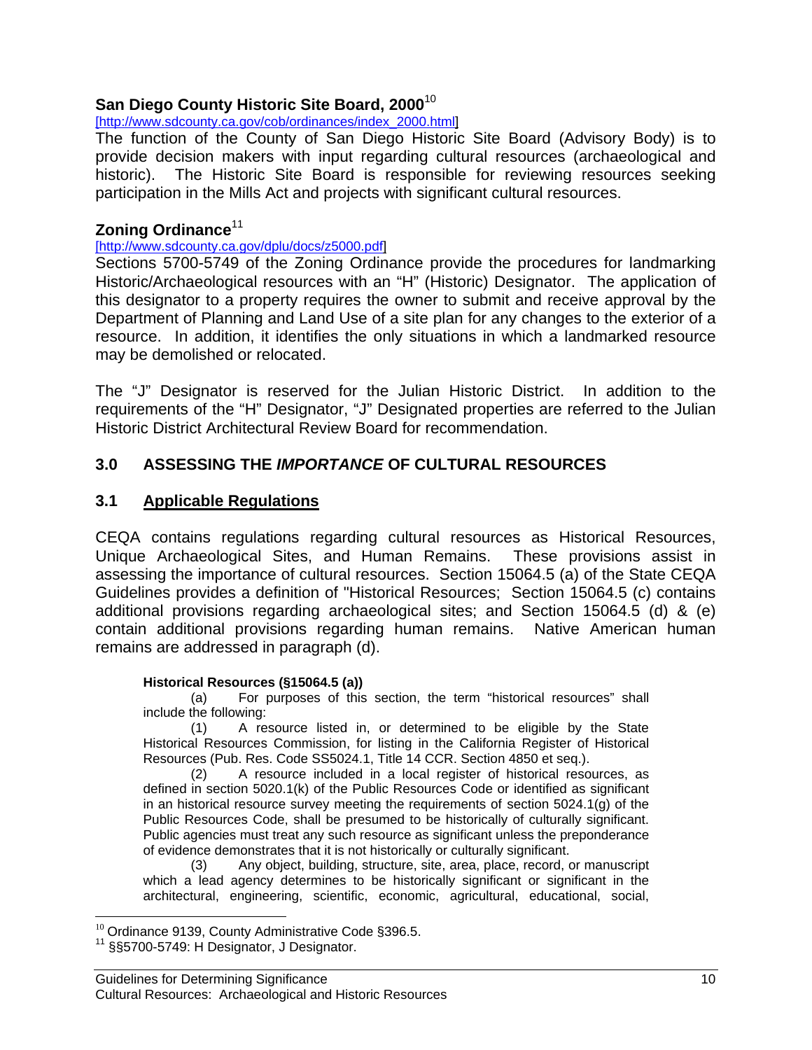**San Diego County Historic Site Board, 2000**[10]

[http://www.sdcounty.ca.gov/cob/ordinances/index_2000.html]

The function of the County of San Diego Historic Site Board (Advisory Body) is to provide decision makers with input regarding cultural resources (archaeological and historic). The Historic Site Board is responsible for reviewing resources seeking participation in the Mills Act and projects with significant cultural resources.

**Zoning Ordinance**[11]

[http://www.sdcounty.ca.gov/dplu/docs/z5000.pdf]

Sections 5700-5749 of the Zoning Ordinance provide the procedures for landmarking Historic/Archaeological resources with an "H" (Historic) Designator. The application of this designator to a property requires the owner to submit and receive approval by the Department of Planning and Land Use of a site plan for any changes to the exterior of a resource. In addition, it identifies the only situations in which a landmarked resource may be demolished or relocated.

The "J" Designator is reserved for the Julian Historic District. In addition to the requirements of the "H" Designator, "J" Designated properties are referred to the Julian Historic District Architectural Review Board for recommendation.

## 3.0 ASSESSING THE *IMPORTANCE* OF CULTURAL RESOURCES

### 3.1 Applicable Regulations

CEQA contains regulations regarding cultural resources as Historical Resources, Unique Archaeological Sites, and Human Remains. These provisions assist in assessing the importance of cultural resources. Section 15064.5 (a) of the State CEQA Guidelines provides a definition of "Historical Resources; Section 15064.5 (c) contains additional provisions regarding archaeological sites; and Section 15064.5 (d) & (e) contain additional provisions regarding human remains. Native American human remains are addressed in paragraph (d).

**Historical Resources (§15064.5 (a))**

(a) For purposes of this section, the term "historical resources" shall include the following:

(1) A resource listed in, or determined to be eligible by the State Historical Resources Commission, for listing in the California Register of Historical Resources (Pub. Res. Code SS5024.1, Title 14 CCR. Section 4850 et seq.).

(2) A resource included in a local register of historical resources, as defined in section 5020.1(k) of the Public Resources Code or identified as significant in an historical resource survey meeting the requirements of section 5024.1(g) of the Public Resources Code, shall be presumed to be historically of culturally significant. Public agencies must treat any such resource as significant unless the preponderance of evidence demonstrates that it is not historically or culturally significant.

(3) Any object, building, structure, site, area, place, record, or manuscript which a lead agency determines to be historically significant or significant in the architectural, engineering, scientific, economic, agricultural, educational, social,

---

[10] Ordinance 9139, County Administrative Code §396.5.

[11] §§5700-5749: H Designator, J Designator.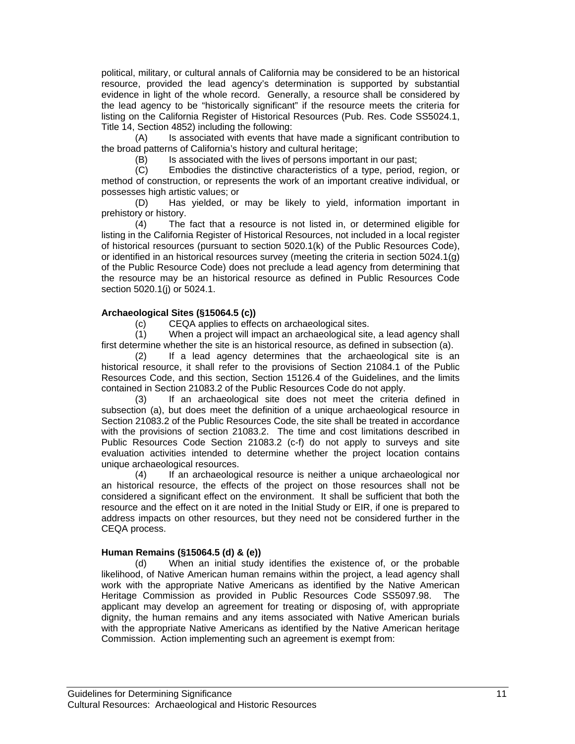political, military, or cultural annals of California may be considered to be an historical resource, provided the lead agency's determination is supported by substantial evidence in light of the whole record. Generally, a resource shall be considered by the lead agency to be "historically significant" if the resource meets the criteria for listing on the California Register of Historical Resources (Pub. Res. Code SS5024.1, Title 14, Section 4852) including the following:

(A) Is associated with events that have made a significant contribution to the broad patterns of California's history and cultural heritage;

(B) Is associated with the lives of persons important in our past;

(C) Embodies the distinctive characteristics of a type, period, region, or method of construction, or represents the work of an important creative individual, or possesses high artistic values; or

(D) Has yielded, or may be likely to yield, information important in prehistory or history.

(4) The fact that a resource is not listed in, or determined eligible for listing in the California Register of Historical Resources, not included in a local register of historical resources (pursuant to section 5020.1(k) of the Public Resources Code), or identified in an historical resources survey (meeting the criteria in section 5024.1(g) of the Public Resource Code) does not preclude a lead agency from determining that the resource may be an historical resource as defined in Public Resources Code section 5020.1(j) or 5024.1.

**Archaeological Sites (§15064.5 (c))**

(c) CEQA applies to effects on archaeological sites.

(1) When a project will impact an archaeological site, a lead agency shall first determine whether the site is an historical resource, as defined in subsection (a).

(2) If a lead agency determines that the archaeological site is an historical resource, it shall refer to the provisions of Section 21084.1 of the Public Resources Code, and this section, Section 15126.4 of the Guidelines, and the limits contained in Section 21083.2 of the Public Resources Code do not apply.

(3) If an archaeological site does not meet the criteria defined in subsection (a), but does meet the definition of a unique archaeological resource in Section 21083.2 of the Public Resources Code, the site shall be treated in accordance with the provisions of section 21083.2. The time and cost limitations described in Public Resources Code Section 21083.2 (c-f) do not apply to surveys and site evaluation activities intended to determine whether the project location contains unique archaeological resources.

(4) If an archaeological resource is neither a unique archaeological nor an historical resource, the effects of the project on those resources shall not be considered a significant effect on the environment. It shall be sufficient that both the resource and the effect on it are noted in the Initial Study or EIR, if one is prepared to address impacts on other resources, but they need not be considered further in the CEQA process.

**Human Remains (§15064.5 (d) & (e))**

(d) When an initial study identifies the existence of, or the probable likelihood, of Native American human remains within the project, a lead agency shall work with the appropriate Native Americans as identified by the Native American Heritage Commission as provided in Public Resources Code SS5097.98. The applicant may develop an agreement for treating or disposing of, with appropriate dignity, the human remains and any items associated with Native American burials with the appropriate Native Americans as identified by the Native American heritage Commission. Action implementing such an agreement is exempt from: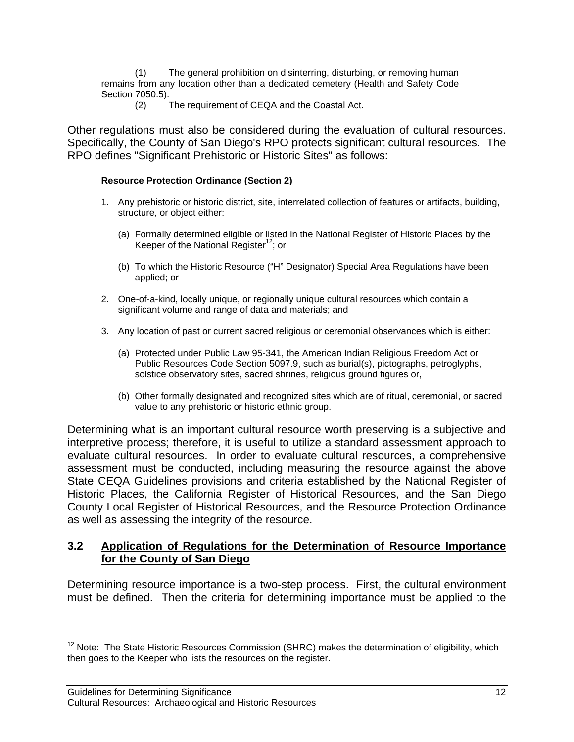(1) The general prohibition on disinterring, disturbing, or removing human remains from any location other than a dedicated cemetery (Health and Safety Code Section 7050.5).

(2) The requirement of CEQA and the Coastal Act.

Other regulations must also be considered during the evaluation of cultural resources. Specifically, the County of San Diego's RPO protects significant cultural resources. The RPO defines "Significant Prehistoric or Historic Sites" as follows:

**Resource Protection Ordinance (Section 2)**

1. Any prehistoric or historic district, site, interrelated collection of features or artifacts, building, structure, or object either:

   (a) Formally determined eligible or listed in the National Register of Historic Places by the Keeper of the National Register[12]; or

   (b) To which the Historic Resource ("H" Designator) Special Area Regulations have been applied; or

2. One-of-a-kind, locally unique, or regionally unique cultural resources which contain a significant volume and range of data and materials; and

3. Any location of past or current sacred religious or ceremonial observances which is either:

   (a) Protected under Public Law 95-341, the American Indian Religious Freedom Act or Public Resources Code Section 5097.9, such as burial(s), pictographs, petroglyphs, solstice observatory sites, sacred shrines, religious ground figures or,

   (b) Other formally designated and recognized sites which are of ritual, ceremonial, or sacred value to any prehistoric or historic ethnic group.

Determining what is an important cultural resource worth preserving is a subjective and interpretive process; therefore, it is useful to utilize a standard assessment approach to evaluate cultural resources. In order to evaluate cultural resources, a comprehensive assessment must be conducted, including measuring the resource against the above State CEQA Guidelines provisions and criteria established by the National Register of Historic Places, the California Register of Historical Resources, and the San Diego County Local Register of Historical Resources, and the Resource Protection Ordinance as well as assessing the integrity of the resource.

## 3.2 Application of Regulations for the Determination of Resource Importance for the County of San Diego

Determining resource importance is a two-step process. First, the cultural environment must be defined. Then the criteria for determining importance must be applied to the

[12] Note: The State Historic Resources Commission (SHRC) makes the determination of eligibility, which then goes to the Keeper who lists the resources on the register.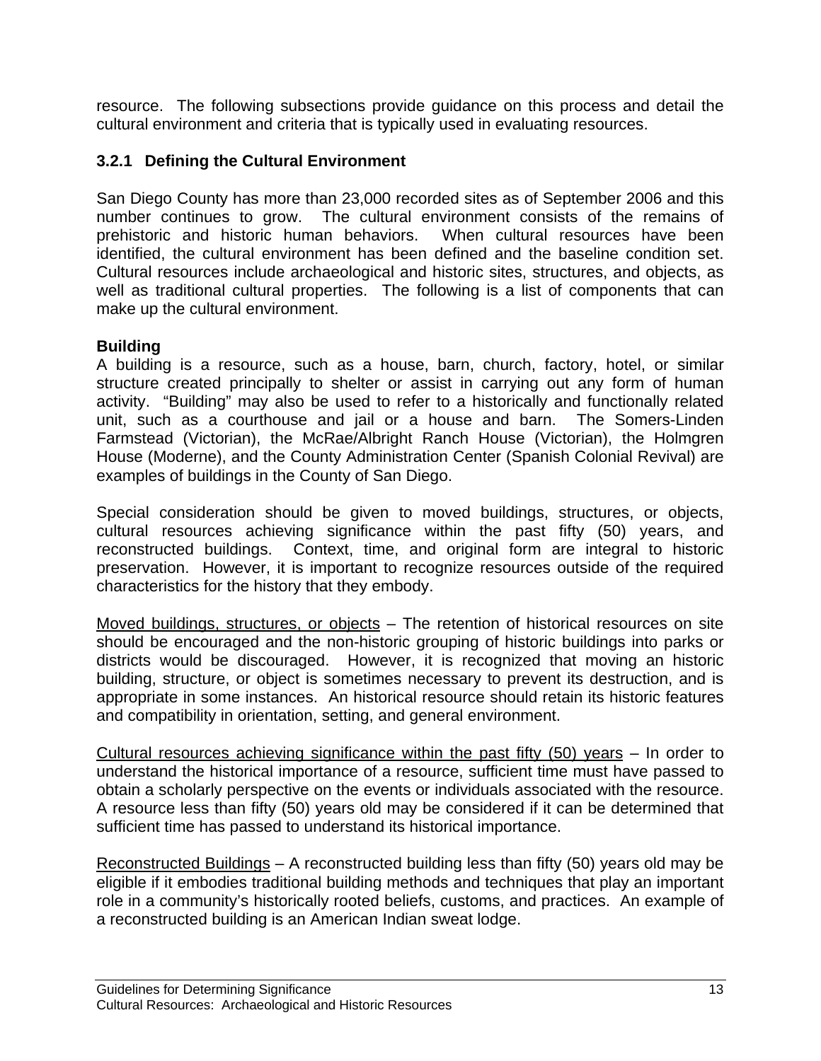resource. The following subsections provide guidance on this process and detail the cultural environment and criteria that is typically used in evaluating resources.

### 3.2.1 Defining the Cultural Environment

San Diego County has more than 23,000 recorded sites as of September 2006 and this number continues to grow. The cultural environment consists of the remains of prehistoric and historic human behaviors. When cultural resources have been identified, the cultural environment has been defined and the baseline condition set. Cultural resources include archaeological and historic sites, structures, and objects, as well as traditional cultural properties. The following is a list of components that can make up the cultural environment.

**Building**

A building is a resource, such as a house, barn, church, factory, hotel, or similar structure created principally to shelter or assist in carrying out any form of human activity. "Building" may also be used to refer to a historically and functionally related unit, such as a courthouse and jail or a house and barn. The Somers-Linden Farmstead (Victorian), the McRae/Albright Ranch House (Victorian), the Holmgren House (Moderne), and the County Administration Center (Spanish Colonial Revival) are examples of buildings in the County of San Diego.

Special consideration should be given to moved buildings, structures, or objects, cultural resources achieving significance within the past fifty (50) years, and reconstructed buildings. Context, time, and original form are integral to historic preservation. However, it is important to recognize resources outside of the required characteristics for the history that they embody.

<u>Moved buildings, structures, or objects</u> – The retention of historical resources on site should be encouraged and the non-historic grouping of historic buildings into parks or districts would be discouraged. However, it is recognized that moving an historic building, structure, or object is sometimes necessary to prevent its destruction, and is appropriate in some instances. An historical resource should retain its historic features and compatibility in orientation, setting, and general environment.

<u>Cultural resources achieving significance within the past fifty (50) years</u> – In order to understand the historical importance of a resource, sufficient time must have passed to obtain a scholarly perspective on the events or individuals associated with the resource. A resource less than fifty (50) years old may be considered if it can be determined that sufficient time has passed to understand its historical importance.

<u>Reconstructed Buildings</u> – A reconstructed building less than fifty (50) years old may be eligible if it embodies traditional building methods and techniques that play an important role in a community's historically rooted beliefs, customs, and practices. An example of a reconstructed building is an American Indian sweat lodge.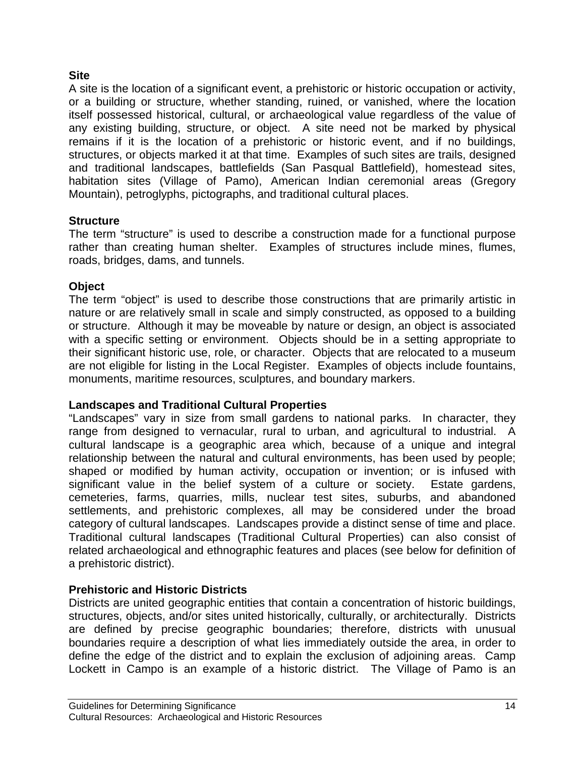**Site**

A site is the location of a significant event, a prehistoric or historic occupation or activity, or a building or structure, whether standing, ruined, or vanished, where the location itself possessed historical, cultural, or archaeological value regardless of the value of any existing building, structure, or object. A site need not be marked by physical remains if it is the location of a prehistoric or historic event, and if no buildings, structures, or objects marked it at that time. Examples of such sites are trails, designed and traditional landscapes, battlefields (San Pasqual Battlefield), homestead sites, habitation sites (Village of Pamo), American Indian ceremonial areas (Gregory Mountain), petroglyphs, pictographs, and traditional cultural places.

**Structure**

The term "structure" is used to describe a construction made for a functional purpose rather than creating human shelter. Examples of structures include mines, flumes, roads, bridges, dams, and tunnels.

**Object**

The term "object" is used to describe those constructions that are primarily artistic in nature or are relatively small in scale and simply constructed, as opposed to a building or structure. Although it may be moveable by nature or design, an object is associated with a specific setting or environment. Objects should be in a setting appropriate to their significant historic use, role, or character. Objects that are relocated to a museum are not eligible for listing in the Local Register. Examples of objects include fountains, monuments, maritime resources, sculptures, and boundary markers.

**Landscapes and Traditional Cultural Properties**

"Landscapes" vary in size from small gardens to national parks. In character, they range from designed to vernacular, rural to urban, and agricultural to industrial. A cultural landscape is a geographic area which, because of a unique and integral relationship between the natural and cultural environments, has been used by people; shaped or modified by human activity, occupation or invention; or is infused with significant value in the belief system of a culture or society. Estate gardens, cemeteries, farms, quarries, mills, nuclear test sites, suburbs, and abandoned settlements, and prehistoric complexes, all may be considered under the broad category of cultural landscapes. Landscapes provide a distinct sense of time and place. Traditional cultural landscapes (Traditional Cultural Properties) can also consist of related archaeological and ethnographic features and places (see below for definition of a prehistoric district).

**Prehistoric and Historic Districts**

Districts are united geographic entities that contain a concentration of historic buildings, structures, objects, and/or sites united historically, culturally, or architecturally. Districts are defined by precise geographic boundaries; therefore, districts with unusual boundaries require a description of what lies immediately outside the area, in order to define the edge of the district and to explain the exclusion of adjoining areas. Camp Lockett in Campo is an example of a historic district. The Village of Pamo is an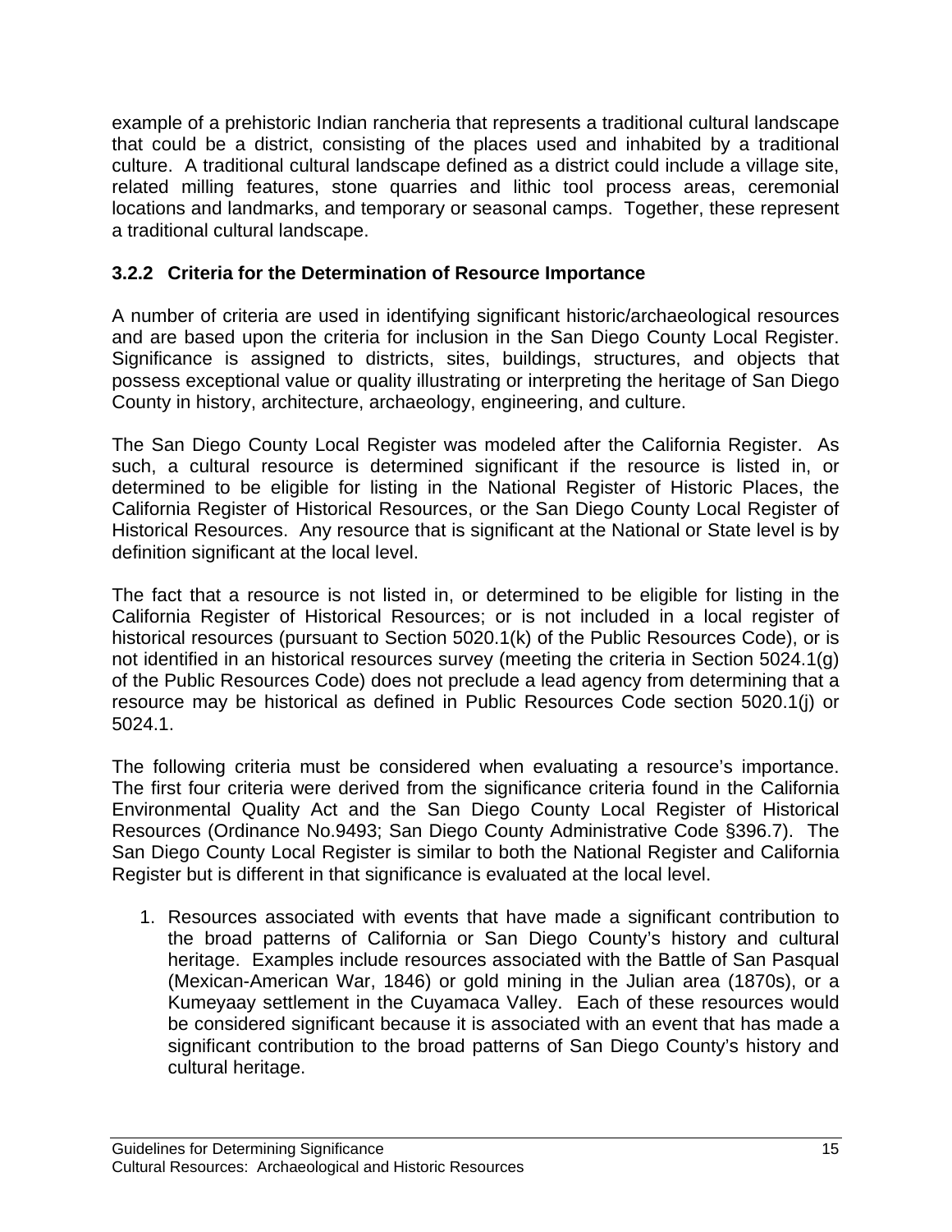example of a prehistoric Indian rancheria that represents a traditional cultural landscape that could be a district, consisting of the places used and inhabited by a traditional culture. A traditional cultural landscape defined as a district could include a village site, related milling features, stone quarries and lithic tool process areas, ceremonial locations and landmarks, and temporary or seasonal camps. Together, these represent a traditional cultural landscape.

### 3.2.2 Criteria for the Determination of Resource Importance

A number of criteria are used in identifying significant historic/archaeological resources and are based upon the criteria for inclusion in the San Diego County Local Register. Significance is assigned to districts, sites, buildings, structures, and objects that possess exceptional value or quality illustrating or interpreting the heritage of San Diego County in history, architecture, archaeology, engineering, and culture.

The San Diego County Local Register was modeled after the California Register. As such, a cultural resource is determined significant if the resource is listed in, or determined to be eligible for listing in the National Register of Historic Places, the California Register of Historical Resources, or the San Diego County Local Register of Historical Resources. Any resource that is significant at the National or State level is by definition significant at the local level.

The fact that a resource is not listed in, or determined to be eligible for listing in the California Register of Historical Resources; or is not included in a local register of historical resources (pursuant to Section 5020.1(k) of the Public Resources Code), or is not identified in an historical resources survey (meeting the criteria in Section 5024.1(g) of the Public Resources Code) does not preclude a lead agency from determining that a resource may be historical as defined in Public Resources Code section 5020.1(j) or 5024.1.

The following criteria must be considered when evaluating a resource's importance. The first four criteria were derived from the significance criteria found in the California Environmental Quality Act and the San Diego County Local Register of Historical Resources (Ordinance No.9493; San Diego County Administrative Code §396.7). The San Diego County Local Register is similar to both the National Register and California Register but is different in that significance is evaluated at the local level.

1. Resources associated with events that have made a significant contribution to the broad patterns of California or San Diego County's history and cultural heritage. Examples include resources associated with the Battle of San Pasqual (Mexican-American War, 1846) or gold mining in the Julian area (1870s), or a Kumeyaay settlement in the Cuyamaca Valley. Each of these resources would be considered significant because it is associated with an event that has made a significant contribution to the broad patterns of San Diego County's history and cultural heritage.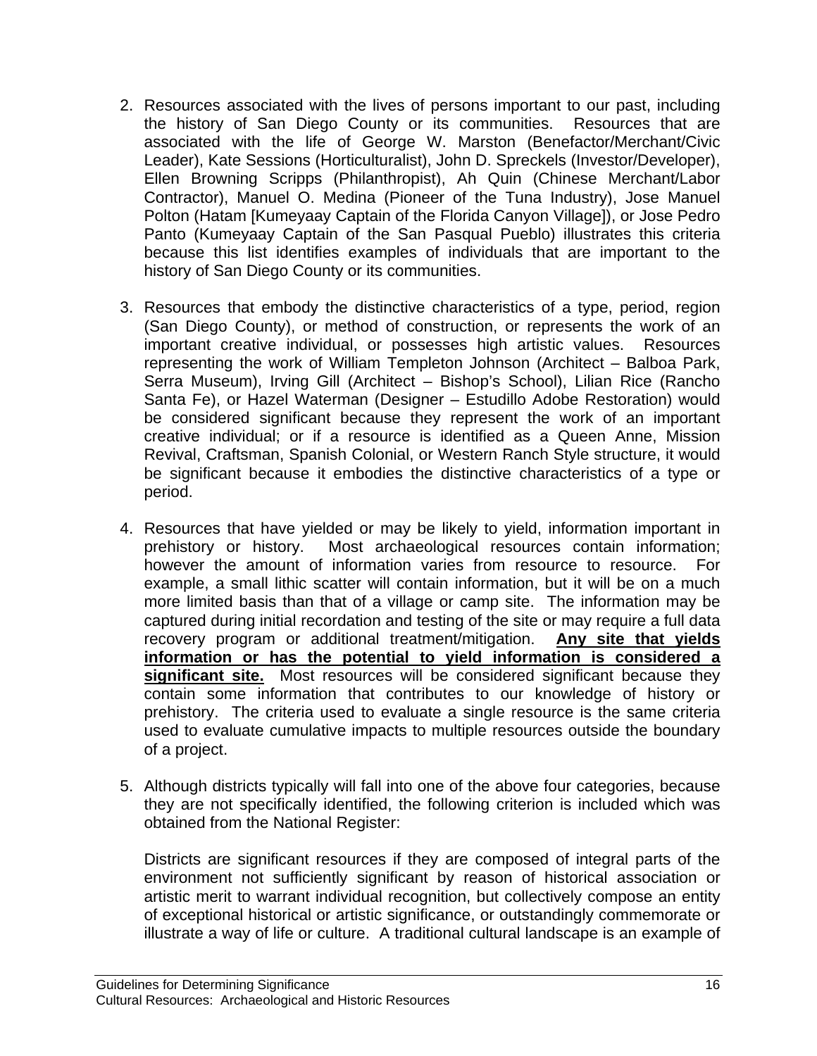2. Resources associated with the lives of persons important to our past, including the history of San Diego County or its communities. Resources that are associated with the life of George W. Marston (Benefactor/Merchant/Civic Leader), Kate Sessions (Horticulturalist), John D. Spreckels (Investor/Developer), Ellen Browning Scripps (Philanthropist), Ah Quin (Chinese Merchant/Labor Contractor), Manuel O. Medina (Pioneer of the Tuna Industry), Jose Manuel Polton (Hatam [Kumeyaay Captain of the Florida Canyon Village]), or Jose Pedro Panto (Kumeyaay Captain of the San Pasqual Pueblo) illustrates this criteria because this list identifies examples of individuals that are important to the history of San Diego County or its communities.

3. Resources that embody the distinctive characteristics of a type, period, region (San Diego County), or method of construction, or represents the work of an important creative individual, or possesses high artistic values. Resources representing the work of William Templeton Johnson (Architect – Balboa Park, Serra Museum), Irving Gill (Architect – Bishop's School), Lilian Rice (Rancho Santa Fe), or Hazel Waterman (Designer – Estudillo Adobe Restoration) would be considered significant because they represent the work of an important creative individual; or if a resource is identified as a Queen Anne, Mission Revival, Craftsman, Spanish Colonial, or Western Ranch Style structure, it would be significant because it embodies the distinctive characteristics of a type or period.

4. Resources that have yielded or may be likely to yield, information important in prehistory or history. Most archaeological resources contain information; however the amount of information varies from resource to resource. For example, a small lithic scatter will contain information, but it will be on a much more limited basis than that of a village or camp site. The information may be captured during initial recordation and testing of the site or may require a full data recovery program or additional treatment/mitigation. **<u>Any site that yields information or has the potential to yield information is considered a significant site.</u>** Most resources will be considered significant because they contain some information that contributes to our knowledge of history or prehistory. The criteria used to evaluate a single resource is the same criteria used to evaluate cumulative impacts to multiple resources outside the boundary of a project.

5. Although districts typically will fall into one of the above four categories, because they are not specifically identified, the following criterion is included which was obtained from the National Register:

   Districts are significant resources if they are composed of integral parts of the environment not sufficiently significant by reason of historical association or artistic merit to warrant individual recognition, but collectively compose an entity of exceptional historical or artistic significance, or outstandingly commemorate or illustrate a way of life or culture. A traditional cultural landscape is an example of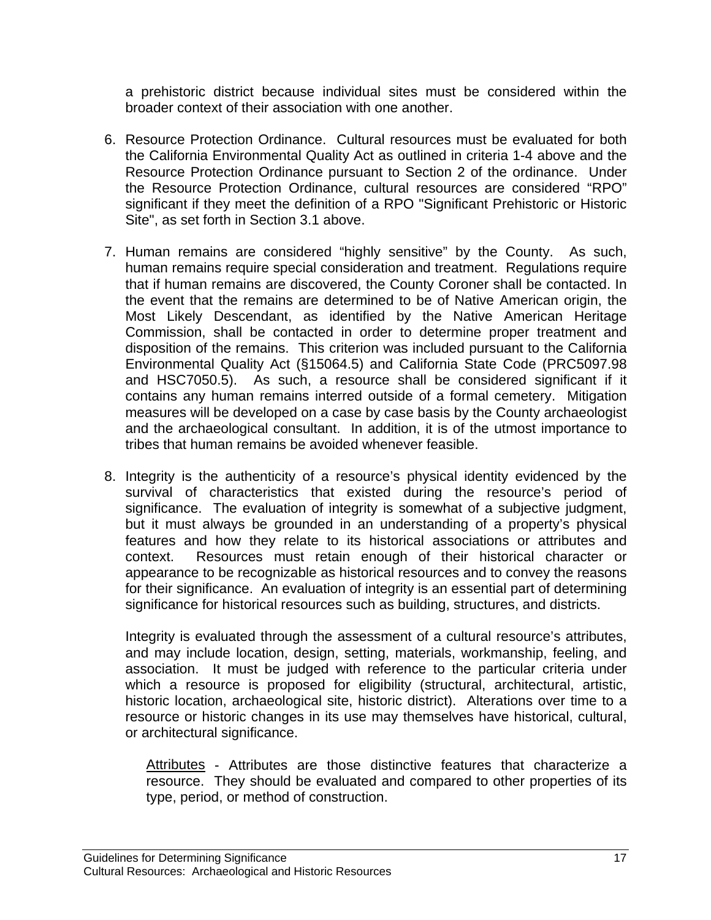a prehistoric district because individual sites must be considered within the broader context of their association with one another.

6. Resource Protection Ordinance. Cultural resources must be evaluated for both the California Environmental Quality Act as outlined in criteria 1-4 above and the Resource Protection Ordinance pursuant to Section 2 of the ordinance. Under the Resource Protection Ordinance, cultural resources are considered "RPO" significant if they meet the definition of a RPO "Significant Prehistoric or Historic Site", as set forth in Section 3.1 above.

7. Human remains are considered "highly sensitive" by the County. As such, human remains require special consideration and treatment. Regulations require that if human remains are discovered, the County Coroner shall be contacted. In the event that the remains are determined to be of Native American origin, the Most Likely Descendant, as identified by the Native American Heritage Commission, shall be contacted in order to determine proper treatment and disposition of the remains. This criterion was included pursuant to the California Environmental Quality Act (§15064.5) and California State Code (PRC5097.98 and HSC7050.5). As such, a resource shall be considered significant if it contains any human remains interred outside of a formal cemetery. Mitigation measures will be developed on a case by case basis by the County archaeologist and the archaeological consultant. In addition, it is of the utmost importance to tribes that human remains be avoided whenever feasible.

8. Integrity is the authenticity of a resource's physical identity evidenced by the survival of characteristics that existed during the resource's period of significance. The evaluation of integrity is somewhat of a subjective judgment, but it must always be grounded in an understanding of a property's physical features and how they relate to its historical associations or attributes and context. Resources must retain enough of their historical character or appearance to be recognizable as historical resources and to convey the reasons for their significance. An evaluation of integrity is an essential part of determining significance for historical resources such as building, structures, and districts.

   Integrity is evaluated through the assessment of a cultural resource's attributes, and may include location, design, setting, materials, workmanship, feeling, and association. It must be judged with reference to the particular criteria under which a resource is proposed for eligibility (structural, architectural, artistic, historic location, archaeological site, historic district). Alterations over time to a resource or historic changes in its use may themselves have historical, cultural, or architectural significance.

   <u>Attributes</u> - Attributes are those distinctive features that characterize a resource. They should be evaluated and compared to other properties of its type, period, or method of construction.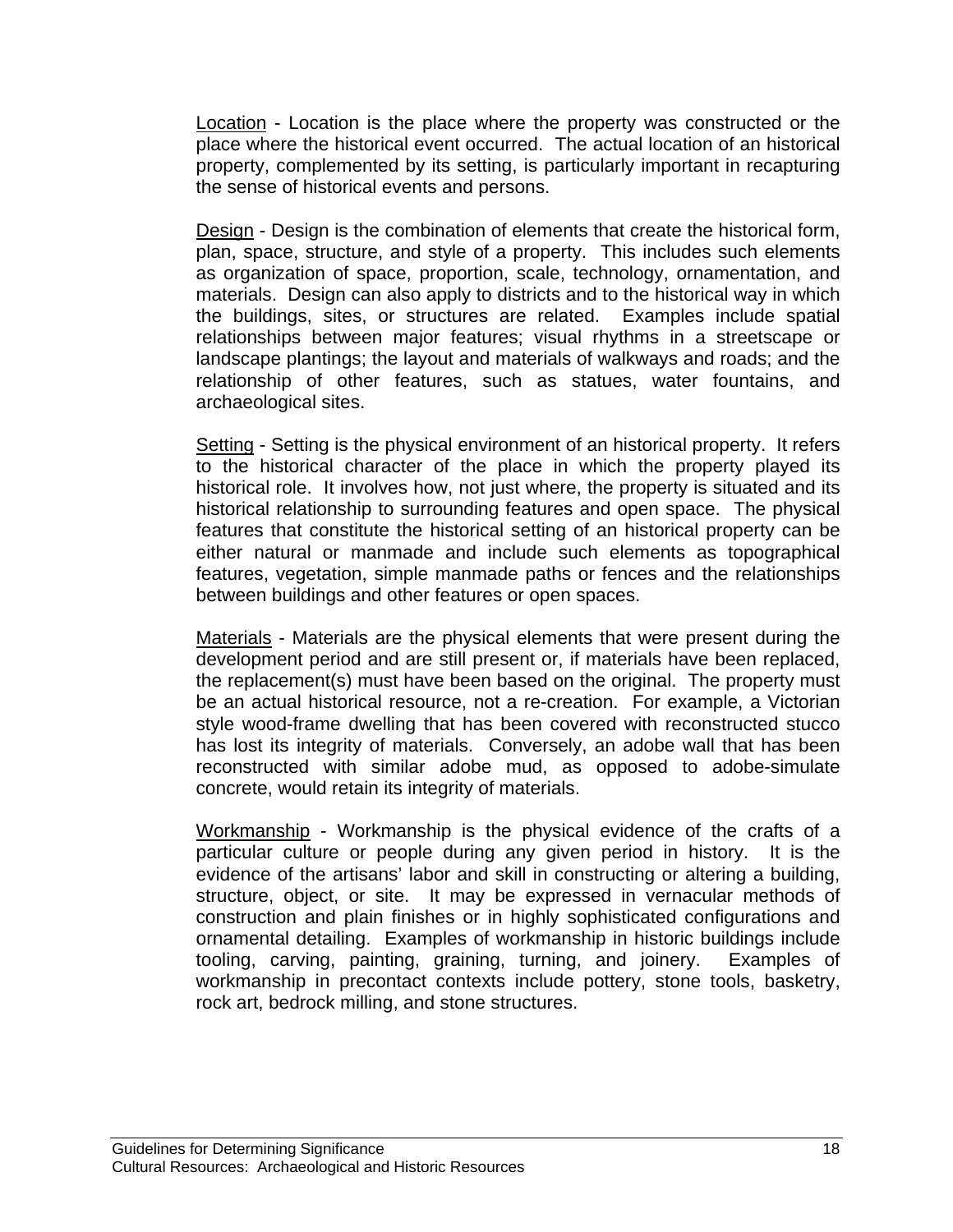<u>Location</u> - Location is the place where the property was constructed or the place where the historical event occurred. The actual location of an historical property, complemented by its setting, is particularly important in recapturing the sense of historical events and persons.

<u>Design</u> - Design is the combination of elements that create the historical form, plan, space, structure, and style of a property. This includes such elements as organization of space, proportion, scale, technology, ornamentation, and materials. Design can also apply to districts and to the historical way in which the buildings, sites, or structures are related. Examples include spatial relationships between major features; visual rhythms in a streetscape or landscape plantings; the layout and materials of walkways and roads; and the relationship of other features, such as statues, water fountains, and archaeological sites.

<u>Setting</u> - Setting is the physical environment of an historical property. It refers to the historical character of the place in which the property played its historical role. It involves how, not just where, the property is situated and its historical relationship to surrounding features and open space. The physical features that constitute the historical setting of an historical property can be either natural or manmade and include such elements as topographical features, vegetation, simple manmade paths or fences and the relationships between buildings and other features or open spaces.

<u>Materials</u> - Materials are the physical elements that were present during the development period and are still present or, if materials have been replaced, the replacement(s) must have been based on the original. The property must be an actual historical resource, not a re-creation. For example, a Victorian style wood-frame dwelling that has been covered with reconstructed stucco has lost its integrity of materials. Conversely, an adobe wall that has been reconstructed with similar adobe mud, as opposed to adobe-simulate concrete, would retain its integrity of materials.

<u>Workmanship</u> - Workmanship is the physical evidence of the crafts of a particular culture or people during any given period in history. It is the evidence of the artisans' labor and skill in constructing or altering a building, structure, object, or site. It may be expressed in vernacular methods of construction and plain finishes or in highly sophisticated configurations and ornamental detailing. Examples of workmanship in historic buildings include tooling, carving, painting, graining, turning, and joinery. Examples of workmanship in precontact contexts include pottery, stone tools, basketry, rock art, bedrock milling, and stone structures.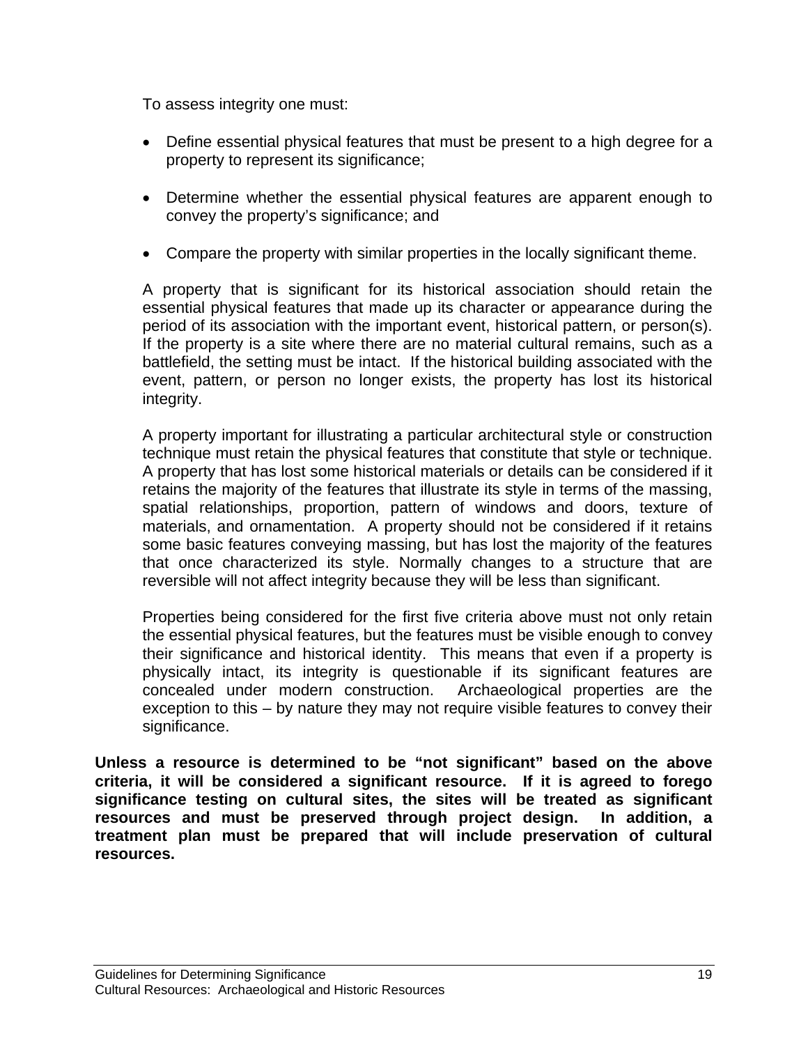To assess integrity one must:

- Define essential physical features that must be present to a high degree for a property to represent its significance;
- Determine whether the essential physical features are apparent enough to convey the property's significance; and
- Compare the property with similar properties in the locally significant theme.

A property that is significant for its historical association should retain the essential physical features that made up its character or appearance during the period of its association with the important event, historical pattern, or person(s). If the property is a site where there are no material cultural remains, such as a battlefield, the setting must be intact. If the historical building associated with the event, pattern, or person no longer exists, the property has lost its historical integrity.

A property important for illustrating a particular architectural style or construction technique must retain the physical features that constitute that style or technique. A property that has lost some historical materials or details can be considered if it retains the majority of the features that illustrate its style in terms of the massing, spatial relationships, proportion, pattern of windows and doors, texture of materials, and ornamentation. A property should not be considered if it retains some basic features conveying massing, but has lost the majority of the features that once characterized its style. Normally changes to a structure that are reversible will not affect integrity because they will be less than significant.

Properties being considered for the first five criteria above must not only retain the essential physical features, but the features must be visible enough to convey their significance and historical identity. This means that even if a property is physically intact, its integrity is questionable if its significant features are concealed under modern construction. Archaeological properties are the exception to this – by nature they may not require visible features to convey their significance.

**Unless a resource is determined to be "not significant" based on the above criteria, it will be considered a significant resource. If it is agreed to forego significance testing on cultural sites, the sites will be treated as significant resources and must be preserved through project design. In addition, a treatment plan must be prepared that will include preservation of cultural resources.**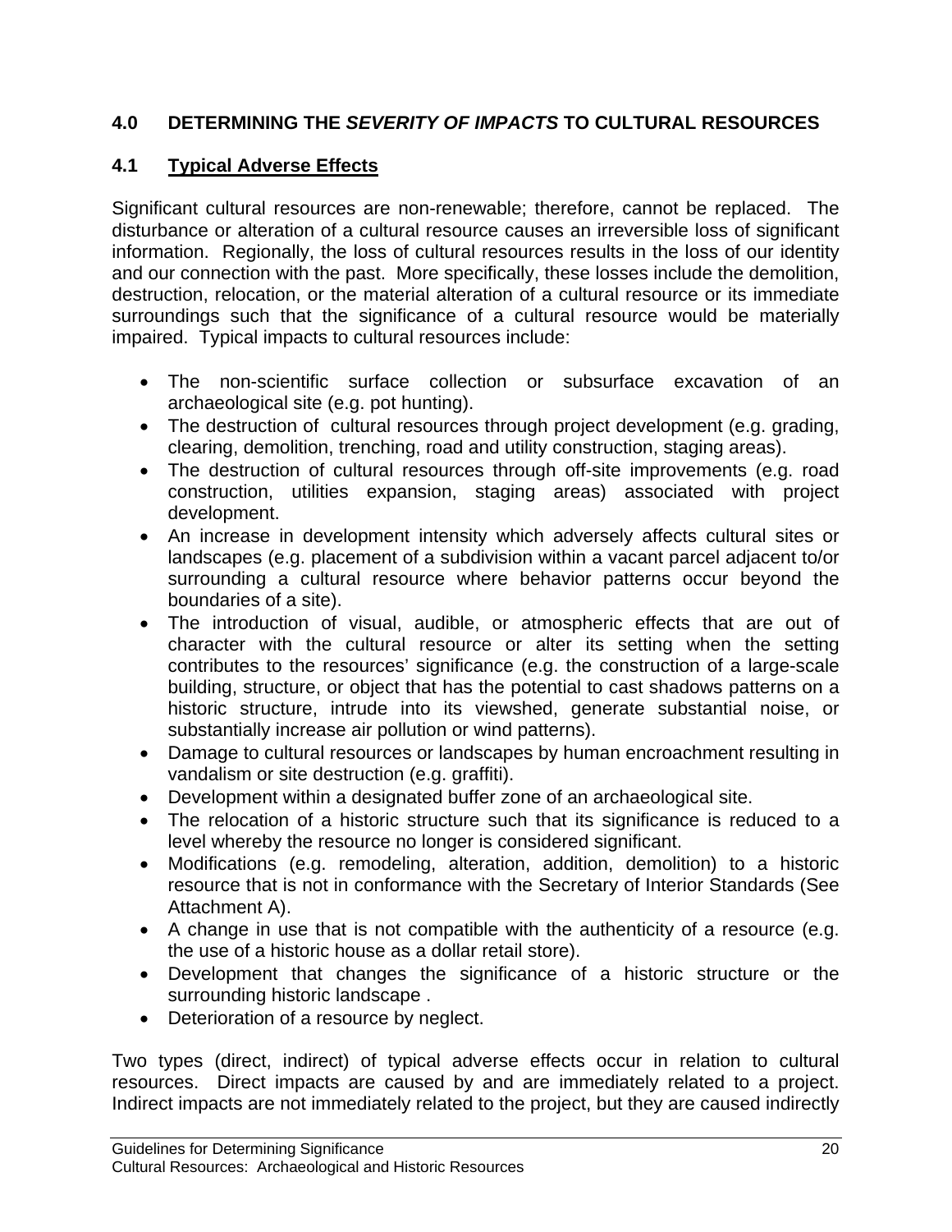## 4.0 DETERMINING THE *SEVERITY OF IMPACTS* TO CULTURAL RESOURCES

### 4.1 <u>Typical Adverse Effects</u>

Significant cultural resources are non-renewable; therefore, cannot be replaced. The disturbance or alteration of a cultural resource causes an irreversible loss of significant information. Regionally, the loss of cultural resources results in the loss of our identity and our connection with the past. More specifically, these losses include the demolition, destruction, relocation, or the material alteration of a cultural resource or its immediate surroundings such that the significance of a cultural resource would be materially impaired. Typical impacts to cultural resources include:

- The non-scientific surface collection or subsurface excavation of an archaeological site (e.g. pot hunting).
- The destruction of cultural resources through project development (e.g. grading, clearing, demolition, trenching, road and utility construction, staging areas).
- The destruction of cultural resources through off-site improvements (e.g. road construction, utilities expansion, staging areas) associated with project development.
- An increase in development intensity which adversely affects cultural sites or landscapes (e.g. placement of a subdivision within a vacant parcel adjacent to/or surrounding a cultural resource where behavior patterns occur beyond the boundaries of a site).
- The introduction of visual, audible, or atmospheric effects that are out of character with the cultural resource or alter its setting when the setting contributes to the resources' significance (e.g. the construction of a large-scale building, structure, or object that has the potential to cast shadows patterns on a historic structure, intrude into its viewshed, generate substantial noise, or substantially increase air pollution or wind patterns).
- Damage to cultural resources or landscapes by human encroachment resulting in vandalism or site destruction (e.g. graffiti).
- Development within a designated buffer zone of an archaeological site.
- The relocation of a historic structure such that its significance is reduced to a level whereby the resource no longer is considered significant.
- Modifications (e.g. remodeling, alteration, addition, demolition) to a historic resource that is not in conformance with the Secretary of Interior Standards (See Attachment A).
- A change in use that is not compatible with the authenticity of a resource (e.g. the use of a historic house as a dollar retail store).
- Development that changes the significance of a historic structure or the surrounding historic landscape .
- Deterioration of a resource by neglect.

Two types (direct, indirect) of typical adverse effects occur in relation to cultural resources. Direct impacts are caused by and are immediately related to a project. Indirect impacts are not immediately related to the project, but they are caused indirectly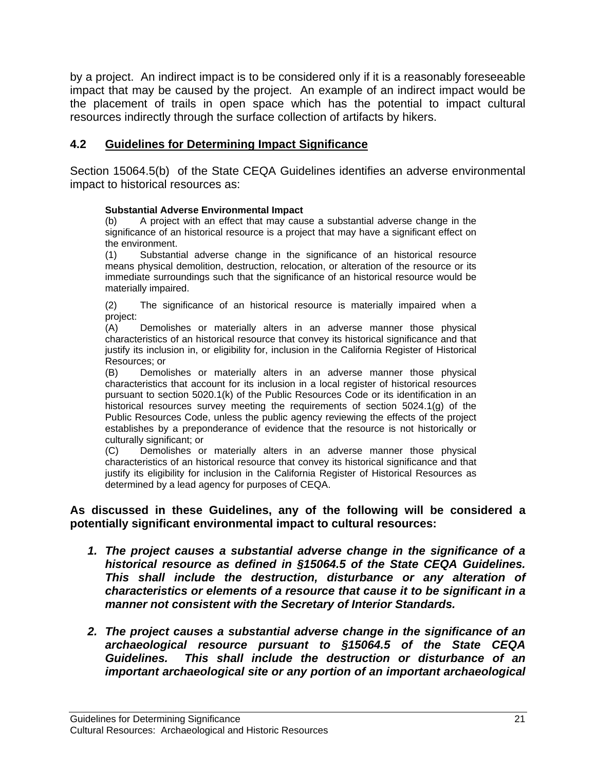by a project. An indirect impact is to be considered only if it is a reasonably foreseeable impact that may be caused by the project. An example of an indirect impact would be the placement of trails in open space which has the potential to impact cultural resources indirectly through the surface collection of artifacts by hikers.

## 4.2 Guidelines for Determining Impact Significance

Section 15064.5(b) of the State CEQA Guidelines identifies an adverse environmental impact to historical resources as:

> **Substantial Adverse Environmental Impact**
>
> (b) A project with an effect that may cause a substantial adverse change in the significance of an historical resource is a project that may have a significant effect on the environment.
>
> (1) Substantial adverse change in the significance of an historical resource means physical demolition, destruction, relocation, or alteration of the resource or its immediate surroundings such that the significance of an historical resource would be materially impaired.
>
> (2) The significance of an historical resource is materially impaired when a project:
>
> (A) Demolishes or materially alters in an adverse manner those physical characteristics of an historical resource that convey its historical significance and that justify its inclusion in, or eligibility for, inclusion in the California Register of Historical Resources; or
>
> (B) Demolishes or materially alters in an adverse manner those physical characteristics that account for its inclusion in a local register of historical resources pursuant to section 5020.1(k) of the Public Resources Code or its identification in an historical resources survey meeting the requirements of section 5024.1(g) of the Public Resources Code, unless the public agency reviewing the effects of the project establishes by a preponderance of evidence that the resource is not historically or culturally significant; or
>
> (C) Demolishes or materially alters in an adverse manner those physical characteristics of an historical resource that convey its historical significance and that justify its eligibility for inclusion in the California Register of Historical Resources as determined by a lead agency for purposes of CEQA.

**As discussed in these Guidelines, any of the following will be considered a potentially significant environmental impact to cultural resources:**

1. ***The project causes a substantial adverse change in the significance of a historical resource as defined in §15064.5 of the State CEQA Guidelines. This shall include the destruction, disturbance or any alteration of characteristics or elements of a resource that cause it to be significant in a manner not consistent with the Secretary of Interior Standards.***

2. ***The project causes a substantial adverse change in the significance of an archaeological resource pursuant to §15064.5 of the State CEQA Guidelines. This shall include the destruction or disturbance of an important archaeological site or any portion of an important archaeological***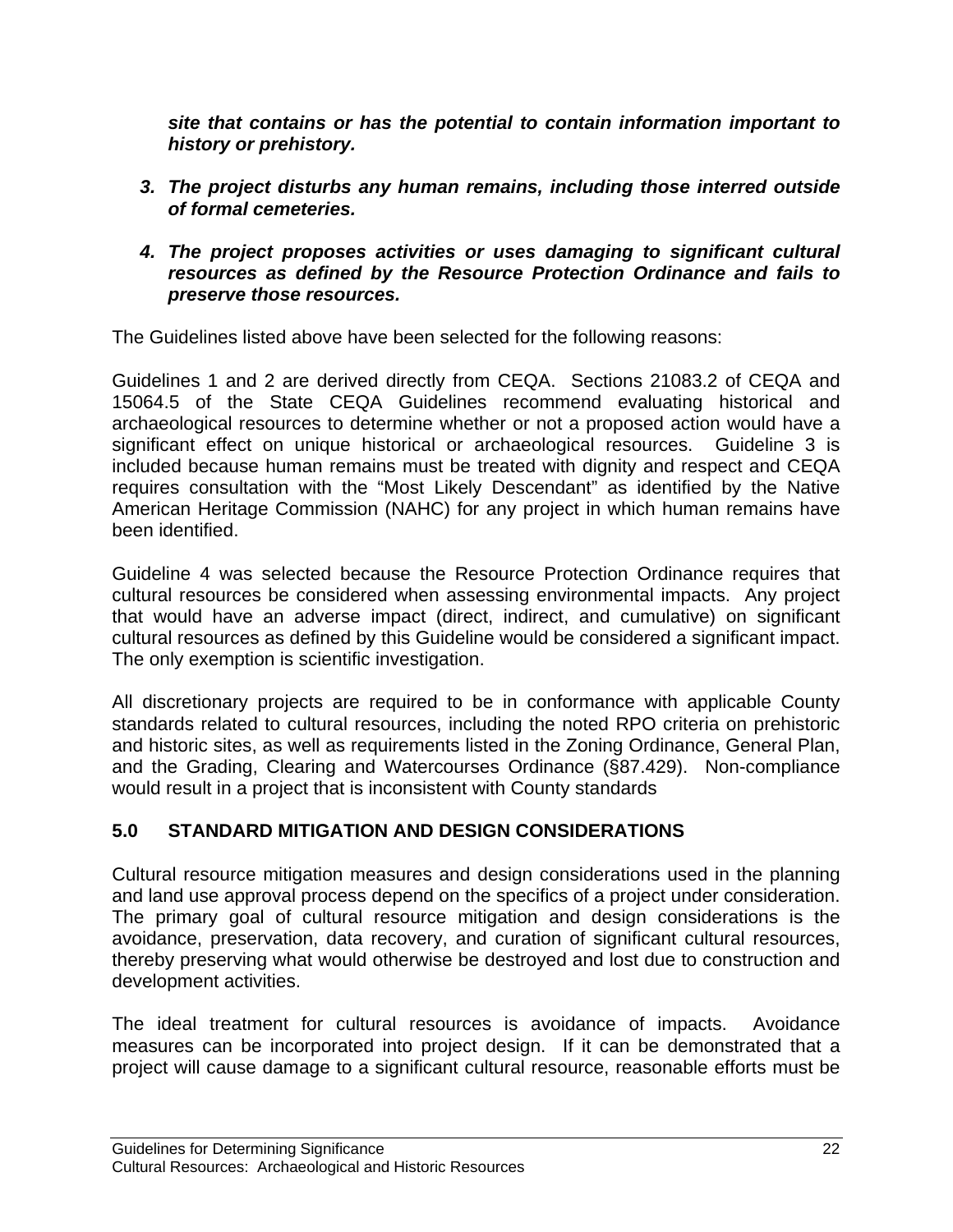***site that contains or has the potential to contain information important to history or prehistory.***

3. ***The project disturbs any human remains, including those interred outside of formal cemeteries.***

4. ***The project proposes activities or uses damaging to significant cultural resources as defined by the Resource Protection Ordinance and fails to preserve those resources.***

The Guidelines listed above have been selected for the following reasons:

Guidelines 1 and 2 are derived directly from CEQA. Sections 21083.2 of CEQA and 15064.5 of the State CEQA Guidelines recommend evaluating historical and archaeological resources to determine whether or not a proposed action would have a significant effect on unique historical or archaeological resources. Guideline 3 is included because human remains must be treated with dignity and respect and CEQA requires consultation with the "Most Likely Descendant" as identified by the Native American Heritage Commission (NAHC) for any project in which human remains have been identified.

Guideline 4 was selected because the Resource Protection Ordinance requires that cultural resources be considered when assessing environmental impacts. Any project that would have an adverse impact (direct, indirect, and cumulative) on significant cultural resources as defined by this Guideline would be considered a significant impact. The only exemption is scientific investigation.

All discretionary projects are required to be in conformance with applicable County standards related to cultural resources, including the noted RPO criteria on prehistoric and historic sites, as well as requirements listed in the Zoning Ordinance, General Plan, and the Grading, Clearing and Watercourses Ordinance (§87.429). Non-compliance would result in a project that is inconsistent with County standards

## 5.0 STANDARD MITIGATION AND DESIGN CONSIDERATIONS

Cultural resource mitigation measures and design considerations used in the planning and land use approval process depend on the specifics of a project under consideration. The primary goal of cultural resource mitigation and design considerations is the avoidance, preservation, data recovery, and curation of significant cultural resources, thereby preserving what would otherwise be destroyed and lost due to construction and development activities.

The ideal treatment for cultural resources is avoidance of impacts. Avoidance measures can be incorporated into project design. If it can be demonstrated that a project will cause damage to a significant cultural resource, reasonable efforts must be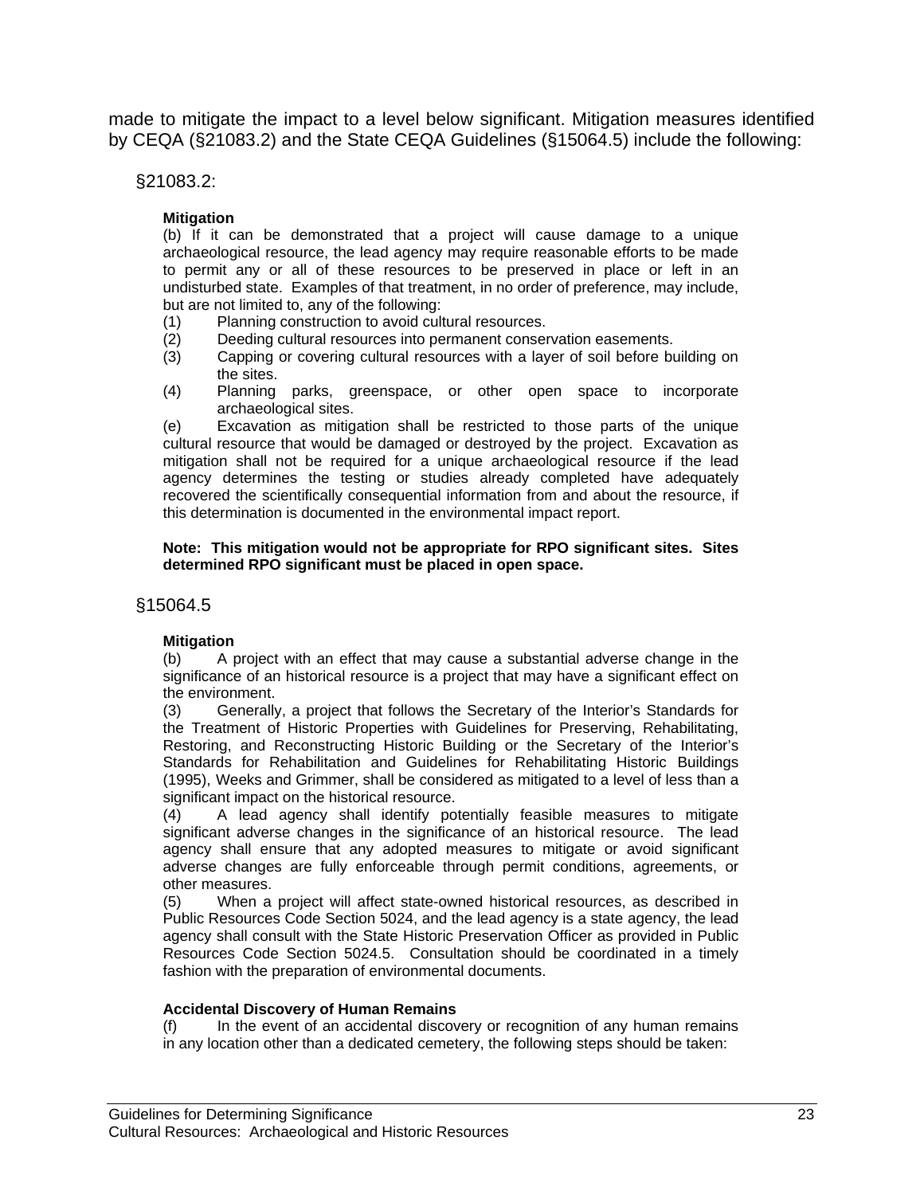made to mitigate the impact to a level below significant. Mitigation measures identified by CEQA (§21083.2) and the State CEQA Guidelines (§15064.5) include the following:

§21083.2:

**Mitigation**
(b) If it can be demonstrated that a project will cause damage to a unique archaeological resource, the lead agency may require reasonable efforts to be made to permit any or all of these resources to be preserved in place or left in an undisturbed state. Examples of that treatment, in no order of preference, may include, but are not limited to, any of the following:

(1) Planning construction to avoid cultural resources.
(2) Deeding cultural resources into permanent conservation easements.
(3) Capping or covering cultural resources with a layer of soil before building on the sites.
(4) Planning parks, greenspace, or other open space to incorporate archaeological sites.

(e) Excavation as mitigation shall be restricted to those parts of the unique cultural resource that would be damaged or destroyed by the project. Excavation as mitigation shall not be required for a unique archaeological resource if the lead agency determines the testing or studies already completed have adequately recovered the scientifically consequential information from and about the resource, if this determination is documented in the environmental impact report.

**Note: This mitigation would not be appropriate for RPO significant sites. Sites determined RPO significant must be placed in open space.**

§15064.5

**Mitigation**
(b) A project with an effect that may cause a substantial adverse change in the significance of an historical resource is a project that may have a significant effect on the environment.

(3) Generally, a project that follows the Secretary of the Interior's Standards for the Treatment of Historic Properties with Guidelines for Preserving, Rehabilitating, Restoring, and Reconstructing Historic Building or the Secretary of the Interior's Standards for Rehabilitation and Guidelines for Rehabilitating Historic Buildings (1995), Weeks and Grimmer, shall be considered as mitigated to a level of less than a significant impact on the historical resource.

(4) A lead agency shall identify potentially feasible measures to mitigate significant adverse changes in the significance of an historical resource. The lead agency shall ensure that any adopted measures to mitigate or avoid significant adverse changes are fully enforceable through permit conditions, agreements, or other measures.

(5) When a project will affect state-owned historical resources, as described in Public Resources Code Section 5024, and the lead agency is a state agency, the lead agency shall consult with the State Historic Preservation Officer as provided in Public Resources Code Section 5024.5. Consultation should be coordinated in a timely fashion with the preparation of environmental documents.

**Accidental Discovery of Human Remains**
(f) In the event of an accidental discovery or recognition of any human remains in any location other than a dedicated cemetery, the following steps should be taken: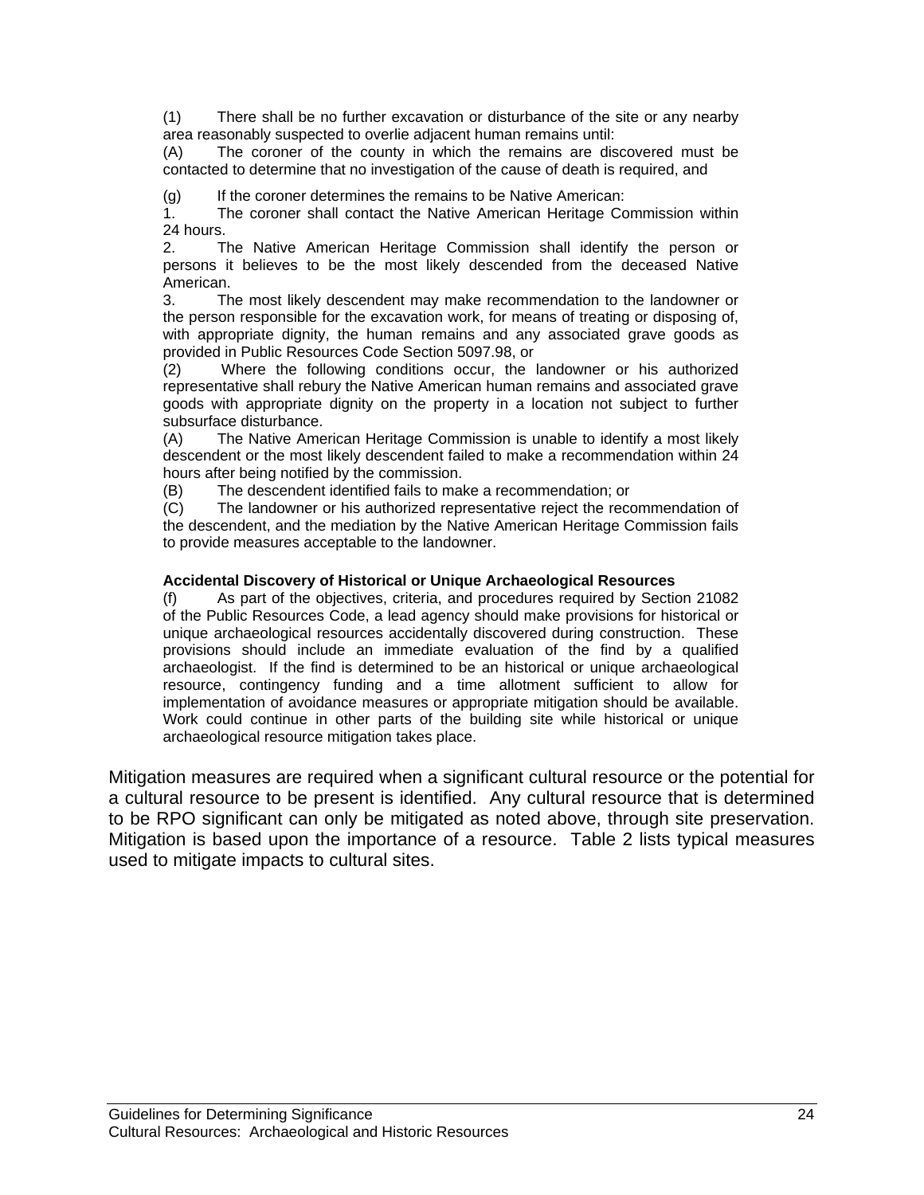(1) There shall be no further excavation or disturbance of the site or any nearby area reasonably suspected to overlie adjacent human remains until:

(A) The coroner of the county in which the remains are discovered must be contacted to determine that no investigation of the cause of death is required, and

(g) If the coroner determines the remains to be Native American:

1. The coroner shall contact the Native American Heritage Commission within 24 hours.

2. The Native American Heritage Commission shall identify the person or persons it believes to be the most likely descended from the deceased Native American.

3. The most likely descendent may make recommendation to the landowner or the person responsible for the excavation work, for means of treating or disposing of, with appropriate dignity, the human remains and any associated grave goods as provided in Public Resources Code Section 5097.98, or

(2) Where the following conditions occur, the landowner or his authorized representative shall rebury the Native American human remains and associated grave goods with appropriate dignity on the property in a location not subject to further subsurface disturbance.

(A) The Native American Heritage Commission is unable to identify a most likely descendent or the most likely descendent failed to make a recommendation within 24 hours after being notified by the commission.

(B) The descendent identified fails to make a recommendation; or

(C) The landowner or his authorized representative reject the recommendation of the descendent, and the mediation by the Native American Heritage Commission fails to provide measures acceptable to the landowner.

**Accidental Discovery of Historical or Unique Archaeological Resources**

(f) As part of the objectives, criteria, and procedures required by Section 21082 of the Public Resources Code, a lead agency should make provisions for historical or unique archaeological resources accidentally discovered during construction. These provisions should include an immediate evaluation of the find by a qualified archaeologist. If the find is determined to be an historical or unique archaeological resource, contingency funding and a time allotment sufficient to allow for implementation of avoidance measures or appropriate mitigation should be available. Work could continue in other parts of the building site while historical or unique archaeological resource mitigation takes place.

Mitigation measures are required when a significant cultural resource or the potential for a cultural resource to be present is identified. Any cultural resource that is determined to be RPO significant can only be mitigated as noted above, through site preservation. Mitigation is based upon the importance of a resource. Table 2 lists typical measures used to mitigate impacts to cultural sites.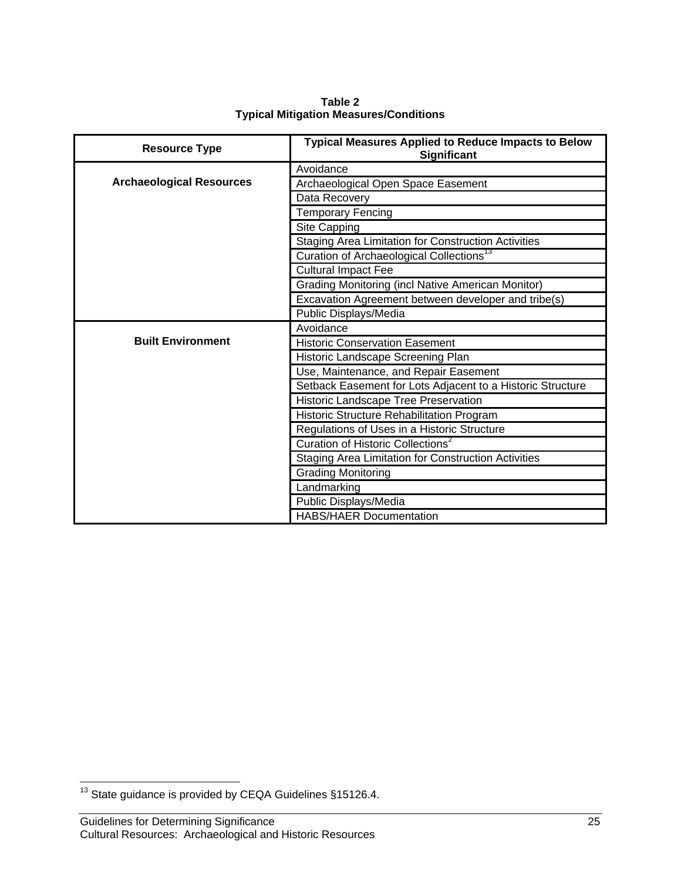**Table 2**
**Typical Mitigation Measures/Conditions**

| Resource Type | Typical Measures Applied to Reduce Impacts to Below Significant |
|---|---|
| **Archaeological Resources** | Avoidance |
| | Archaeological Open Space Easement |
| | Data Recovery |
| | Temporary Fencing |
| | Site Capping |
| | Staging Area Limitation for Construction Activities |
| | Curation of Archaeological Collections[13] |
| | Cultural Impact Fee |
| | Grading Monitoring (incl Native American Monitor) |
| | Excavation Agreement between developer and tribe(s) |
| | Public Displays/Media |
| **Built Environment** | Avoidance |
| | Historic Conservation Easement |
| | Historic Landscape Screening Plan |
| | Use, Maintenance, and Repair Easement |
| | Setback Easement for Lots Adjacent to a Historic Structure |
| | Historic Landscape Tree Preservation |
| | Historic Structure Rehabilitation Program |
| | Regulations of Uses in a Historic Structure |
| | Curation of Historic Collections[2] |
| | Staging Area Limitation for Construction Activities |
| | Grading Monitoring |
| | Landmarking |
| | Public Displays/Media |
| | HABS/HAER Documentation |

[13] State guidance is provided by CEQA Guidelines §15126.4.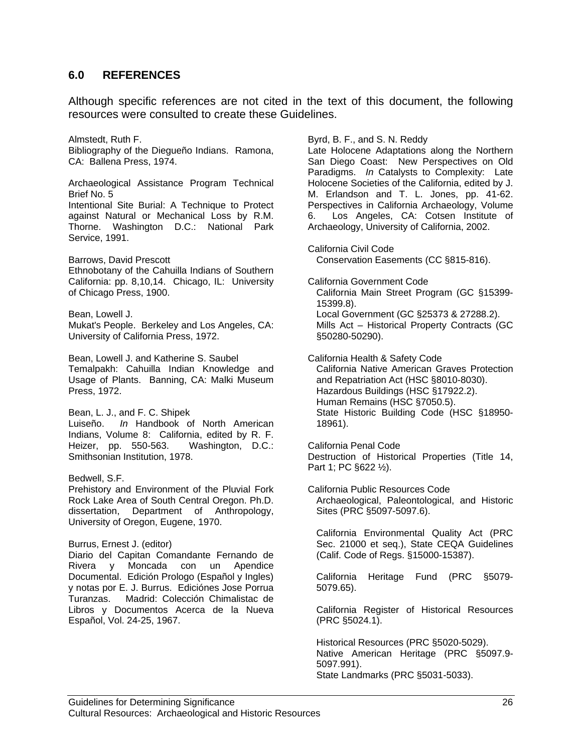## 6.0 REFERENCES

Although specific references are not cited in the text of this document, the following resources were consulted to create these Guidelines.

Almstedt, Ruth F.
Bibliography of the Diegueño Indians. Ramona, CA: Ballena Press, 1974.

Archaeological Assistance Program Technical Brief No. 5
Intentional Site Burial: A Technique to Protect against Natural or Mechanical Loss by R.M. Thorne. Washington D.C.: National Park Service, 1991.

Barrows, David Prescott
Ethnobotany of the Cahuilla Indians of Southern California: pp. 8,10,14. Chicago, IL: University of Chicago Press, 1900.

Bean, Lowell J.
Mukat's People. Berkeley and Los Angeles, CA: University of California Press, 1972.

Bean, Lowell J. and Katherine S. Saubel
Temalpakh: Cahuilla Indian Knowledge and Usage of Plants. Banning, CA: Malki Museum Press, 1972.

Bean, L. J., and F. C. Shipek
Luiseño. *In* Handbook of North American Indians, Volume 8: California, edited by R. F. Heizer, pp. 550-563. Washington, D.C.: Smithsonian Institution, 1978.

Bedwell, S.F.
Prehistory and Environment of the Pluvial Fork Rock Lake Area of South Central Oregon. Ph.D. dissertation, Department of Anthropology, University of Oregon, Eugene, 1970.

Burrus, Ernest J. (editor)
Diario del Capitan Comandante Fernando de Rivera y Moncada con un Apendice Documental. Edición Prologo (Español y Ingles) y notas por E. J. Burrus. Ediciónes Jose Porrua Turanzas. Madrid: Colección Chimalistac de Libros y Documentos Acerca de la Nueva Español, Vol. 24-25, 1967.

Byrd, B. F., and S. N. Reddy
Late Holocene Adaptations along the Northern San Diego Coast: New Perspectives on Old Paradigms. *In* Catalysts to Complexity: Late Holocene Societies of the California, edited by J. M. Erlandson and T. L. Jones, pp. 41-62. Perspectives in California Archaeology, Volume 6. Los Angeles, CA: Cotsen Institute of Archaeology, University of California, 2002.

California Civil Code
- Conservation Easements (CC §815-816).

California Government Code
- California Main Street Program (GC §15399-15399.8).
- Local Government (GC §25373 & 27288.2).
- Mills Act – Historical Property Contracts (GC §50280-50290).

California Health & Safety Code
- California Native American Graves Protection and Repatriation Act (HSC §8010-8030).
- Hazardous Buildings (HSC §17922.2).
- Human Remains (HSC §7050.5).
- State Historic Building Code (HSC §18950-18961).

California Penal Code
Destruction of Historical Properties (Title 14, Part 1; PC §622 ½).

California Public Resources Code
- Archaeological, Paleontological, and Historic Sites (PRC §5097-5097.6).
- California Environmental Quality Act (PRC Sec. 21000 et seq.), State CEQA Guidelines (Calif. Code of Regs. §15000-15387).
- California Heritage Fund (PRC §5079-5079.65).
- California Register of Historical Resources (PRC §5024.1).
- Historical Resources (PRC §5020-5029).
- Native American Heritage (PRC §5097.9-5097.991).
- State Landmarks (PRC §5031-5033).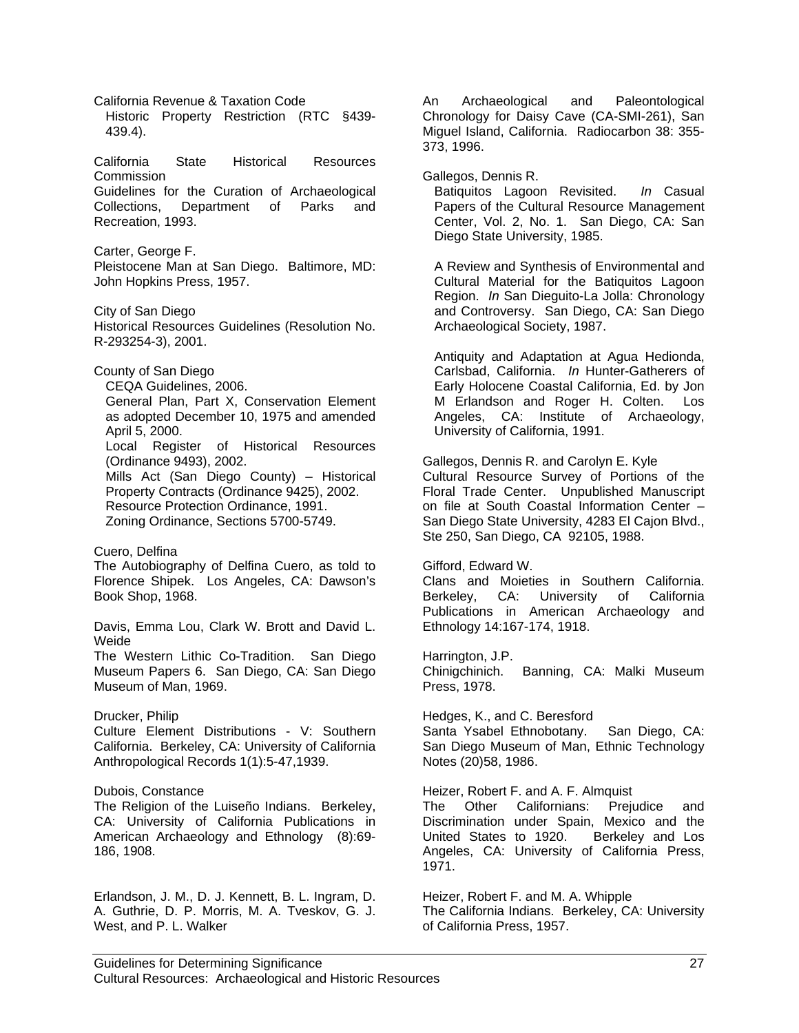California Revenue & Taxation Code
Historic Property Restriction (RTC §439-439.4).

California State Historical Resources Commission
Guidelines for the Curation of Archaeological Collections, Department of Parks and Recreation, 1993.

Carter, George F.
Pleistocene Man at San Diego. Baltimore, MD: John Hopkins Press, 1957.

City of San Diego
Historical Resources Guidelines (Resolution No. R-293254-3), 2001.

County of San Diego
CEQA Guidelines, 2006.
General Plan, Part X, Conservation Element as adopted December 10, 1975 and amended April 5, 2000.
Local Register of Historical Resources (Ordinance 9493), 2002.
Mills Act (San Diego County) – Historical Property Contracts (Ordinance 9425), 2002.
Resource Protection Ordinance, 1991.
Zoning Ordinance, Sections 5700-5749.

Cuero, Delfina
The Autobiography of Delfina Cuero, as told to Florence Shipek. Los Angeles, CA: Dawson's Book Shop, 1968.

Davis, Emma Lou, Clark W. Brott and David L. Weide
The Western Lithic Co-Tradition. San Diego Museum Papers 6. San Diego, CA: San Diego Museum of Man, 1969.

Drucker, Philip
Culture Element Distributions - V: Southern California. Berkeley, CA: University of California Anthropological Records 1(1):5-47,1939.

Dubois, Constance
The Religion of the Luiseño Indians. Berkeley, CA: University of California Publications in American Archaeology and Ethnology (8):69-186, 1908.

Erlandson, J. M., D. J. Kennett, B. L. Ingram, D. A. Guthrie, D. P. Morris, M. A. Tveskov, G. J. West, and P. L. Walker
An Archaeological and Paleontological Chronology for Daisy Cave (CA-SMI-261), San Miguel Island, California. Radiocarbon 38: 355-373, 1996.

Gallegos, Dennis R.
Batiquitos Lagoon Revisited. *In* Casual Papers of the Cultural Resource Management Center, Vol. 2, No. 1. San Diego, CA: San Diego State University, 1985.

A Review and Synthesis of Environmental and Cultural Material for the Batiquitos Lagoon Region. *In* San Dieguito-La Jolla: Chronology and Controversy. San Diego, CA: San Diego Archaeological Society, 1987.

Antiquity and Adaptation at Agua Hedionda, Carlsbad, California. *In* Hunter-Gatherers of Early Holocene Coastal California, Ed. by Jon M Erlandson and Roger H. Colten. Los Angeles, CA: Institute of Archaeology, University of California, 1991.

Gallegos, Dennis R. and Carolyn E. Kyle
Cultural Resource Survey of Portions of the Floral Trade Center. Unpublished Manuscript on file at South Coastal Information Center – San Diego State University, 4283 El Cajon Blvd., Ste 250, San Diego, CA 92105, 1988.

Gifford, Edward W.
Clans and Moieties in Southern California. Berkeley, CA: University of California Publications in American Archaeology and Ethnology 14:167-174, 1918.

Harrington, J.P.
Chinigchinich. Banning, CA: Malki Museum Press, 1978.

Hedges, K., and C. Beresford
Santa Ysabel Ethnobotany. San Diego, CA: San Diego Museum of Man, Ethnic Technology Notes (20)58, 1986.

Heizer, Robert F. and A. F. Almquist
The Other Californians: Prejudice and Discrimination under Spain, Mexico and the United States to 1920. Berkeley and Los Angeles, CA: University of California Press, 1971.

Heizer, Robert F. and M. A. Whipple
The California Indians. Berkeley, CA: University of California Press, 1957.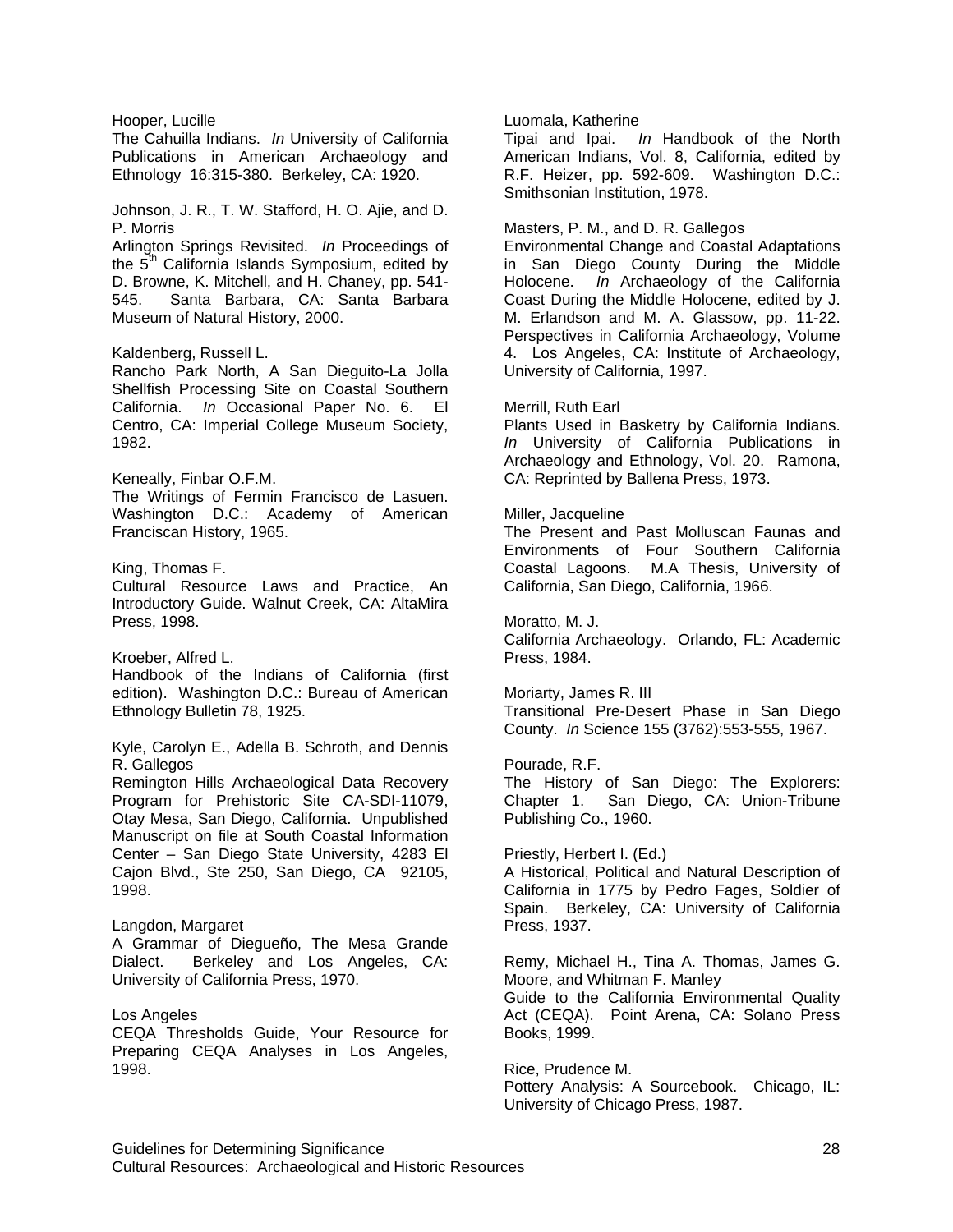Hooper, Lucille
The Cahuilla Indians. *In* University of California Publications in American Archaeology and Ethnology 16:315-380. Berkeley, CA: 1920.

Johnson, J. R., T. W. Stafford, H. O. Ajie, and D. P. Morris
Arlington Springs Revisited. *In* Proceedings of the 5th California Islands Symposium, edited by D. Browne, K. Mitchell, and H. Chaney, pp. 541-545. Santa Barbara, CA: Santa Barbara Museum of Natural History, 2000.

Kaldenberg, Russell L.
Rancho Park North, A San Dieguito-La Jolla Shellfish Processing Site on Coastal Southern California. *In* Occasional Paper No. 6. El Centro, CA: Imperial College Museum Society, 1982.

Keneally, Finbar O.F.M.
The Writings of Fermin Francisco de Lasuen. Washington D.C.: Academy of American Franciscan History, 1965.

King, Thomas F.
Cultural Resource Laws and Practice, An Introductory Guide. Walnut Creek, CA: AltaMira Press, 1998.

Kroeber, Alfred L.
Handbook of the Indians of California (first edition). Washington D.C.: Bureau of American Ethnology Bulletin 78, 1925.

Kyle, Carolyn E., Adella B. Schroth, and Dennis R. Gallegos
Remington Hills Archaeological Data Recovery Program for Prehistoric Site CA-SDI-11079, Otay Mesa, San Diego, California. Unpublished Manuscript on file at South Coastal Information Center – San Diego State University, 4283 El Cajon Blvd., Ste 250, San Diego, CA 92105, 1998.

Langdon, Margaret
A Grammar of Diegueño, The Mesa Grande Dialect. Berkeley and Los Angeles, CA: University of California Press, 1970.

Los Angeles
CEQA Thresholds Guide, Your Resource for Preparing CEQA Analyses in Los Angeles, 1998.

Luomala, Katherine
Tipai and Ipai. *In* Handbook of the North American Indians, Vol. 8, California, edited by R.F. Heizer, pp. 592-609. Washington D.C.: Smithsonian Institution, 1978.

Masters, P. M., and D. R. Gallegos
Environmental Change and Coastal Adaptations in San Diego County During the Middle Holocene. *In* Archaeology of the California Coast During the Middle Holocene, edited by J. M. Erlandson and M. A. Glassow, pp. 11-22. Perspectives in California Archaeology, Volume 4. Los Angeles, CA: Institute of Archaeology, University of California, 1997.

Merrill, Ruth Earl
Plants Used in Basketry by California Indians. *In* University of California Publications in Archaeology and Ethnology, Vol. 20. Ramona, CA: Reprinted by Ballena Press, 1973.

Miller, Jacqueline
The Present and Past Molluscan Faunas and Environments of Four Southern California Coastal Lagoons. M.A Thesis, University of California, San Diego, California, 1966.

Moratto, M. J.
California Archaeology. Orlando, FL: Academic Press, 1984.

Moriarty, James R. III
Transitional Pre-Desert Phase in San Diego County. *In* Science 155 (3762):553-555, 1967.

Pourade, R.F.
The History of San Diego: The Explorers: Chapter 1. San Diego, CA: Union-Tribune Publishing Co., 1960.

Priestly, Herbert I. (Ed.)
A Historical, Political and Natural Description of California in 1775 by Pedro Fages, Soldier of Spain. Berkeley, CA: University of California Press, 1937.

Remy, Michael H., Tina A. Thomas, James G. Moore, and Whitman F. Manley
Guide to the California Environmental Quality Act (CEQA). Point Arena, CA: Solano Press Books, 1999.

Rice, Prudence M.
Pottery Analysis: A Sourcebook. Chicago, IL: University of Chicago Press, 1987.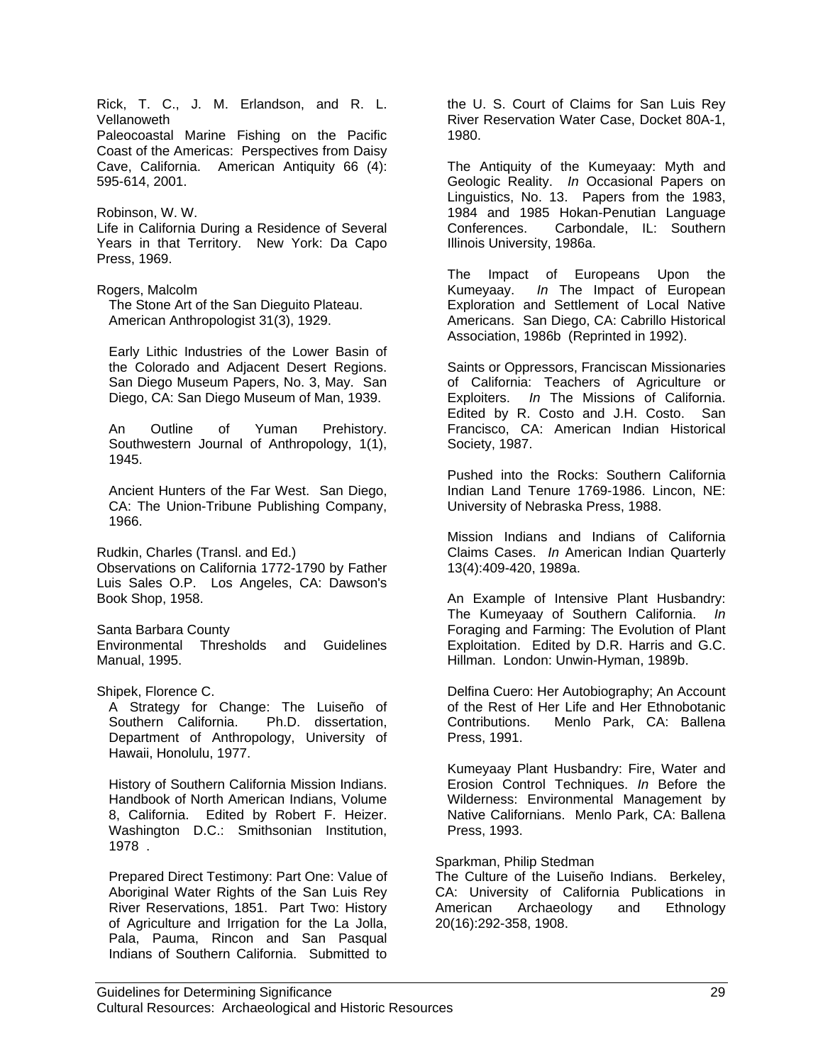Rick, T. C., J. M. Erlandson, and R. L. Vellanoweth
Paleocoastal Marine Fishing on the Pacific Coast of the Americas: Perspectives from Daisy Cave, California. American Antiquity 66 (4): 595-614, 2001.

Robinson, W. W.
Life in California During a Residence of Several Years in that Territory. New York: Da Capo Press, 1969.

Rogers, Malcolm
The Stone Art of the San Dieguito Plateau. American Anthropologist 31(3), 1929.

Early Lithic Industries of the Lower Basin of the Colorado and Adjacent Desert Regions. San Diego Museum Papers, No. 3, May. San Diego, CA: San Diego Museum of Man, 1939.

An Outline of Yuman Prehistory. Southwestern Journal of Anthropology, 1(1), 1945.

Ancient Hunters of the Far West. San Diego, CA: The Union-Tribune Publishing Company, 1966.

Rudkin, Charles (Transl. and Ed.)
Observations on California 1772-1790 by Father Luis Sales O.P. Los Angeles, CA: Dawson's Book Shop, 1958.

Santa Barbara County
Environmental Thresholds and Guidelines Manual, 1995.

Shipek, Florence C.
A Strategy for Change: The Luiseño of Southern California. Ph.D. dissertation, Department of Anthropology, University of Hawaii, Honolulu, 1977.

History of Southern California Mission Indians. Handbook of North American Indians, Volume 8, California. Edited by Robert F. Heizer. Washington D.C.: Smithsonian Institution, 1978 .

Prepared Direct Testimony: Part One: Value of Aboriginal Water Rights of the San Luis Rey River Reservations, 1851. Part Two: History of Agriculture and Irrigation for the La Jolla, Pala, Pauma, Rincon and San Pasqual Indians of Southern California. Submitted to the U. S. Court of Claims for San Luis Rey River Reservation Water Case, Docket 80A-1, 1980.

The Antiquity of the Kumeyaay: Myth and Geologic Reality. *In* Occasional Papers on Linguistics, No. 13. Papers from the 1983, 1984 and 1985 Hokan-Penutian Language Conferences. Carbondale, IL: Southern Illinois University, 1986a.

The Impact of Europeans Upon the Kumeyaay. *In* The Impact of European Exploration and Settlement of Local Native Americans. San Diego, CA: Cabrillo Historical Association, 1986b (Reprinted in 1992).

Saints or Oppressors, Franciscan Missionaries of California: Teachers of Agriculture or Exploiters. *In* The Missions of California. Edited by R. Costo and J.H. Costo. San Francisco, CA: American Indian Historical Society, 1987.

Pushed into the Rocks: Southern California Indian Land Tenure 1769-1986. Lincon, NE: University of Nebraska Press, 1988.

Mission Indians and Indians of California Claims Cases. *In* American Indian Quarterly 13(4):409-420, 1989a.

An Example of Intensive Plant Husbandry: The Kumeyaay of Southern California. *In* Foraging and Farming: The Evolution of Plant Exploitation. Edited by D.R. Harris and G.C. Hillman. London: Unwin-Hyman, 1989b.

Delfina Cuero: Her Autobiography; An Account of the Rest of Her Life and Her Ethnobotanic Contributions. Menlo Park, CA: Ballena Press, 1991.

Kumeyaay Plant Husbandry: Fire, Water and Erosion Control Techniques. *In* Before the Wilderness: Environmental Management by Native Californians. Menlo Park, CA: Ballena Press, 1993.

Sparkman, Philip Stedman
The Culture of the Luiseño Indians. Berkeley, CA: University of California Publications in American Archaeology and Ethnology 20(16):292-358, 1908.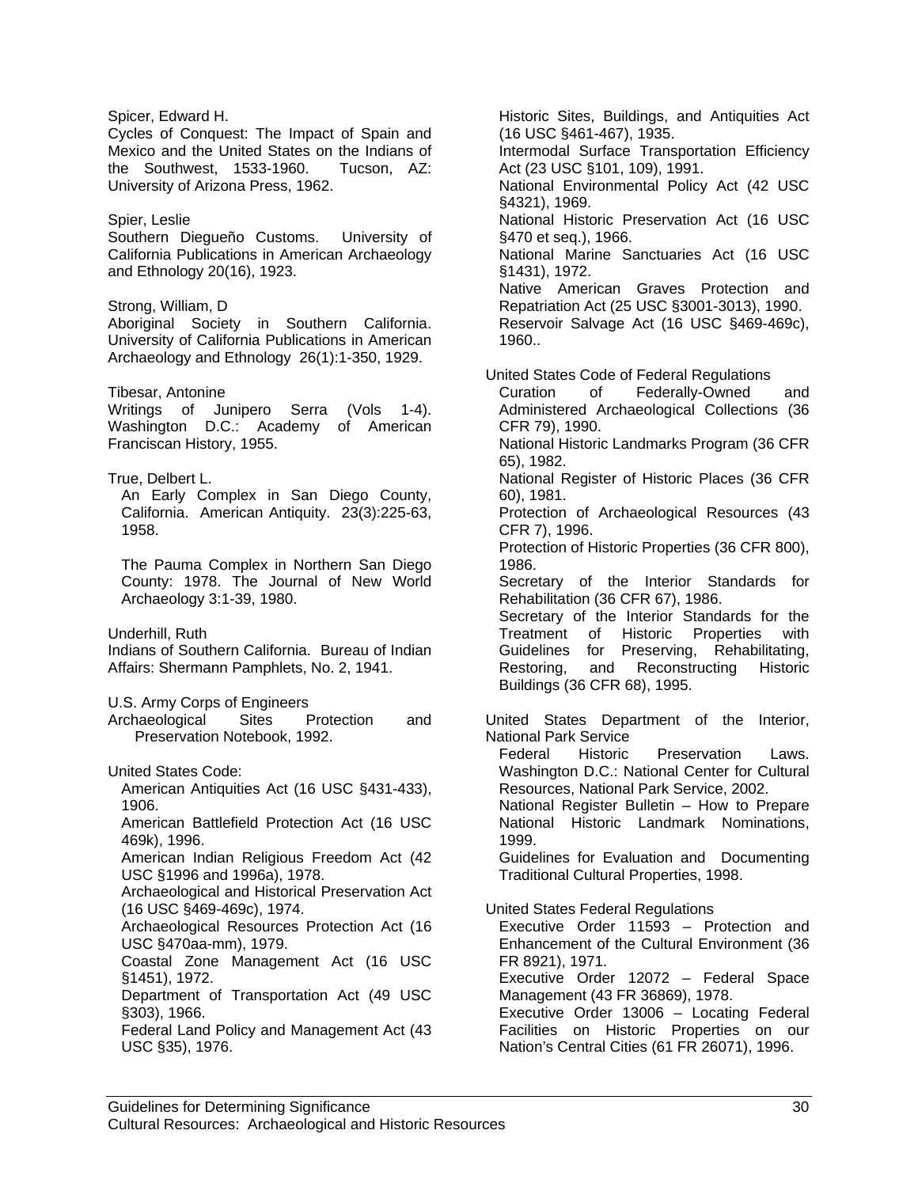Spicer, Edward H.
Cycles of Conquest: The Impact of Spain and Mexico and the United States on the Indians of the Southwest, 1533-1960. Tucson, AZ: University of Arizona Press, 1962.

Spier, Leslie
Southern Diegueño Customs. University of California Publications in American Archaeology and Ethnology 20(16), 1923.

Strong, William, D
Aboriginal Society in Southern California. University of California Publications in American Archaeology and Ethnology 26(1):1-350, 1929.

Tibesar, Antonine
Writings of Junipero Serra (Vols 1-4). Washington D.C.: Academy of American Franciscan History, 1955.

True, Delbert L.

An Early Complex in San Diego County, California. American Antiquity. 23(3):225-63, 1958.

The Pauma Complex in Northern San Diego County: 1978. The Journal of New World Archaeology 3:1-39, 1980.

Underhill, Ruth
Indians of Southern California. Bureau of Indian Affairs: Shermann Pamphlets, No. 2, 1941.

U.S. Army Corps of Engineers
Archaeological Sites Protection and Preservation Notebook, 1992.

United States Code:

American Antiquities Act (16 USC §431-433), 1906.
American Battlefield Protection Act (16 USC 469k), 1996.
American Indian Religious Freedom Act (42 USC §1996 and 1996a), 1978.
Archaeological and Historical Preservation Act (16 USC §469-469c), 1974.
Archaeological Resources Protection Act (16 USC §470aa-mm), 1979.
Coastal Zone Management Act (16 USC §1451), 1972.
Department of Transportation Act (49 USC §303), 1966.
Federal Land Policy and Management Act (43 USC §35), 1976.
Historic Sites, Buildings, and Antiquities Act (16 USC §461-467), 1935.
Intermodal Surface Transportation Efficiency Act (23 USC §101, 109), 1991.
National Environmental Policy Act (42 USC §4321), 1969.
National Historic Preservation Act (16 USC §470 et seq.), 1966.
National Marine Sanctuaries Act (16 USC §1431), 1972.
Native American Graves Protection and Repatriation Act (25 USC §3001-3013), 1990.
Reservoir Salvage Act (16 USC §469-469c), 1960..

United States Code of Federal Regulations

Curation of Federally-Owned and Administered Archaeological Collections (36 CFR 79), 1990.
National Historic Landmarks Program (36 CFR 65), 1982.
National Register of Historic Places (36 CFR 60), 1981.
Protection of Archaeological Resources (43 CFR 7), 1996.
Protection of Historic Properties (36 CFR 800), 1986.
Secretary of the Interior Standards for Rehabilitation (36 CFR 67), 1986.
Secretary of the Interior Standards for the Treatment of Historic Properties with Guidelines for Preserving, Rehabilitating, Restoring, and Reconstructing Historic Buildings (36 CFR 68), 1995.

United States Department of the Interior, National Park Service

Federal Historic Preservation Laws. Washington D.C.: National Center for Cultural Resources, National Park Service, 2002.
National Register Bulletin – How to Prepare National Historic Landmark Nominations, 1999.
Guidelines for Evaluation and Documenting Traditional Cultural Properties, 1998.

United States Federal Regulations

Executive Order 11593 – Protection and Enhancement of the Cultural Environment (36 FR 8921), 1971.
Executive Order 12072 – Federal Space Management (43 FR 36869), 1978.
Executive Order 13006 – Locating Federal Facilities on Historic Properties on our Nation's Central Cities (61 FR 26071), 1996.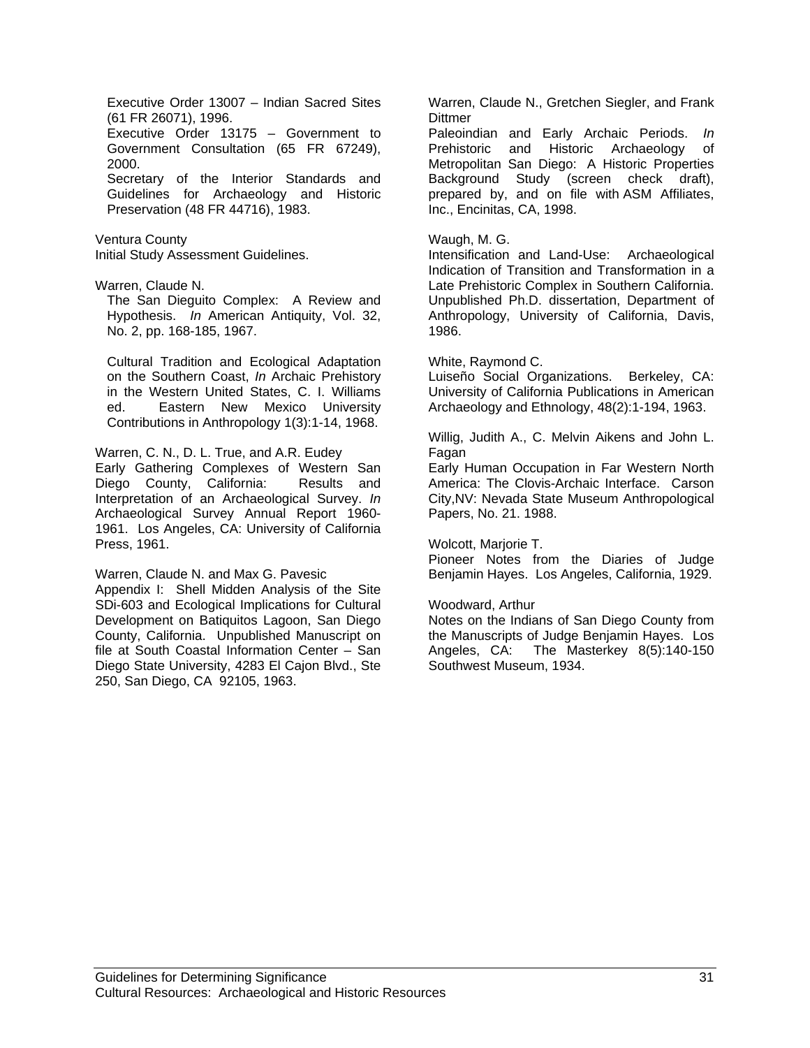Executive Order 13007 – Indian Sacred Sites (61 FR 26071), 1996.

Executive Order 13175 – Government to Government Consultation (65 FR 67249), 2000.

Secretary of the Interior Standards and Guidelines for Archaeology and Historic Preservation (48 FR 44716), 1983.

Ventura County
Initial Study Assessment Guidelines.

Warren, Claude N.
The San Dieguito Complex: A Review and Hypothesis. *In* American Antiquity, Vol. 32, No. 2, pp. 168-185, 1967.

Cultural Tradition and Ecological Adaptation on the Southern Coast, *In* Archaic Prehistory in the Western United States, C. I. Williams ed. Eastern New Mexico University Contributions in Anthropology 1(3):1-14, 1968.

Warren, C. N., D. L. True, and A.R. Eudey
Early Gathering Complexes of Western San Diego County, California: Results and Interpretation of an Archaeological Survey. *In* Archaeological Survey Annual Report 1960-1961. Los Angeles, CA: University of California Press, 1961.

Warren, Claude N. and Max G. Pavesic
Appendix I: Shell Midden Analysis of the Site SDi-603 and Ecological Implications for Cultural Development on Batiquitos Lagoon, San Diego County, California. Unpublished Manuscript on file at South Coastal Information Center – San Diego State University, 4283 El Cajon Blvd., Ste 250, San Diego, CA 92105, 1963.

Warren, Claude N., Gretchen Siegler, and Frank Dittmer
Paleoindian and Early Archaic Periods. *In* Prehistoric and Historic Archaeology of Metropolitan San Diego: A Historic Properties Background Study (screen check draft), prepared by, and on file with ASM Affiliates, Inc., Encinitas, CA, 1998.

Waugh, M. G.
Intensification and Land-Use: Archaeological Indication of Transition and Transformation in a Late Prehistoric Complex in Southern California. Unpublished Ph.D. dissertation, Department of Anthropology, University of California, Davis, 1986.

White, Raymond C.
Luiseño Social Organizations. Berkeley, CA: University of California Publications in American Archaeology and Ethnology, 48(2):1-194, 1963.

Willig, Judith A., C. Melvin Aikens and John L. Fagan
Early Human Occupation in Far Western North America: The Clovis-Archaic Interface. Carson City,NV: Nevada State Museum Anthropological Papers, No. 21. 1988.

Wolcott, Marjorie T.
Pioneer Notes from the Diaries of Judge Benjamin Hayes. Los Angeles, California, 1929.

Woodward, Arthur
Notes on the Indians of San Diego County from the Manuscripts of Judge Benjamin Hayes. Los Angeles, CA: The Masterkey 8(5):140-150 Southwest Museum, 1934.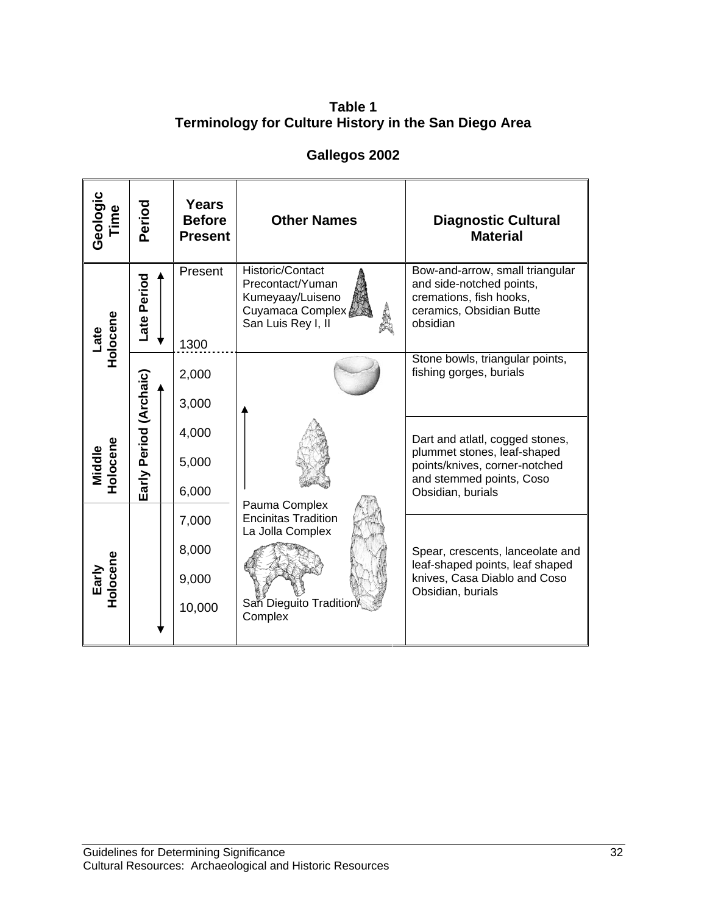**Table 1**
**Terminology for Culture History in the San Diego Area**

**Gallegos 2002**

| Geologic Time | Period | Years Before Present | Other Names | Diagnostic Cultural Material |
|---|---|---|---|---|
| Late Holocene | Late Period | Present – 1300 | Historic/Contact, Precontact/Yuman, Kumeyaay/Luiseno, Cuyamaca Complex, San Luis Rey I, II | Bow-and-arrow, small triangular and side-notched points, cremations, fish hooks, ceramics, Obsidian Butte obsidian |
| Late Holocene / Middle Holocene | Early Period (Archaic) | 2,000 – 3,000 | Pauma Complex, Encinitas Tradition, La Jolla Complex | Stone bowls, triangular points, fishing gorges, burials |
| Middle Holocene | Early Period (Archaic) | 4,000 – 6,000 | Pauma Complex, Encinitas Tradition, La Jolla Complex | Dart and atlatl, cogged stones, plummet stones, leaf-shaped points/knives, corner-notched and stemmed points, Coso Obsidian, burials |
| Early Holocene | Early Period (Archaic) | 7,000 – 10,000 | San Dieguito Tradition/ Complex | Spear, crescents, lanceolate and leaf-shaped points, leaf shaped knives, Casa Diablo and Coso Obsidian, burials |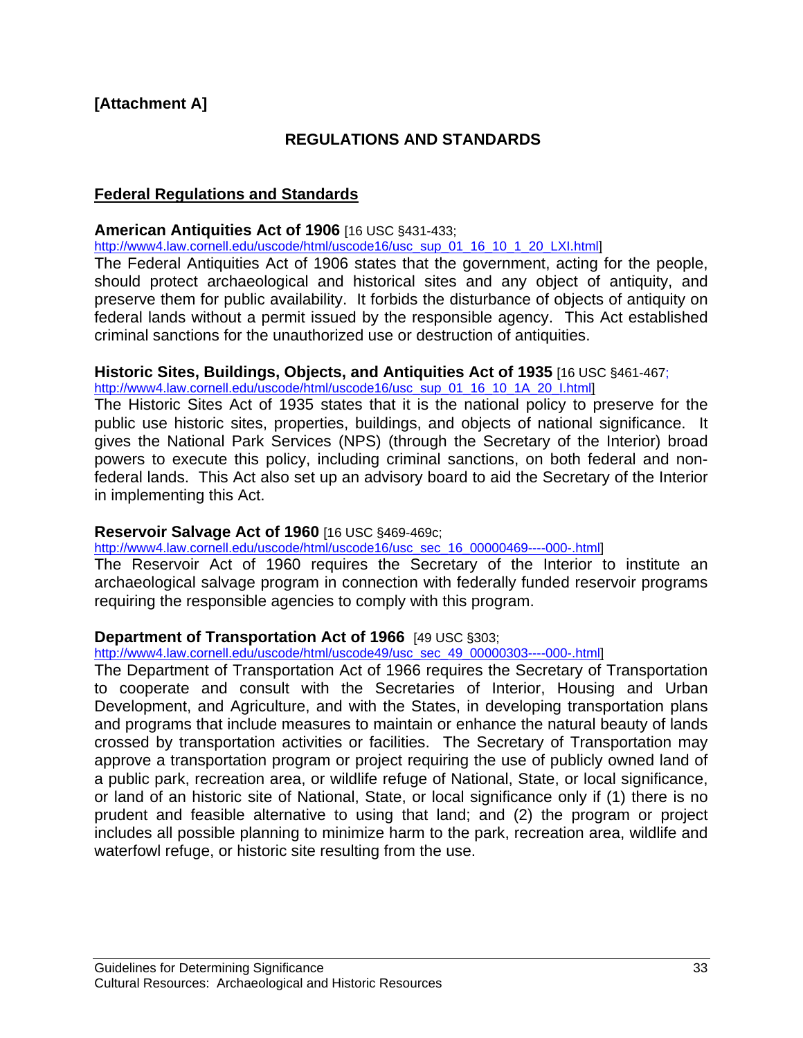**[Attachment A]**

## REGULATIONS AND STANDARDS

### Federal Regulations and Standards

**American Antiquities Act of 1906** [16 USC §431-433; http://www4.law.cornell.edu/uscode/html/uscode16/usc_sup_01_16_10_1_20_LXI.html]

The Federal Antiquities Act of 1906 states that the government, acting for the people, should protect archaeological and historical sites and any object of antiquity, and preserve them for public availability. It forbids the disturbance of objects of antiquity on federal lands without a permit issued by the responsible agency. This Act established criminal sanctions for the unauthorized use or destruction of antiquities.

**Historic Sites, Buildings, Objects, and Antiquities Act of 1935** [16 USC §461-467; http://www4.law.cornell.edu/uscode/html/uscode16/usc_sup_01_16_10_1A_20_I.html]

The Historic Sites Act of 1935 states that it is the national policy to preserve for the public use historic sites, properties, buildings, and objects of national significance. It gives the National Park Services (NPS) (through the Secretary of the Interior) broad powers to execute this policy, including criminal sanctions, on both federal and non-federal lands. This Act also set up an advisory board to aid the Secretary of the Interior in implementing this Act.

**Reservoir Salvage Act of 1960** [16 USC §469-469c; http://www4.law.cornell.edu/uscode/html/uscode16/usc_sec_16_00000469----000-.html]

The Reservoir Act of 1960 requires the Secretary of the Interior to institute an archaeological salvage program in connection with federally funded reservoir programs requiring the responsible agencies to comply with this program.

**Department of Transportation Act of 1966** [49 USC §303; http://www4.law.cornell.edu/uscode/html/uscode49/usc_sec_49_00000303----000-.html]

The Department of Transportation Act of 1966 requires the Secretary of Transportation to cooperate and consult with the Secretaries of Interior, Housing and Urban Development, and Agriculture, and with the States, in developing transportation plans and programs that include measures to maintain or enhance the natural beauty of lands crossed by transportation activities or facilities. The Secretary of Transportation may approve a transportation program or project requiring the use of publicly owned land of a public park, recreation area, or wildlife refuge of National, State, or local significance, or land of an historic site of National, State, or local significance only if (1) there is no prudent and feasible alternative to using that land; and (2) the program or project includes all possible planning to minimize harm to the park, recreation area, wildlife and waterfowl refuge, or historic site resulting from the use.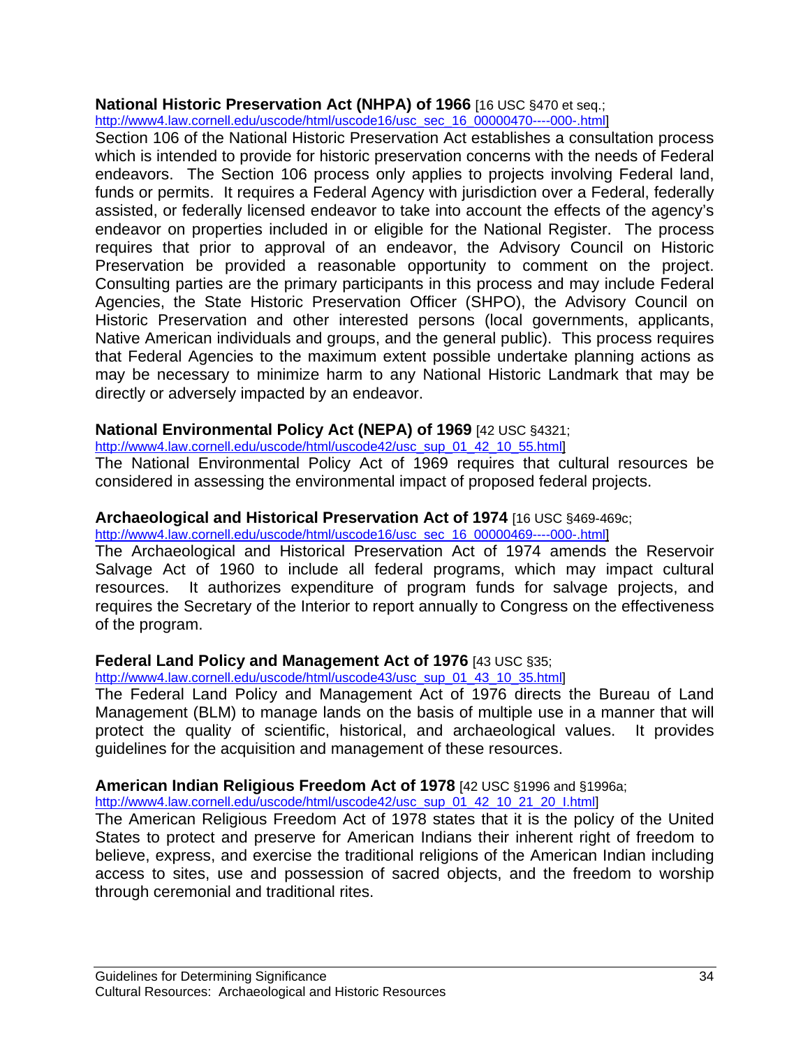**National Historic Preservation Act (NHPA) of 1966** [16 USC §470 et seq.; http://www4.law.cornell.edu/uscode/html/uscode16/usc_sec_16_00000470----000-.html]

Section 106 of the National Historic Preservation Act establishes a consultation process which is intended to provide for historic preservation concerns with the needs of Federal endeavors. The Section 106 process only applies to projects involving Federal land, funds or permits. It requires a Federal Agency with jurisdiction over a Federal, federally assisted, or federally licensed endeavor to take into account the effects of the agency's endeavor on properties included in or eligible for the National Register. The process requires that prior to approval of an endeavor, the Advisory Council on Historic Preservation be provided a reasonable opportunity to comment on the project. Consulting parties are the primary participants in this process and may include Federal Agencies, the State Historic Preservation Officer (SHPO), the Advisory Council on Historic Preservation and other interested persons (local governments, applicants, Native American individuals and groups, and the general public). This process requires that Federal Agencies to the maximum extent possible undertake planning actions as may be necessary to minimize harm to any National Historic Landmark that may be directly or adversely impacted by an endeavor.

**National Environmental Policy Act (NEPA) of 1969** [42 USC §4321; http://www4.law.cornell.edu/uscode/html/uscode42/usc_sup_01_42_10_55.html]

The National Environmental Policy Act of 1969 requires that cultural resources be considered in assessing the environmental impact of proposed federal projects.

**Archaeological and Historical Preservation Act of 1974** [16 USC §469-469c; http://www4.law.cornell.edu/uscode/html/uscode16/usc_sec_16_00000469----000-.html]

The Archaeological and Historical Preservation Act of 1974 amends the Reservoir Salvage Act of 1960 to include all federal programs, which may impact cultural resources. It authorizes expenditure of program funds for salvage projects, and requires the Secretary of the Interior to report annually to Congress on the effectiveness of the program.

**Federal Land Policy and Management Act of 1976** [43 USC §35; http://www4.law.cornell.edu/uscode/html/uscode43/usc_sup_01_43_10_35.html]

The Federal Land Policy and Management Act of 1976 directs the Bureau of Land Management (BLM) to manage lands on the basis of multiple use in a manner that will protect the quality of scientific, historical, and archaeological values. It provides guidelines for the acquisition and management of these resources.

**American Indian Religious Freedom Act of 1978** [42 USC §1996 and §1996a; http://www4.law.cornell.edu/uscode/html/uscode42/usc_sup_01_42_10_21_20_I.html]

The American Religious Freedom Act of 1978 states that it is the policy of the United States to protect and preserve for American Indians their inherent right of freedom to believe, express, and exercise the traditional religions of the American Indian including access to sites, use and possession of sacred objects, and the freedom to worship through ceremonial and traditional rites.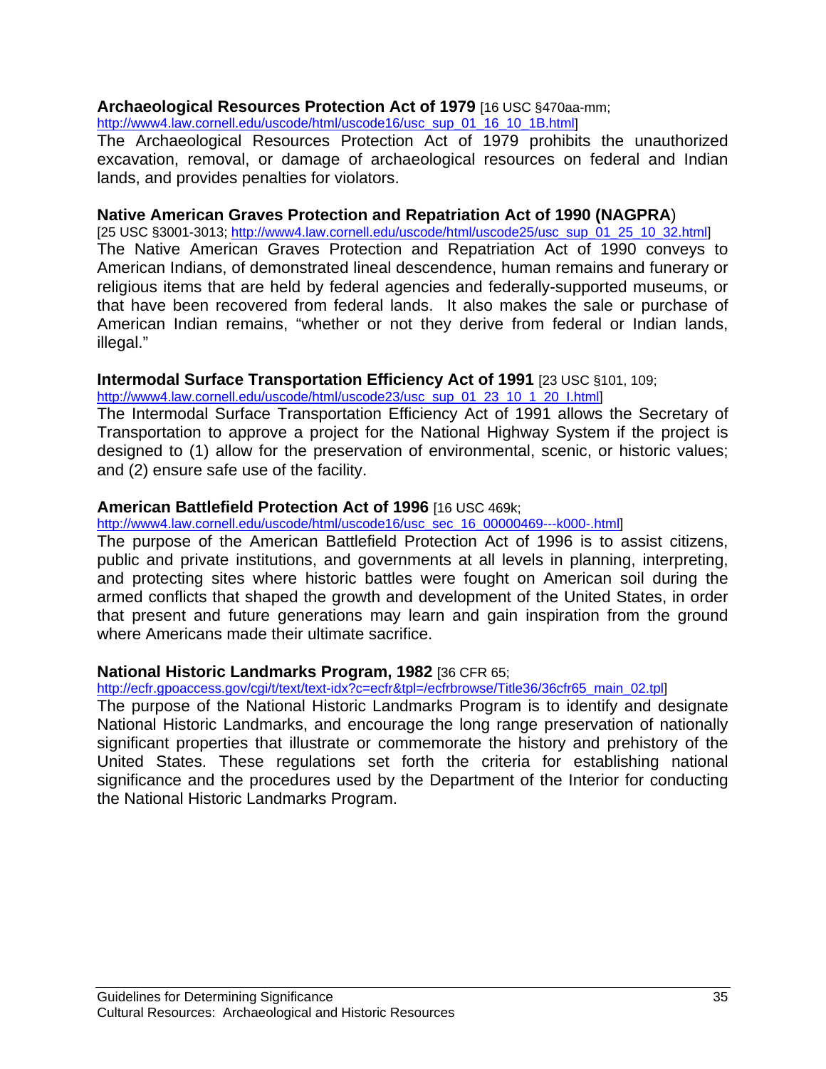**Archaeological Resources Protection Act of 1979** [16 USC §470aa-mm; http://www4.law.cornell.edu/uscode/html/uscode16/usc_sup_01_16_10_1B.html]

The Archaeological Resources Protection Act of 1979 prohibits the unauthorized excavation, removal, or damage of archaeological resources on federal and Indian lands, and provides penalties for violators.

**Native American Graves Protection and Repatriation Act of 1990 (NAGPRA)**
[25 USC §3001-3013; http://www4.law.cornell.edu/uscode/html/uscode25/usc_sup_01_25_10_32.html]

The Native American Graves Protection and Repatriation Act of 1990 conveys to American Indians, of demonstrated lineal descendence, human remains and funerary or religious items that are held by federal agencies and federally-supported museums, or that have been recovered from federal lands. It also makes the sale or purchase of American Indian remains, "whether or not they derive from federal or Indian lands, illegal."

**Intermodal Surface Transportation Efficiency Act of 1991** [23 USC §101, 109; http://www4.law.cornell.edu/uscode/html/uscode23/usc_sup_01_23_10_1_20_I.html]

The Intermodal Surface Transportation Efficiency Act of 1991 allows the Secretary of Transportation to approve a project for the National Highway System if the project is designed to (1) allow for the preservation of environmental, scenic, or historic values; and (2) ensure safe use of the facility.

**American Battlefield Protection Act of 1996** [16 USC 469k; http://www4.law.cornell.edu/uscode/html/uscode16/usc_sec_16_00000469---k000-.html]

The purpose of the American Battlefield Protection Act of 1996 is to assist citizens, public and private institutions, and governments at all levels in planning, interpreting, and protecting sites where historic battles were fought on American soil during the armed conflicts that shaped the growth and development of the United States, in order that present and future generations may learn and gain inspiration from the ground where Americans made their ultimate sacrifice.

**National Historic Landmarks Program, 1982** [36 CFR 65; http://ecfr.gpoaccess.gov/cgi/t/text/text-idx?c=ecfr&tpl=/ecfrbrowse/Title36/36cfr65_main_02.tpl]

The purpose of the National Historic Landmarks Program is to identify and designate National Historic Landmarks, and encourage the long range preservation of nationally significant properties that illustrate or commemorate the history and prehistory of the United States. These regulations set forth the criteria for establishing national significance and the procedures used by the Department of the Interior for conducting the National Historic Landmarks Program.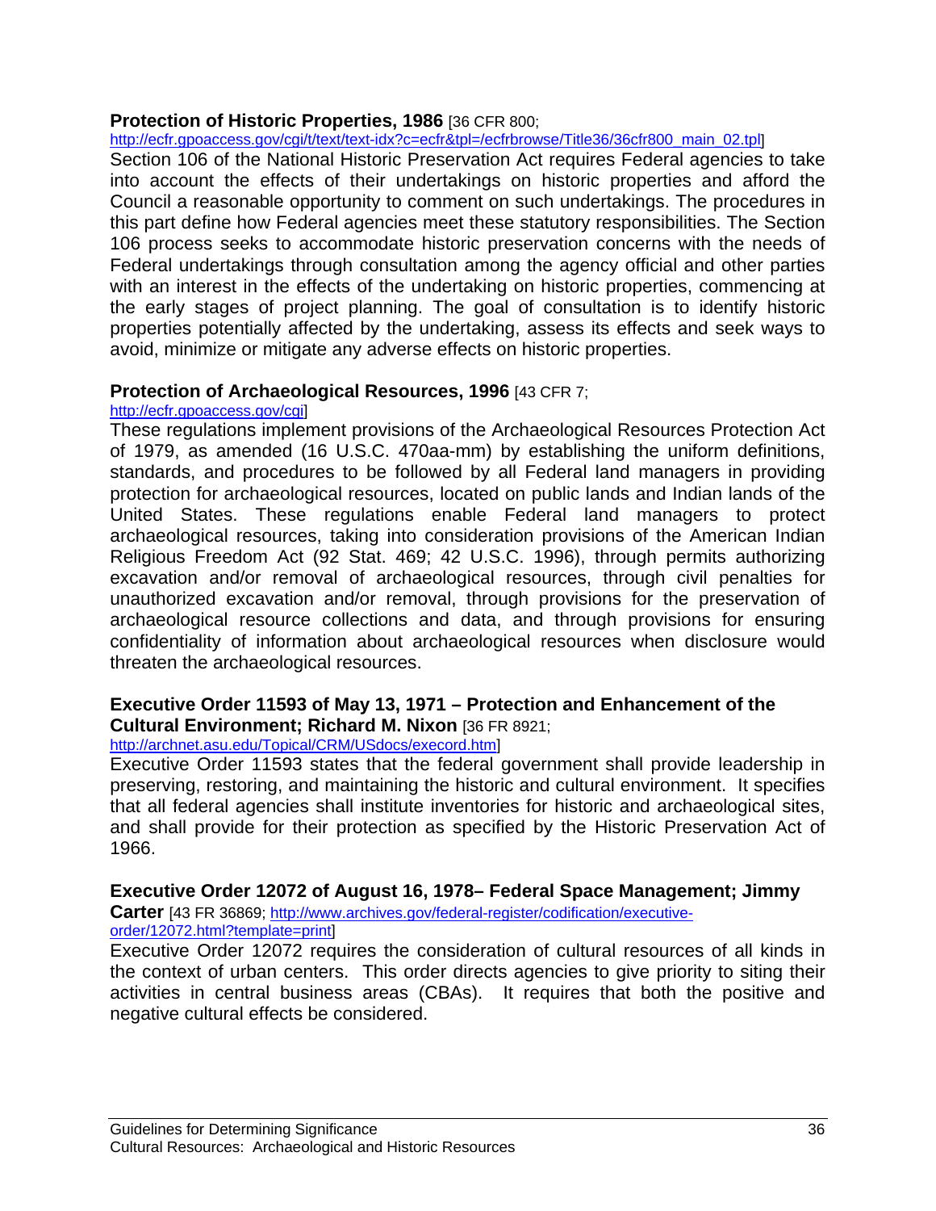**Protection of Historic Properties, 1986** [36 CFR 800; http://ecfr.gpoaccess.gov/cgi/t/text/text-idx?c=ecfr&tpl=/ecfrbrowse/Title36/36cfr800_main_02.tpl]

Section 106 of the National Historic Preservation Act requires Federal agencies to take into account the effects of their undertakings on historic properties and afford the Council a reasonable opportunity to comment on such undertakings. The procedures in this part define how Federal agencies meet these statutory responsibilities. The Section 106 process seeks to accommodate historic preservation concerns with the needs of Federal undertakings through consultation among the agency official and other parties with an interest in the effects of the undertaking on historic properties, commencing at the early stages of project planning. The goal of consultation is to identify historic properties potentially affected by the undertaking, assess its effects and seek ways to avoid, minimize or mitigate any adverse effects on historic properties.

**Protection of Archaeological Resources, 1996** [43 CFR 7; http://ecfr.gpoaccess.gov/cgi]

These regulations implement provisions of the Archaeological Resources Protection Act of 1979, as amended (16 U.S.C. 470aa-mm) by establishing the uniform definitions, standards, and procedures to be followed by all Federal land managers in providing protection for archaeological resources, located on public lands and Indian lands of the United States. These regulations enable Federal land managers to protect archaeological resources, taking into consideration provisions of the American Indian Religious Freedom Act (92 Stat. 469; 42 U.S.C. 1996), through permits authorizing excavation and/or removal of archaeological resources, through civil penalties for unauthorized excavation and/or removal, through provisions for the preservation of archaeological resource collections and data, and through provisions for ensuring confidentiality of information about archaeological resources when disclosure would threaten the archaeological resources.

**Executive Order 11593 of May 13, 1971 – Protection and Enhancement of the Cultural Environment; Richard M. Nixon** [36 FR 8921; http://archnet.asu.edu/Topical/CRM/USdocs/execord.htm]

Executive Order 11593 states that the federal government shall provide leadership in preserving, restoring, and maintaining the historic and cultural environment. It specifies that all federal agencies shall institute inventories for historic and archaeological sites, and shall provide for their protection as specified by the Historic Preservation Act of 1966.

**Executive Order 12072 of August 16, 1978– Federal Space Management; Jimmy Carter** [43 FR 36869; http://www.archives.gov/federal-register/codification/executive-order/12072.html?template=print]

Executive Order 12072 requires the consideration of cultural resources of all kinds in the context of urban centers. This order directs agencies to give priority to siting their activities in central business areas (CBAs). It requires that both the positive and negative cultural effects be considered.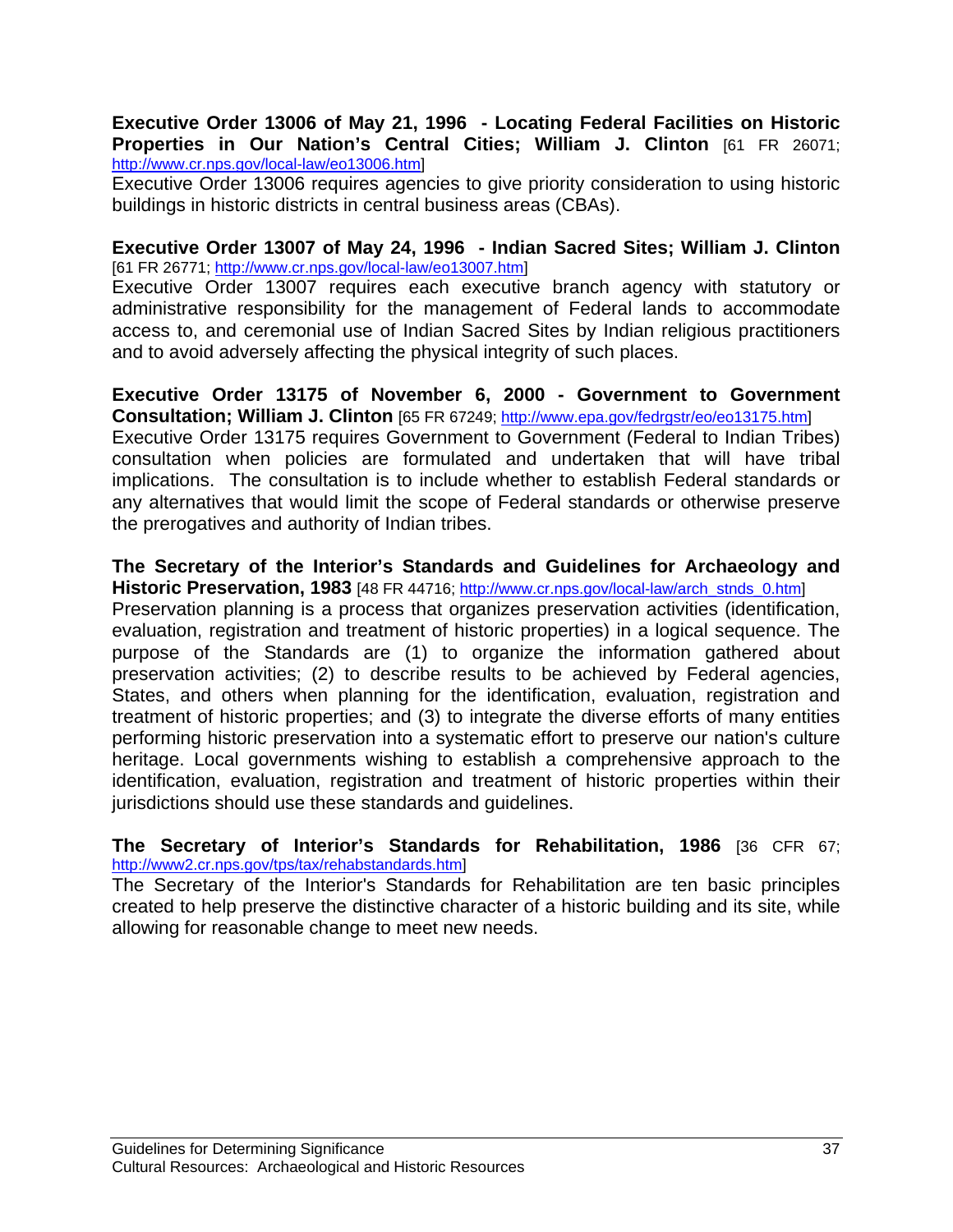**Executive Order 13006 of May 21, 1996 - Locating Federal Facilities on Historic Properties in Our Nation's Central Cities; William J. Clinton** [61 FR 26071; http://www.cr.nps.gov/local-law/eo13006.htm]

Executive Order 13006 requires agencies to give priority consideration to using historic buildings in historic districts in central business areas (CBAs).

**Executive Order 13007 of May 24, 1996 - Indian Sacred Sites; William J. Clinton** [61 FR 26771; http://www.cr.nps.gov/local-law/eo13007.htm]

Executive Order 13007 requires each executive branch agency with statutory or administrative responsibility for the management of Federal lands to accommodate access to, and ceremonial use of Indian Sacred Sites by Indian religious practitioners and to avoid adversely affecting the physical integrity of such places.

**Executive Order 13175 of November 6, 2000 - Government to Government Consultation; William J. Clinton** [65 FR 67249; http://www.epa.gov/fedrgstr/eo/eo13175.htm]

Executive Order 13175 requires Government to Government (Federal to Indian Tribes) consultation when policies are formulated and undertaken that will have tribal implications. The consultation is to include whether to establish Federal standards or any alternatives that would limit the scope of Federal standards or otherwise preserve the prerogatives and authority of Indian tribes.

**The Secretary of the Interior's Standards and Guidelines for Archaeology and Historic Preservation, 1983** [48 FR 44716; http://www.cr.nps.gov/local-law/arch_stnds_0.htm]

Preservation planning is a process that organizes preservation activities (identification, evaluation, registration and treatment of historic properties) in a logical sequence. The purpose of the Standards are (1) to organize the information gathered about preservation activities; (2) to describe results to be achieved by Federal agencies, States, and others when planning for the identification, evaluation, registration and treatment of historic properties; and (3) to integrate the diverse efforts of many entities performing historic preservation into a systematic effort to preserve our nation's culture heritage. Local governments wishing to establish a comprehensive approach to the identification, evaluation, registration and treatment of historic properties within their jurisdictions should use these standards and guidelines.

**The Secretary of Interior's Standards for Rehabilitation, 1986** [36 CFR 67; http://www2.cr.nps.gov/tps/tax/rehabstandards.htm]

The Secretary of the Interior's Standards for Rehabilitation are ten basic principles created to help preserve the distinctive character of a historic building and its site, while allowing for reasonable change to meet new needs.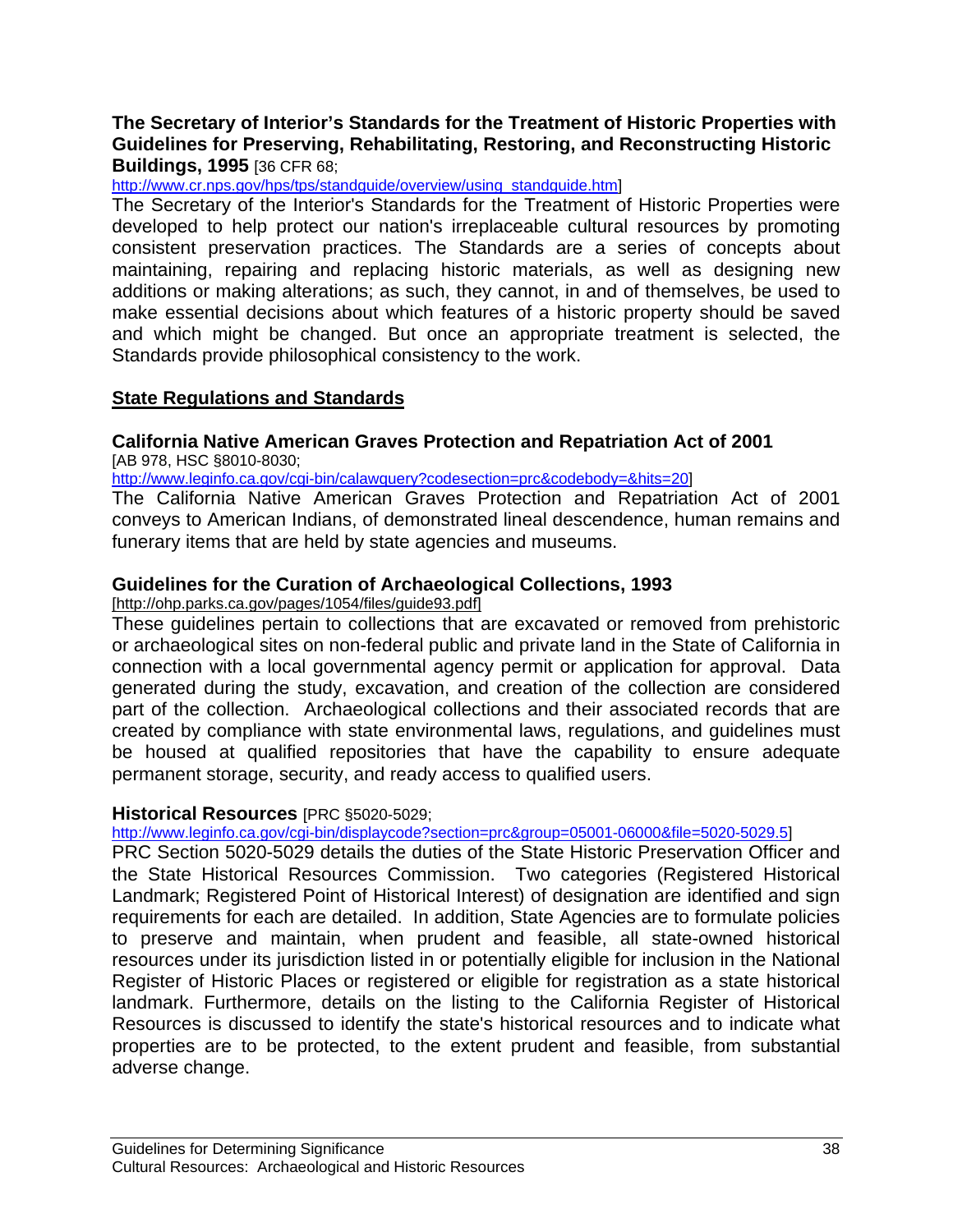**The Secretary of Interior's Standards for the Treatment of Historic Properties with Guidelines for Preserving, Rehabilitating, Restoring, and Reconstructing Historic Buildings, 1995** [36 CFR 68; http://www.cr.nps.gov/hps/tps/standguide/overview/using_standguide.htm]

The Secretary of the Interior's Standards for the Treatment of Historic Properties were developed to help protect our nation's irreplaceable cultural resources by promoting consistent preservation practices. The Standards are a series of concepts about maintaining, repairing and replacing historic materials, as well as designing new additions or making alterations; as such, they cannot, in and of themselves, be used to make essential decisions about which features of a historic property should be saved and which might be changed. But once an appropriate treatment is selected, the Standards provide philosophical consistency to the work.

## State Regulations and Standards

**California Native American Graves Protection and Repatriation Act of 2001** [AB 978, HSC §8010-8030; http://www.leginfo.ca.gov/cgi-bin/calawquery?codesection=prc&codebody=&hits=20]

The California Native American Graves Protection and Repatriation Act of 2001 conveys to American Indians, of demonstrated lineal descendence, human remains and funerary items that are held by state agencies and museums.

**Guidelines for the Curation of Archaeological Collections, 1993** [http://ohp.parks.ca.gov/pages/1054/files/guide93.pdf]

These guidelines pertain to collections that are excavated or removed from prehistoric or archaeological sites on non-federal public and private land in the State of California in connection with a local governmental agency permit or application for approval. Data generated during the study, excavation, and creation of the collection are considered part of the collection. Archaeological collections and their associated records that are created by compliance with state environmental laws, regulations, and guidelines must be housed at qualified repositories that have the capability to ensure adequate permanent storage, security, and ready access to qualified users.

**Historical Resources** [PRC §5020-5029; http://www.leginfo.ca.gov/cgi-bin/displaycode?section=prc&group=05001-06000&file=5020-5029.5]

PRC Section 5020-5029 details the duties of the State Historic Preservation Officer and the State Historical Resources Commission. Two categories (Registered Historical Landmark; Registered Point of Historical Interest) of designation are identified and sign requirements for each are detailed. In addition, State Agencies are to formulate policies to preserve and maintain, when prudent and feasible, all state-owned historical resources under its jurisdiction listed in or potentially eligible for inclusion in the National Register of Historic Places or registered or eligible for registration as a state historical landmark. Furthermore, details on the listing to the California Register of Historical Resources is discussed to identify the state's historical resources and to indicate what properties are to be protected, to the extent prudent and feasible, from substantial adverse change.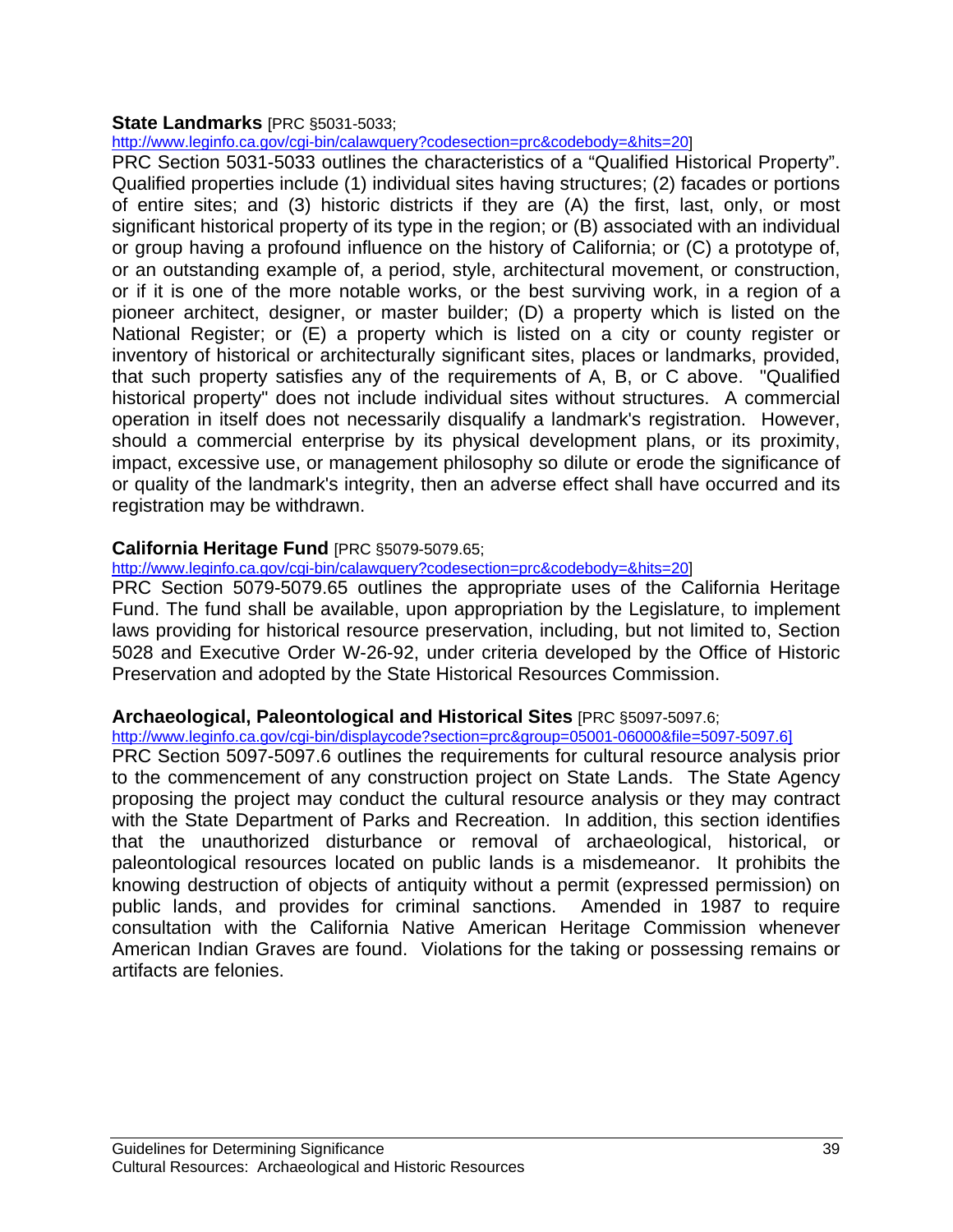**State Landmarks** [PRC §5031-5033; http://www.leginfo.ca.gov/cgi-bin/calawquery?codesection=prc&codebody=&hits=20]
PRC Section 5031-5033 outlines the characteristics of a "Qualified Historical Property". Qualified properties include (1) individual sites having structures; (2) facades or portions of entire sites; and (3) historic districts if they are (A) the first, last, only, or most significant historical property of its type in the region; or (B) associated with an individual or group having a profound influence on the history of California; or (C) a prototype of, or an outstanding example of, a period, style, architectural movement, or construction, or if it is one of the more notable works, or the best surviving work, in a region of a pioneer architect, designer, or master builder; (D) a property which is listed on the National Register; or (E) a property which is listed on a city or county register or inventory of historical or architecturally significant sites, places or landmarks, provided, that such property satisfies any of the requirements of A, B, or C above. "Qualified historical property" does not include individual sites without structures. A commercial operation in itself does not necessarily disqualify a landmark's registration. However, should a commercial enterprise by its physical development plans, or its proximity, impact, excessive use, or management philosophy so dilute or erode the significance of or quality of the landmark's integrity, then an adverse effect shall have occurred and its registration may be withdrawn.

**California Heritage Fund** [PRC §5079-5079.65; http://www.leginfo.ca.gov/cgi-bin/calawquery?codesection=prc&codebody=&hits=20]
PRC Section 5079-5079.65 outlines the appropriate uses of the California Heritage Fund. The fund shall be available, upon appropriation by the Legislature, to implement laws providing for historical resource preservation, including, but not limited to, Section 5028 and Executive Order W-26-92, under criteria developed by the Office of Historic Preservation and adopted by the State Historical Resources Commission.

**Archaeological, Paleontological and Historical Sites** [PRC §5097-5097.6; http://www.leginfo.ca.gov/cgi-bin/displaycode?section=prc&group=05001-06000&file=5097-5097.6]
PRC Section 5097-5097.6 outlines the requirements for cultural resource analysis prior to the commencement of any construction project on State Lands. The State Agency proposing the project may conduct the cultural resource analysis or they may contract with the State Department of Parks and Recreation. In addition, this section identifies that the unauthorized disturbance or removal of archaeological, historical, or paleontological resources located on public lands is a misdemeanor. It prohibits the knowing destruction of objects of antiquity without a permit (expressed permission) on public lands, and provides for criminal sanctions. Amended in 1987 to require consultation with the California Native American Heritage Commission whenever American Indian Graves are found. Violations for the taking or possessing remains or artifacts are felonies.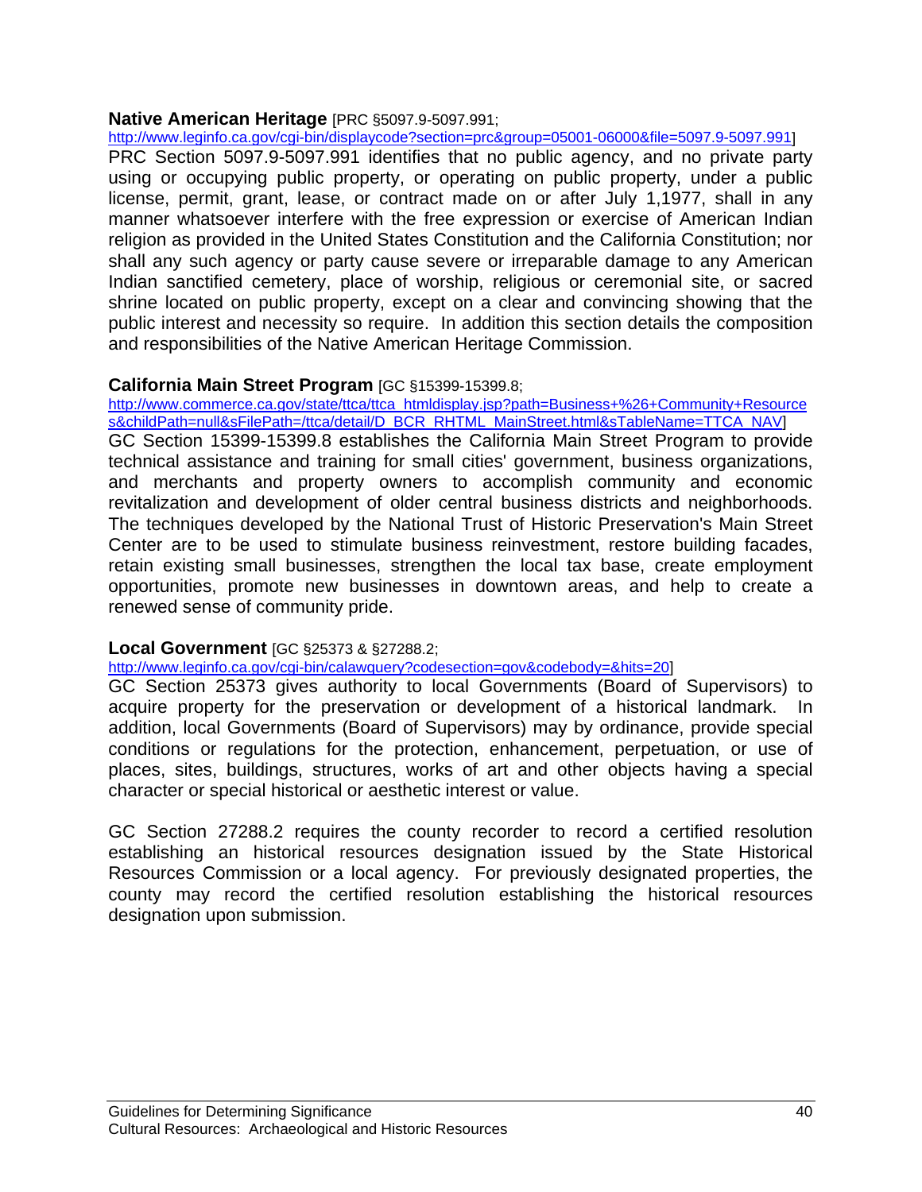**Native American Heritage** [PRC §5097.9-5097.991; http://www.leginfo.ca.gov/cgi-bin/displaycode?section=prc&group=05001-06000&file=5097.9-5097.991]

PRC Section 5097.9-5097.991 identifies that no public agency, and no private party using or occupying public property, or operating on public property, under a public license, permit, grant, lease, or contract made on or after July 1,1977, shall in any manner whatsoever interfere with the free expression or exercise of American Indian religion as provided in the United States Constitution and the California Constitution; nor shall any such agency or party cause severe or irreparable damage to any American Indian sanctified cemetery, place of worship, religious or ceremonial site, or sacred shrine located on public property, except on a clear and convincing showing that the public interest and necessity so require. In addition this section details the composition and responsibilities of the Native American Heritage Commission.

**California Main Street Program** [GC §15399-15399.8; http://www.commerce.ca.gov/state/ttca/ttca_htmldisplay.jsp?path=Business+%26+Community+Resources&childPath=null&sFilePath=/ttca/detail/D_BCR_RHTML_MainStreet.html&sTableName=TTCA_NAV]

GC Section 15399-15399.8 establishes the California Main Street Program to provide technical assistance and training for small cities' government, business organizations, and merchants and property owners to accomplish community and economic revitalization and development of older central business districts and neighborhoods. The techniques developed by the National Trust of Historic Preservation's Main Street Center are to be used to stimulate business reinvestment, restore building facades, retain existing small businesses, strengthen the local tax base, create employment opportunities, promote new businesses in downtown areas, and help to create a renewed sense of community pride.

**Local Government** [GC §25373 & §27288.2; http://www.leginfo.ca.gov/cgi-bin/calawquery?codesection=gov&codebody=&hits=20]

GC Section 25373 gives authority to local Governments (Board of Supervisors) to acquire property for the preservation or development of a historical landmark. In addition, local Governments (Board of Supervisors) may by ordinance, provide special conditions or regulations for the protection, enhancement, perpetuation, or use of places, sites, buildings, structures, works of art and other objects having a special character or special historical or aesthetic interest or value.

GC Section 27288.2 requires the county recorder to record a certified resolution establishing an historical resources designation issued by the State Historical Resources Commission or a local agency. For previously designated properties, the county may record the certified resolution establishing the historical resources designation upon submission.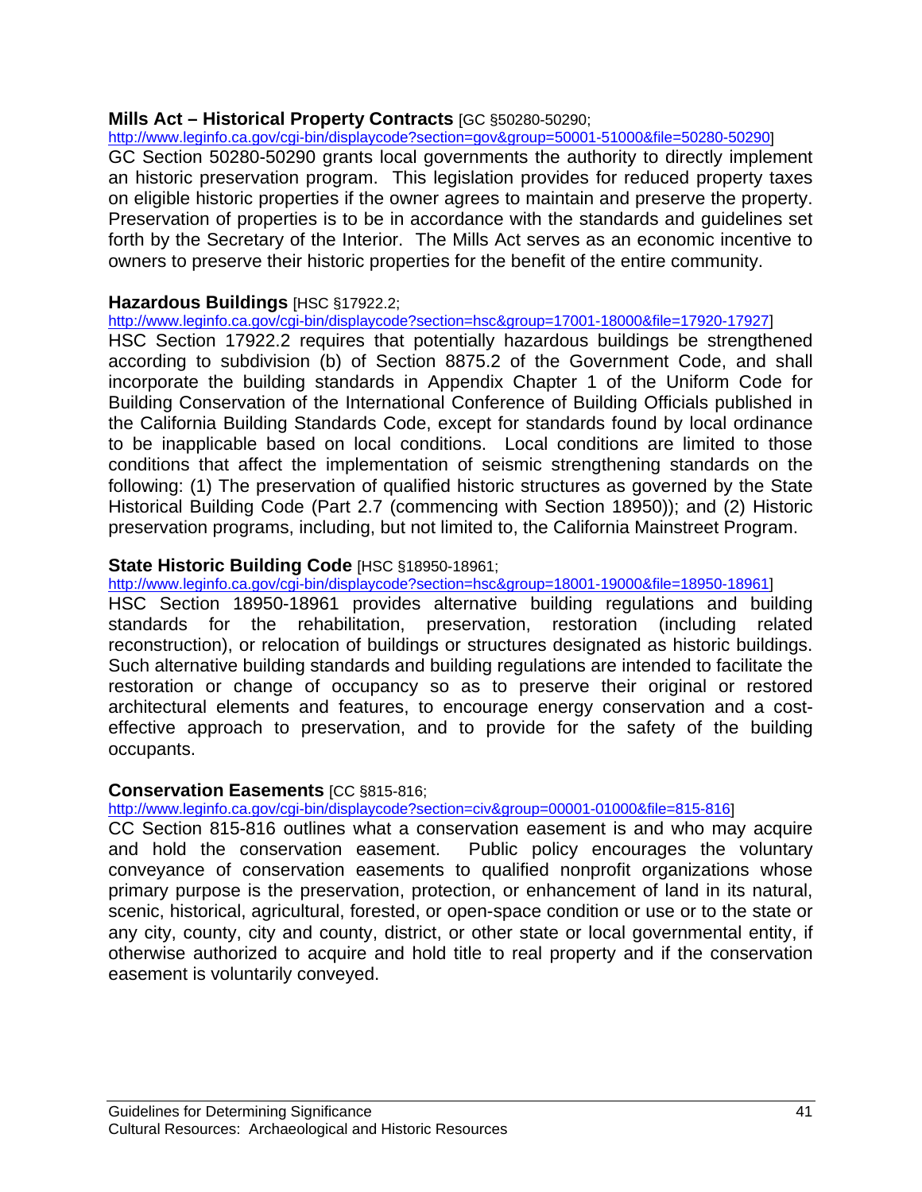**Mills Act – Historical Property Contracts** [GC §50280-50290; http://www.leginfo.ca.gov/cgi-bin/displaycode?section=gov&group=50001-51000&file=50280-50290]
GC Section 50280-50290 grants local governments the authority to directly implement an historic preservation program. This legislation provides for reduced property taxes on eligible historic properties if the owner agrees to maintain and preserve the property. Preservation of properties is to be in accordance with the standards and guidelines set forth by the Secretary of the Interior. The Mills Act serves as an economic incentive to owners to preserve their historic properties for the benefit of the entire community.

**Hazardous Buildings** [HSC §17922.2; http://www.leginfo.ca.gov/cgi-bin/displaycode?section=hsc&group=17001-18000&file=17920-17927]
HSC Section 17922.2 requires that potentially hazardous buildings be strengthened according to subdivision (b) of Section 8875.2 of the Government Code, and shall incorporate the building standards in Appendix Chapter 1 of the Uniform Code for Building Conservation of the International Conference of Building Officials published in the California Building Standards Code, except for standards found by local ordinance to be inapplicable based on local conditions. Local conditions are limited to those conditions that affect the implementation of seismic strengthening standards on the following: (1) The preservation of qualified historic structures as governed by the State Historical Building Code (Part 2.7 (commencing with Section 18950)); and (2) Historic preservation programs, including, but not limited to, the California Mainstreet Program.

**State Historic Building Code** [HSC §18950-18961; http://www.leginfo.ca.gov/cgi-bin/displaycode?section=hsc&group=18001-19000&file=18950-18961]
HSC Section 18950-18961 provides alternative building regulations and building standards for the rehabilitation, preservation, restoration (including related reconstruction), or relocation of buildings or structures designated as historic buildings. Such alternative building standards and building regulations are intended to facilitate the restoration or change of occupancy so as to preserve their original or restored architectural elements and features, to encourage energy conservation and a cost-effective approach to preservation, and to provide for the safety of the building occupants.

**Conservation Easements** [CC §815-816; http://www.leginfo.ca.gov/cgi-bin/displaycode?section=civ&group=00001-01000&file=815-816]
CC Section 815-816 outlines what a conservation easement is and who may acquire and hold the conservation easement. Public policy encourages the voluntary conveyance of conservation easements to qualified nonprofit organizations whose primary purpose is the preservation, protection, or enhancement of land in its natural, scenic, historical, agricultural, forested, or open-space condition or use or to the state or any city, county, city and county, district, or other state or local governmental entity, if otherwise authorized to acquire and hold title to real property and if the conservation easement is voluntarily conveyed.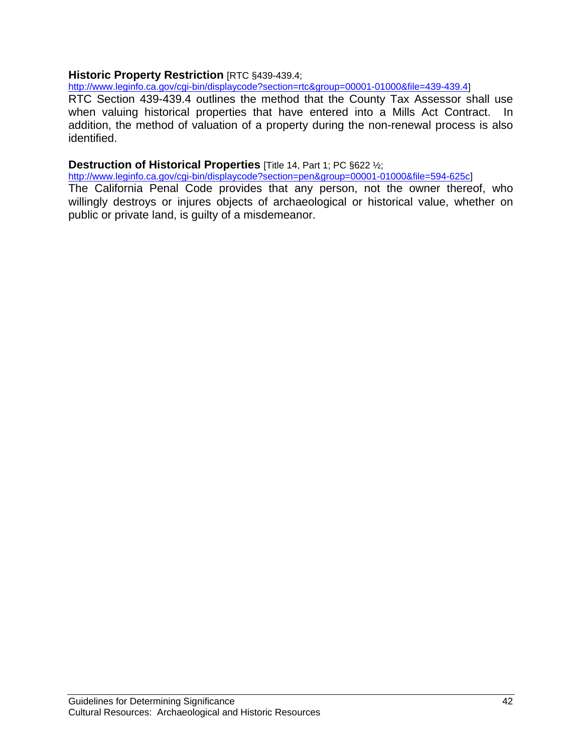**Historic Property Restriction** [RTC §439-439.4; http://www.leginfo.ca.gov/cgi-bin/displaycode?section=rtc&group=00001-01000&file=439-439.4]

RTC Section 439-439.4 outlines the method that the County Tax Assessor shall use when valuing historical properties that have entered into a Mills Act Contract. In addition, the method of valuation of a property during the non-renewal process is also identified.

**Destruction of Historical Properties** [Title 14, Part 1; PC §622 ½; http://www.leginfo.ca.gov/cgi-bin/displaycode?section=pen&group=00001-01000&file=594-625c]

The California Penal Code provides that any person, not the owner thereof, who willingly destroys or injures objects of archaeological or historical value, whether on public or private land, is guilty of a misdemeanor.